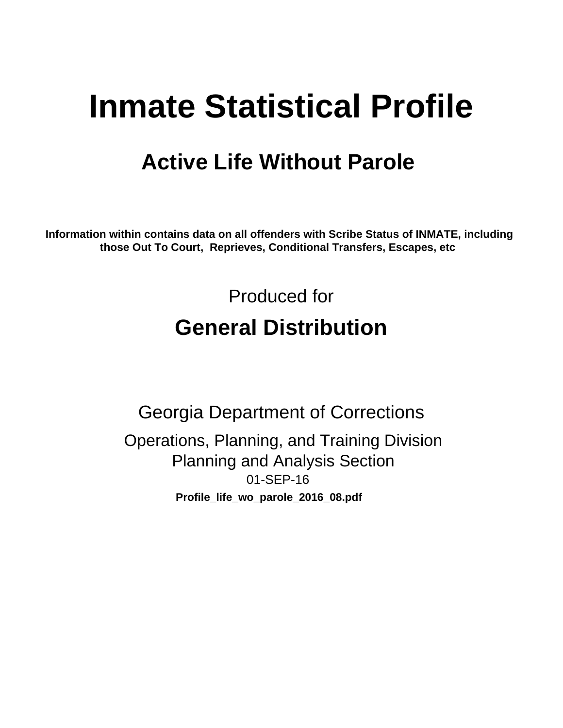# Inmate Statistical Profile

## Active Life Without Parole

**Information within contains data on all offenders with Scribe Status of INMATE, including those Out To Court, Reprieves, Conditional Transfers, Escapes, etc**

Produced for

## General Distribution

Georgia Department of Corrections

Operations, Planning, and Training Division
Planning and Analysis Section
01-SEP-16

**Profile_life_wo_parole_2016_08.pdf**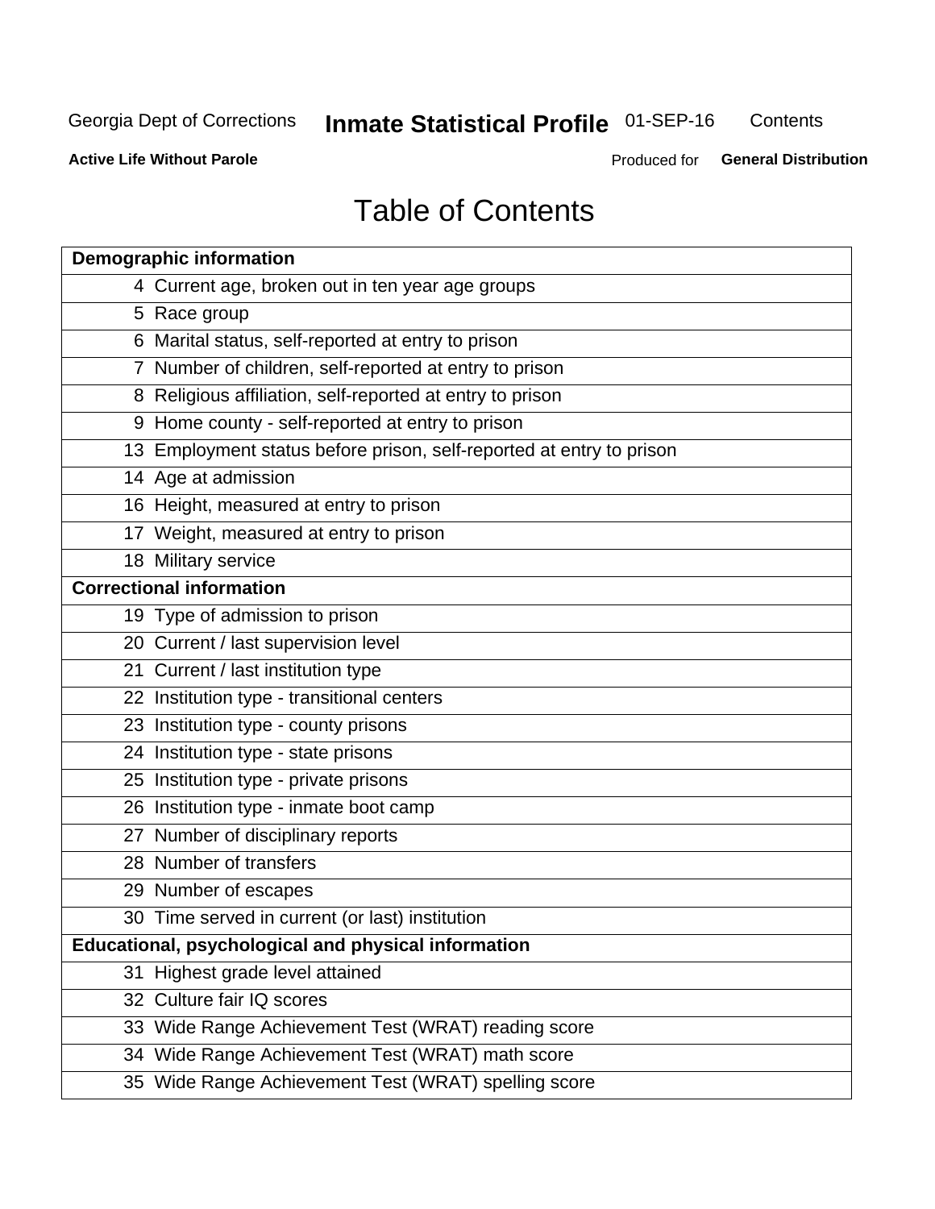# Table of Contents

| Demographic information | |
|---|---|
| 4 | Current age, broken out in ten year age groups |
| 5 | Race group |
| 6 | Marital status, self-reported at entry to prison |
| 7 | Number of children, self-reported at entry to prison |
| 8 | Religious affiliation, self-reported at entry to prison |
| 9 | Home county - self-reported at entry to prison |
| 13 | Employment status before prison, self-reported at entry to prison |
| 14 | Age at admission |
| 16 | Height, measured at entry to prison |
| 17 | Weight, measured at entry to prison |
| 18 | Military service |
| **Correctional information** | |
| 19 | Type of admission to prison |
| 20 | Current / last supervision level |
| 21 | Current / last institution type |
| 22 | Institution type - transitional centers |
| 23 | Institution type - county prisons |
| 24 | Institution type - state prisons |
| 25 | Institution type - private prisons |
| 26 | Institution type - inmate boot camp |
| 27 | Number of disciplinary reports |
| 28 | Number of transfers |
| 29 | Number of escapes |
| 30 | Time served in current (or last) institution |
| **Educational, psychological and physical information** | |
| 31 | Highest grade level attained |
| 32 | Culture fair IQ scores |
| 33 | Wide Range Achievement Test (WRAT) reading score |
| 34 | Wide Range Achievement Test (WRAT) math score |
| 35 | Wide Range Achievement Test (WRAT) spelling score |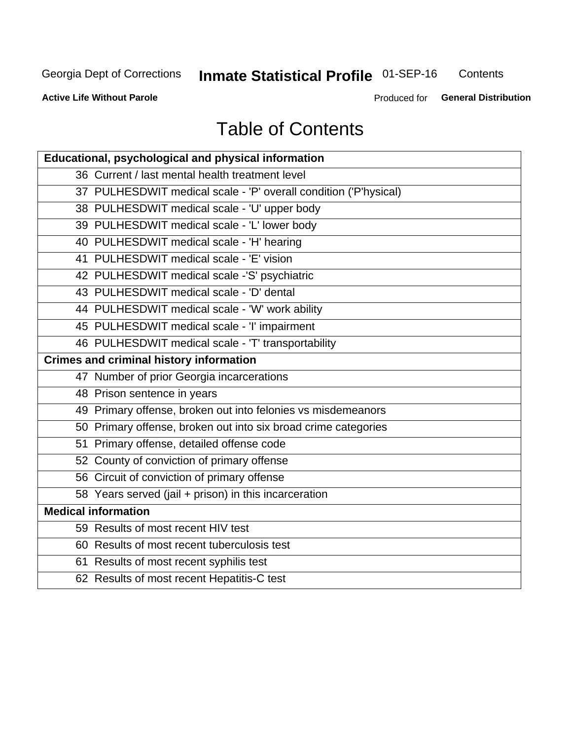# Table of Contents

| Educational, psychological and physical information |
|---|
| 36 Current / last mental health treatment level |
| 37 PULHESDWIT medical scale - 'P' overall condition ('P'hysical) |
| 38 PULHESDWIT medical scale - 'U' upper body |
| 39 PULHESDWIT medical scale - 'L' lower body |
| 40 PULHESDWIT medical scale - 'H' hearing |
| 41 PULHESDWIT medical scale - 'E' vision |
| 42 PULHESDWIT medical scale -'S' psychiatric |
| 43 PULHESDWIT medical scale - 'D' dental |
| 44 PULHESDWIT medical scale - 'W' work ability |
| 45 PULHESDWIT medical scale - 'I' impairment |
| 46 PULHESDWIT medical scale - 'T' transportability |
| **Crimes and criminal history information** |
| 47 Number of prior Georgia incarcerations |
| 48 Prison sentence in years |
| 49 Primary offense, broken out into felonies vs misdemeanors |
| 50 Primary offense, broken out into six broad crime categories |
| 51 Primary offense, detailed offense code |
| 52 County of conviction of primary offense |
| 56 Circuit of conviction of primary offense |
| 58 Years served (jail + prison) in this incarceration |
| **Medical information** |
| 59 Results of most recent HIV test |
| 60 Results of most recent tuberculosis test |
| 61 Results of most recent syphilis test |
| 62 Results of most recent Hepatitis-C test |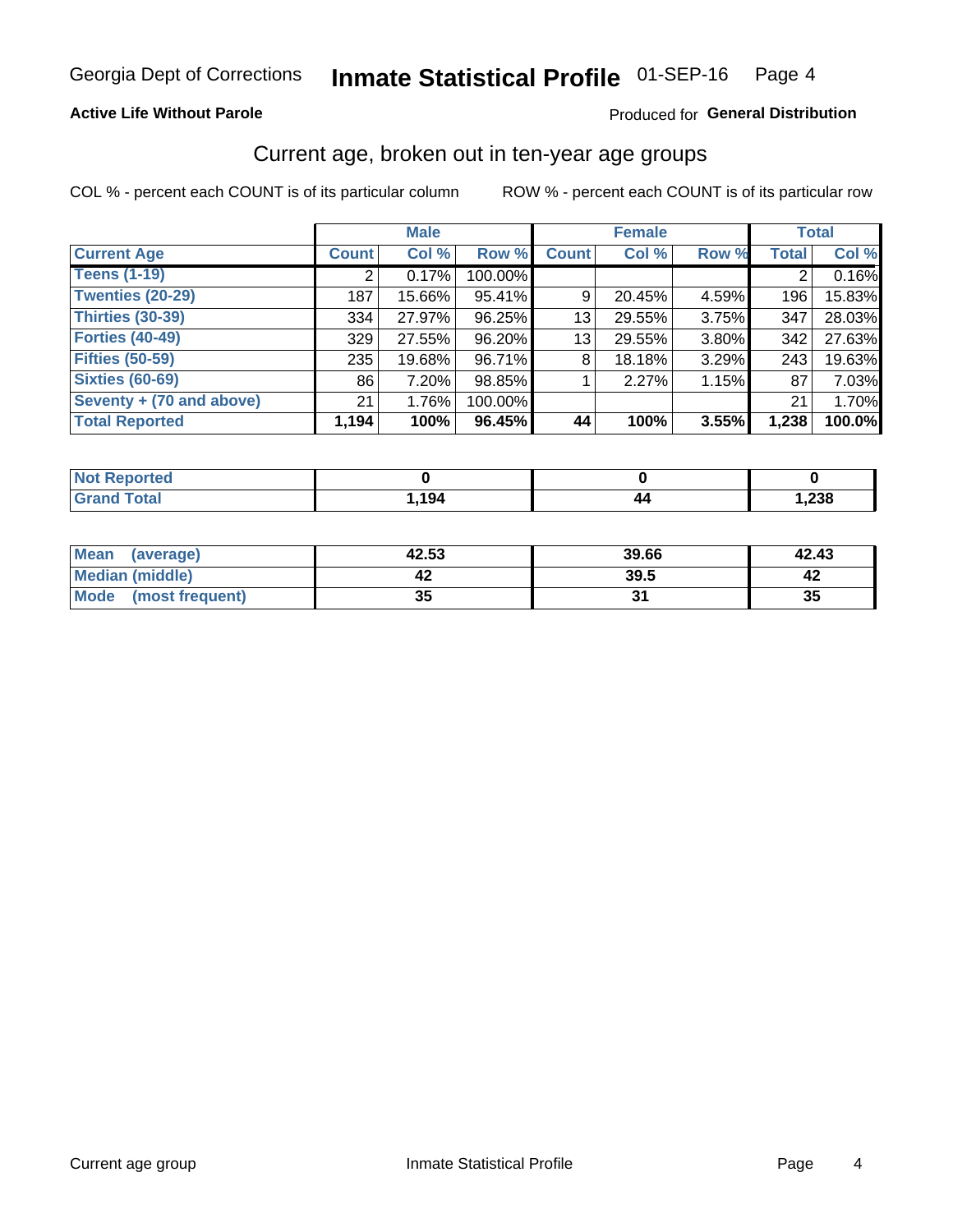Georgia Dept of Corrections **Inmate Statistical Profile** 01-SEP-16

**Active Life Without Parole**

Produced for **General Distribution**

## Current age, broken out in ten-year age groups

COL % - percent each COUNT is of its particular column

ROW % - percent each COUNT is of its particular row

| | Male | | | Female | | | Total | |
|---|---|---|---|---|---|---|---|---|
| **Current Age** | **Count** | **Col %** | **Row %** | **Count** | **Col %** | **Row %** | **Total** | **Col %** |
| **Teens (1-19)** | 2 | 0.17% | 100.00% | | | | 2 | 0.16% |
| **Twenties (20-29)** | 187 | 15.66% | 95.41% | 9 | 20.45% | 4.59% | 196 | 15.83% |
| **Thirties (30-39)** | 334 | 27.97% | 96.25% | 13 | 29.55% | 3.75% | 347 | 28.03% |
| **Forties (40-49)** | 329 | 27.55% | 96.20% | 13 | 29.55% | 3.80% | 342 | 27.63% |
| **Fifties (50-59)** | 235 | 19.68% | 96.71% | 8 | 18.18% | 3.29% | 243 | 19.63% |
| **Sixties (60-69)** | 86 | 7.20% | 98.85% | 1 | 2.27% | 1.15% | 87 | 7.03% |
| **Seventy + (70 and above)** | 21 | 1.76% | 100.00% | | | | 21 | 1.70% |
| **Total Reported** | **1,194** | **100%** | **96.45%** | **44** | **100%** | **3.55%** | **1,238** | **100.0%** |

| | Male | Female | Total |
|---|---|---|---|
| **Not Reported** | **0** | **0** | **0** |
| **Grand Total** | **1,194** | **44** | **1,238** |

| | Male | Female | Total |
|---|---|---|---|
| **Mean (average)** | **42.53** | **39.66** | **42.43** |
| **Median (middle)** | **42** | **39.5** | **42** |
| **Mode (most frequent)** | **35** | **31** | **35** |

Current age group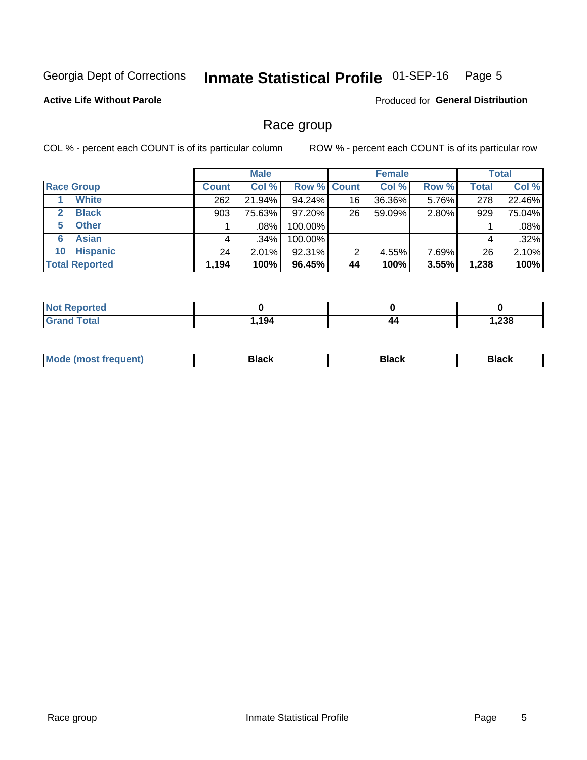Georgia Dept of Corrections **Inmate Statistical Profile** 01-SEP-16

**Active Life Without Parole**

Produced for **General Distribution**

## Race group

COL % - percent each COUNT is of its particular column ROW % - percent each COUNT is of its particular row

| | Male | | | Female | | | Total | |
|---|---|---|---|---|---|---|---|---|
| **Race Group** | **Count** | **Col %** | **Row %** | **Count** | **Col %** | **Row %** | **Total** | **Col %** |
| **1 White** | 262 | 21.94% | 94.24% | 16 | 36.36% | 5.76% | 278 | 22.46% |
| **2 Black** | 903 | 75.63% | 97.20% | 26 | 59.09% | 2.80% | 929 | 75.04% |
| **5 Other** | 1 | .08% | 100.00% | | | | 1 | .08% |
| **6 Asian** | 4 | .34% | 100.00% | | | | 4 | .32% |
| **10 Hispanic** | 24 | 2.01% | 92.31% | 2 | 4.55% | 7.69% | 26 | 2.10% |
| **Total Reported** | **1,194** | **100%** | **96.45%** | **44** | **100%** | **3.55%** | **1,238** | **100%** |

| | Male | Female | Total |
|---|---|---|---|
| **Not Reported** | **0** | **0** | **0** |
| **Grand Total** | **1,194** | **44** | **1,238** |

| | Male | Female | Total |
|---|---|---|---|
| **Mode (most frequent)** | **Black** | **Black** | **Black** |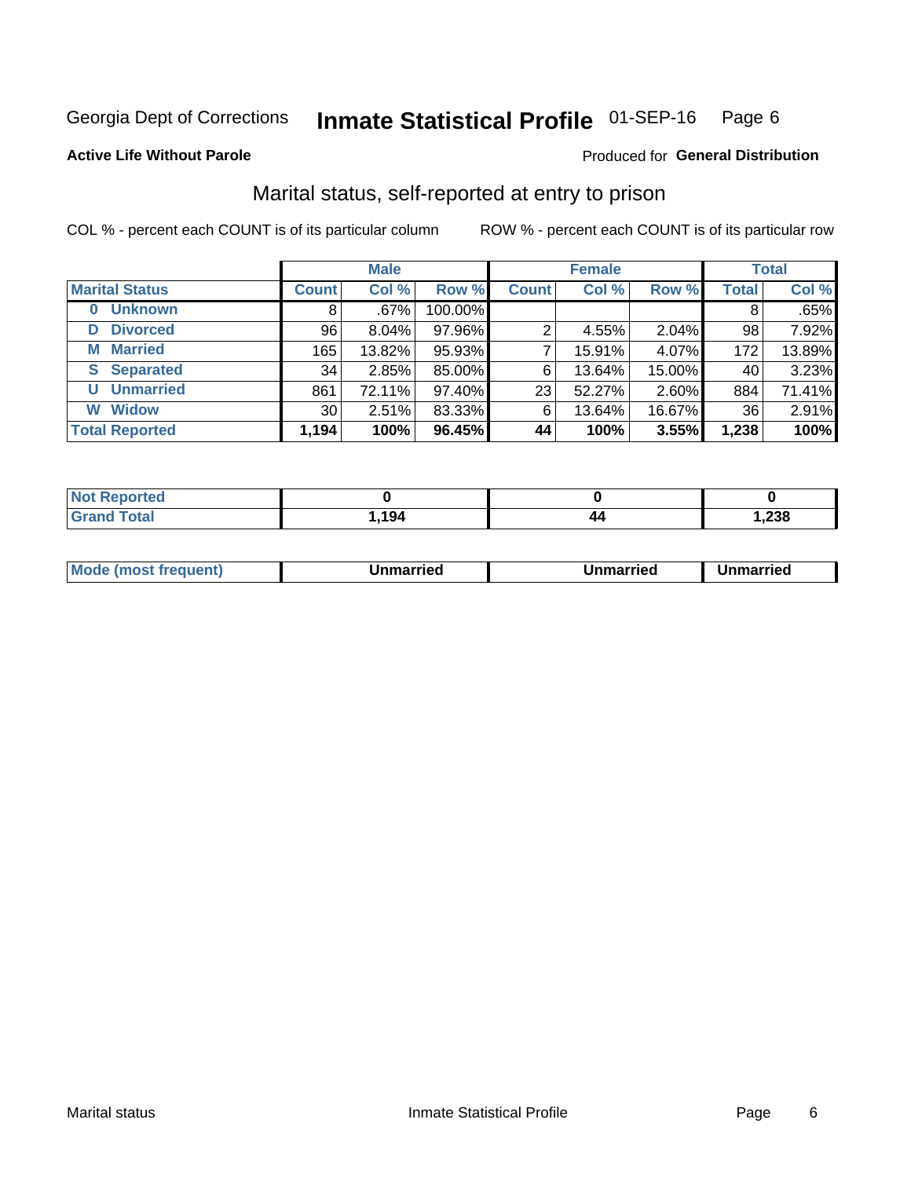Georgia Dept of Corrections **Inmate Statistical Profile** 01-SEP-16 Page 6

**Active Life Without Parole**

Produced for **General Distribution**

## Marital status, self-reported at entry to prison

COL % - percent each COUNT is of its particular column

ROW % - percent each COUNT is of its particular row

| | Male | | | Female | | | Total | |
|---|---|---|---|---|---|---|---|---|
| **Marital Status** | **Count** | **Col %** | **Row %** | **Count** | **Col %** | **Row %** | **Total** | **Col %** |
| **0 Unknown** | 8 | .67% | 100.00% | | | | 8 | .65% |
| **D Divorced** | 96 | 8.04% | 97.96% | 2 | 4.55% | 2.04% | 98 | 7.92% |
| **M Married** | 165 | 13.82% | 95.93% | 7 | 15.91% | 4.07% | 172 | 13.89% |
| **S Separated** | 34 | 2.85% | 85.00% | 6 | 13.64% | 15.00% | 40 | 3.23% |
| **U Unmarried** | 861 | 72.11% | 97.40% | 23 | 52.27% | 2.60% | 884 | 71.41% |
| **W Widow** | 30 | 2.51% | 83.33% | 6 | 13.64% | 16.67% | 36 | 2.91% |
| **Total Reported** | **1,194** | **100%** | **96.45%** | **44** | **100%** | **3.55%** | **1,238** | **100%** |

| | Male | Female | Total |
|---|---|---|---|
| **Not Reported** | **0** | **0** | **0** |
| **Grand Total** | **1,194** | **44** | **1,238** |

| | Male | Female | Total |
|---|---|---|---|
| **Mode (most frequent)** | **Unmarried** | **Unmarried** | **Unmarried** |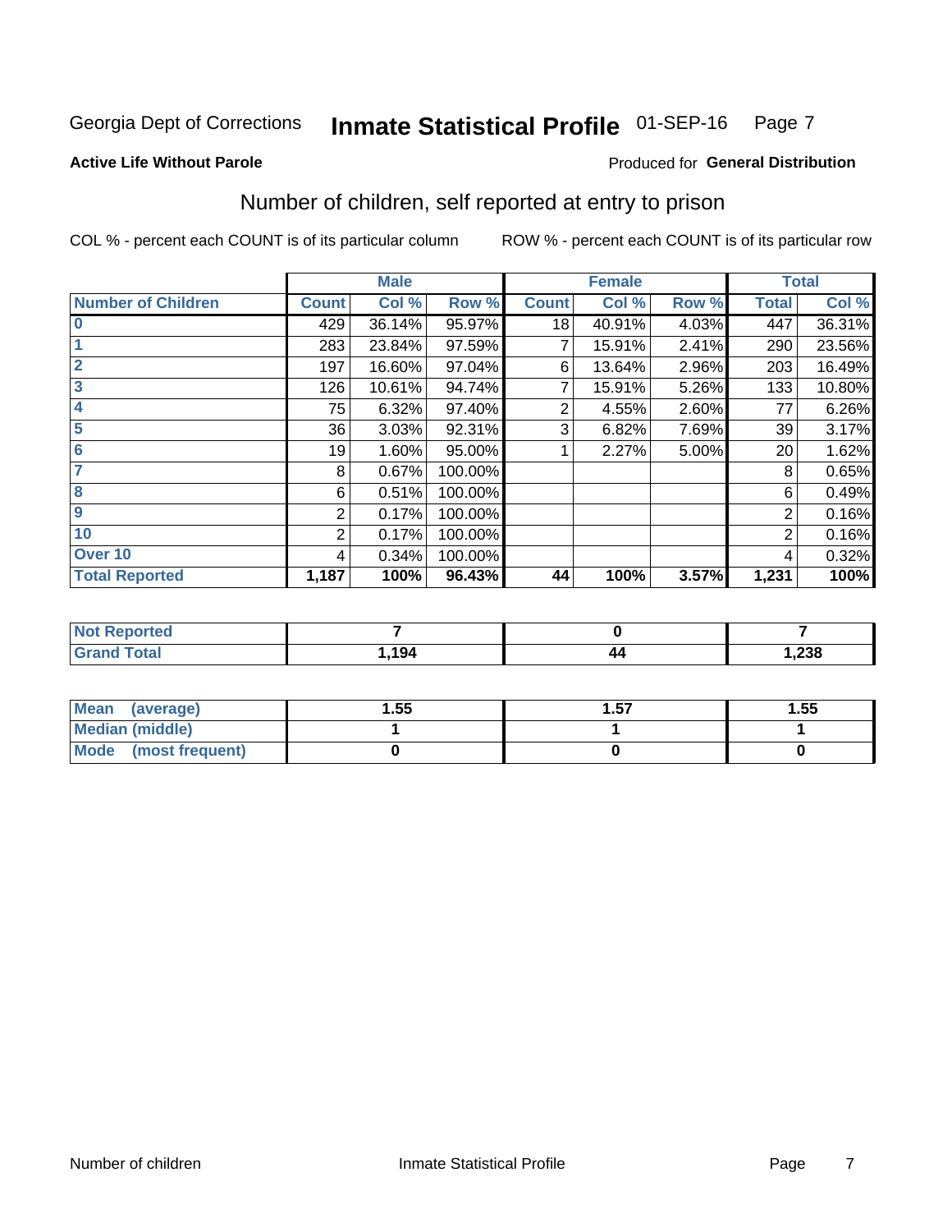Georgia Dept of Corrections **Inmate Statistical Profile** 01-SEP-16

**Active Life Without Parole**

Produced for **General Distribution**

## Number of children, self reported at entry to prison

COL % - percent each COUNT is of its particular column

ROW % - percent each COUNT is of its particular row

| | Male | | | Female | | | Total | |
|---|---|---|---|---|---|---|---|---|
| **Number of Children** | **Count** | **Col %** | **Row %** | **Count** | **Col %** | **Row %** | **Total** | **Col %** |
| 0 | 429 | 36.14% | 95.97% | 18 | 40.91% | 4.03% | 447 | 36.31% |
| 1 | 283 | 23.84% | 97.59% | 7 | 15.91% | 2.41% | 290 | 23.56% |
| 2 | 197 | 16.60% | 97.04% | 6 | 13.64% | 2.96% | 203 | 16.49% |
| 3 | 126 | 10.61% | 94.74% | 7 | 15.91% | 5.26% | 133 | 10.80% |
| 4 | 75 | 6.32% | 97.40% | 2 | 4.55% | 2.60% | 77 | 6.26% |
| 5 | 36 | 3.03% | 92.31% | 3 | 6.82% | 7.69% | 39 | 3.17% |
| 6 | 19 | 1.60% | 95.00% | 1 | 2.27% | 5.00% | 20 | 1.62% |
| 7 | 8 | 0.67% | 100.00% | | | | 8 | 0.65% |
| 8 | 6 | 0.51% | 100.00% | | | | 6 | 0.49% |
| 9 | 2 | 0.17% | 100.00% | | | | 2 | 0.16% |
| 10 | 2 | 0.17% | 100.00% | | | | 2 | 0.16% |
| Over 10 | 4 | 0.34% | 100.00% | | | | 4 | 0.32% |
| **Total Reported** | **1,187** | **100%** | **96.43%** | **44** | **100%** | **3.57%** | **1,231** | **100%** |

| | Male | Female | Total |
|---|---|---|---|
| **Not Reported** | **7** | **0** | **7** |
| **Grand Total** | **1,194** | **44** | **1,238** |

| | Male | Female | Total |
|---|---|---|---|
| **Mean (average)** | **1.55** | **1.57** | **1.55** |
| **Median (middle)** | **1** | **1** | **1** |
| **Mode (most frequent)** | **0** | **0** | **0** |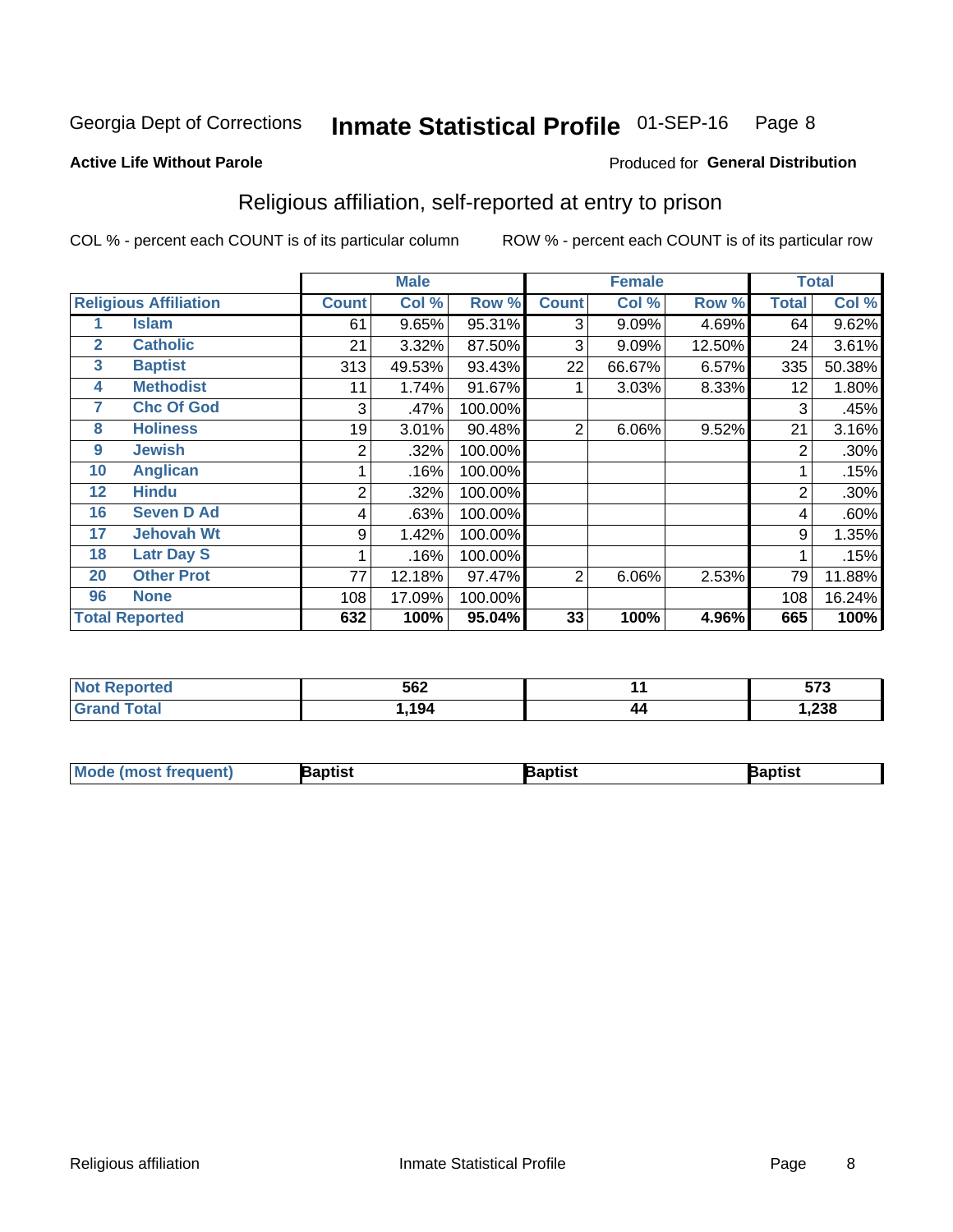Georgia Dept of Corrections **Inmate Statistical Profile** 01-SEP-16

**Active Life Without Parole**

Produced for **General Distribution**

## Religious affiliation, self-reported at entry to prison

COL % - percent each COUNT is of its particular column

ROW % - percent each COUNT is of its particular row

| | | Male | | | Female | | | Total | |
|---|---|---|---|---|---|---|---|---|---|
| **Religious Affiliation** | | **Count** | **Col %** | **Row %** | **Count** | **Col %** | **Row %** | **Total** | **Col %** |
| 1 | Islam | 61 | 9.65% | 95.31% | 3 | 9.09% | 4.69% | 64 | 9.62% |
| 2 | Catholic | 21 | 3.32% | 87.50% | 3 | 9.09% | 12.50% | 24 | 3.61% |
| 3 | Baptist | 313 | 49.53% | 93.43% | 22 | 66.67% | 6.57% | 335 | 50.38% |
| 4 | Methodist | 11 | 1.74% | 91.67% | 1 | 3.03% | 8.33% | 12 | 1.80% |
| 7 | Chc Of God | 3 | .47% | 100.00% | | | | 3 | .45% |
| 8 | Holiness | 19 | 3.01% | 90.48% | 2 | 6.06% | 9.52% | 21 | 3.16% |
| 9 | Jewish | 2 | .32% | 100.00% | | | | 2 | .30% |
| 10 | Anglican | 1 | .16% | 100.00% | | | | 1 | .15% |
| 12 | Hindu | 2 | .32% | 100.00% | | | | 2 | .30% |
| 16 | Seven D Ad | 4 | .63% | 100.00% | | | | 4 | .60% |
| 17 | Jehovah Wt | 9 | 1.42% | 100.00% | | | | 9 | 1.35% |
| 18 | Latr Day S | 1 | .16% | 100.00% | | | | 1 | .15% |
| 20 | Other Prot | 77 | 12.18% | 97.47% | 2 | 6.06% | 2.53% | 79 | 11.88% |
| 96 | None | 108 | 17.09% | 100.00% | | | | 108 | 16.24% |
| **Total Reported** | | **632** | **100%** | **95.04%** | **33** | **100%** | **4.96%** | **665** | **100%** |

| | Male | Female | Total |
|---|---|---|---|
| **Not Reported** | **562** | **11** | **573** |
| **Grand Total** | **1,194** | **44** | **1,238** |

| | Male | Female | Total |
|---|---|---|---|
| **Mode (most frequent)** | **Baptist** | **Baptist** | **Baptist** |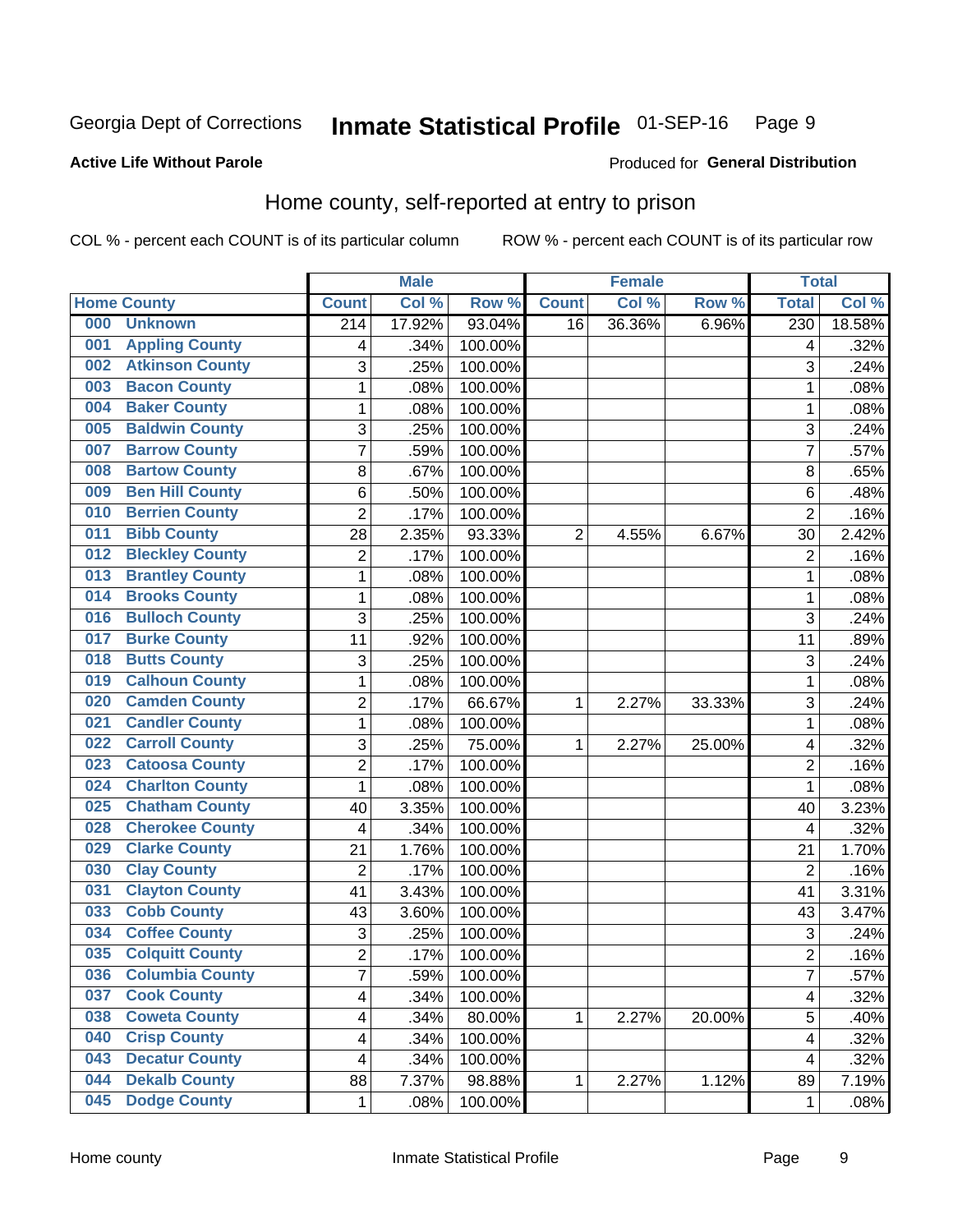Georgia Dept of Corrections **Inmate Statistical Profile** 01-SEP-16

**Active Life Without Parole**

Produced for **General Distribution**

## Home county, self-reported at entry to prison

COL % - percent each COUNT is of its particular column ROW % - percent each COUNT is of its particular row

| Home County | | Male | | | Female | | | Total | |
|---|---|---|---|---|---|---|---|---|---|
| | | Count | Col % | Row % | Count | Col % | Row % | Total | Col % |
| 000 | Unknown | 214 | 17.92% | 93.04% | 16 | 36.36% | 6.96% | 230 | 18.58% |
| 001 | Appling County | 4 | .34% | 100.00% | | | | 4 | .32% |
| 002 | Atkinson County | 3 | .25% | 100.00% | | | | 3 | .24% |
| 003 | Bacon County | 1 | .08% | 100.00% | | | | 1 | .08% |
| 004 | Baker County | 1 | .08% | 100.00% | | | | 1 | .08% |
| 005 | Baldwin County | 3 | .25% | 100.00% | | | | 3 | .24% |
| 007 | Barrow County | 7 | .59% | 100.00% | | | | 7 | .57% |
| 008 | Bartow County | 8 | .67% | 100.00% | | | | 8 | .65% |
| 009 | Ben Hill County | 6 | .50% | 100.00% | | | | 6 | .48% |
| 010 | Berrien County | 2 | .17% | 100.00% | | | | 2 | .16% |
| 011 | Bibb County | 28 | 2.35% | 93.33% | 2 | 4.55% | 6.67% | 30 | 2.42% |
| 012 | Bleckley County | 2 | .17% | 100.00% | | | | 2 | .16% |
| 013 | Brantley County | 1 | .08% | 100.00% | | | | 1 | .08% |
| 014 | Brooks County | 1 | .08% | 100.00% | | | | 1 | .08% |
| 016 | Bulloch County | 3 | .25% | 100.00% | | | | 3 | .24% |
| 017 | Burke County | 11 | .92% | 100.00% | | | | 11 | .89% |
| 018 | Butts County | 3 | .25% | 100.00% | | | | 3 | .24% |
| 019 | Calhoun County | 1 | .08% | 100.00% | | | | 1 | .08% |
| 020 | Camden County | 2 | .17% | 66.67% | 1 | 2.27% | 33.33% | 3 | .24% |
| 021 | Candler County | 1 | .08% | 100.00% | | | | 1 | .08% |
| 022 | Carroll County | 3 | .25% | 75.00% | 1 | 2.27% | 25.00% | 4 | .32% |
| 023 | Catoosa County | 2 | .17% | 100.00% | | | | 2 | .16% |
| 024 | Charlton County | 1 | .08% | 100.00% | | | | 1 | .08% |
| 025 | Chatham County | 40 | 3.35% | 100.00% | | | | 40 | 3.23% |
| 028 | Cherokee County | 4 | .34% | 100.00% | | | | 4 | .32% |
| 029 | Clarke County | 21 | 1.76% | 100.00% | | | | 21 | 1.70% |
| 030 | Clay County | 2 | .17% | 100.00% | | | | 2 | .16% |
| 031 | Clayton County | 41 | 3.43% | 100.00% | | | | 41 | 3.31% |
| 033 | Cobb County | 43 | 3.60% | 100.00% | | | | 43 | 3.47% |
| 034 | Coffee County | 3 | .25% | 100.00% | | | | 3 | .24% |
| 035 | Colquitt County | 2 | .17% | 100.00% | | | | 2 | .16% |
| 036 | Columbia County | 7 | .59% | 100.00% | | | | 7 | .57% |
| 037 | Cook County | 4 | .34% | 100.00% | | | | 4 | .32% |
| 038 | Coweta County | 4 | .34% | 80.00% | 1 | 2.27% | 20.00% | 5 | .40% |
| 040 | Crisp County | 4 | .34% | 100.00% | | | | 4 | .32% |
| 043 | Decatur County | 4 | .34% | 100.00% | | | | 4 | .32% |
| 044 | Dekalb County | 88 | 7.37% | 98.88% | 1 | 2.27% | 1.12% | 89 | 7.19% |
| 045 | Dodge County | 1 | .08% | 100.00% | | | | 1 | .08% |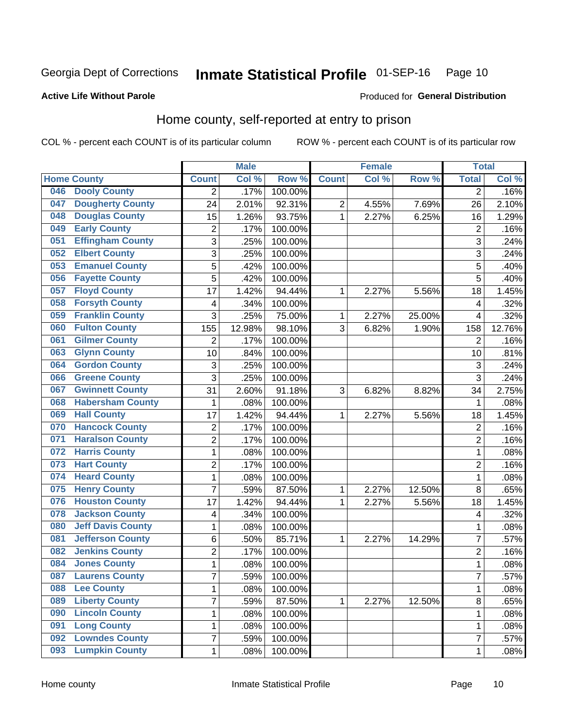Georgia Dept of Corrections **Inmate Statistical Profile** 01-SEP-16 Page 10

**Active Life Without Parole**

Produced for **General Distribution**

## Home county, self-reported at entry to prison

COL % - percent each COUNT is of its particular column ROW % - percent each COUNT is of its particular row

| Home County | | Male | | | Female | | | Total | |
|---|---|---|---|---|---|---|---|---|---|
| | | Count | Col % | Row % | Count | Col % | Row % | Total | Col % |
| 046 | Dooly County | 2 | .17% | 100.00% | | | | 2 | .16% |
| 047 | Dougherty County | 24 | 2.01% | 92.31% | 2 | 4.55% | 7.69% | 26 | 2.10% |
| 048 | Douglas County | 15 | 1.26% | 93.75% | 1 | 2.27% | 6.25% | 16 | 1.29% |
| 049 | Early County | 2 | .17% | 100.00% | | | | 2 | .16% |
| 051 | Effingham County | 3 | .25% | 100.00% | | | | 3 | .24% |
| 052 | Elbert County | 3 | .25% | 100.00% | | | | 3 | .24% |
| 053 | Emanuel County | 5 | .42% | 100.00% | | | | 5 | .40% |
| 056 | Fayette County | 5 | .42% | 100.00% | | | | 5 | .40% |
| 057 | Floyd County | 17 | 1.42% | 94.44% | 1 | 2.27% | 5.56% | 18 | 1.45% |
| 058 | Forsyth County | 4 | .34% | 100.00% | | | | 4 | .32% |
| 059 | Franklin County | 3 | .25% | 75.00% | 1 | 2.27% | 25.00% | 4 | .32% |
| 060 | Fulton County | 155 | 12.98% | 98.10% | 3 | 6.82% | 1.90% | 158 | 12.76% |
| 061 | Gilmer County | 2 | .17% | 100.00% | | | | 2 | .16% |
| 063 | Glynn County | 10 | .84% | 100.00% | | | | 10 | .81% |
| 064 | Gordon County | 3 | .25% | 100.00% | | | | 3 | .24% |
| 066 | Greene County | 3 | .25% | 100.00% | | | | 3 | .24% |
| 067 | Gwinnett County | 31 | 2.60% | 91.18% | 3 | 6.82% | 8.82% | 34 | 2.75% |
| 068 | Habersham County | 1 | .08% | 100.00% | | | | 1 | .08% |
| 069 | Hall County | 17 | 1.42% | 94.44% | 1 | 2.27% | 5.56% | 18 | 1.45% |
| 070 | Hancock County | 2 | .17% | 100.00% | | | | 2 | .16% |
| 071 | Haralson County | 2 | .17% | 100.00% | | | | 2 | .16% |
| 072 | Harris County | 1 | .08% | 100.00% | | | | 1 | .08% |
| 073 | Hart County | 2 | .17% | 100.00% | | | | 2 | .16% |
| 074 | Heard County | 1 | .08% | 100.00% | | | | 1 | .08% |
| 075 | Henry County | 7 | .59% | 87.50% | 1 | 2.27% | 12.50% | 8 | .65% |
| 076 | Houston County | 17 | 1.42% | 94.44% | 1 | 2.27% | 5.56% | 18 | 1.45% |
| 078 | Jackson County | 4 | .34% | 100.00% | | | | 4 | .32% |
| 080 | Jeff Davis County | 1 | .08% | 100.00% | | | | 1 | .08% |
| 081 | Jefferson County | 6 | .50% | 85.71% | 1 | 2.27% | 14.29% | 7 | .57% |
| 082 | Jenkins County | 2 | .17% | 100.00% | | | | 2 | .16% |
| 084 | Jones County | 1 | .08% | 100.00% | | | | 1 | .08% |
| 087 | Laurens County | 7 | .59% | 100.00% | | | | 7 | .57% |
| 088 | Lee County | 1 | .08% | 100.00% | | | | 1 | .08% |
| 089 | Liberty County | 7 | .59% | 87.50% | 1 | 2.27% | 12.50% | 8 | .65% |
| 090 | Lincoln County | 1 | .08% | 100.00% | | | | 1 | .08% |
| 091 | Long County | 1 | .08% | 100.00% | | | | 1 | .08% |
| 092 | Lowndes County | 7 | .59% | 100.00% | | | | 7 | .57% |
| 093 | Lumpkin County | 1 | .08% | 100.00% | | | | 1 | .08% |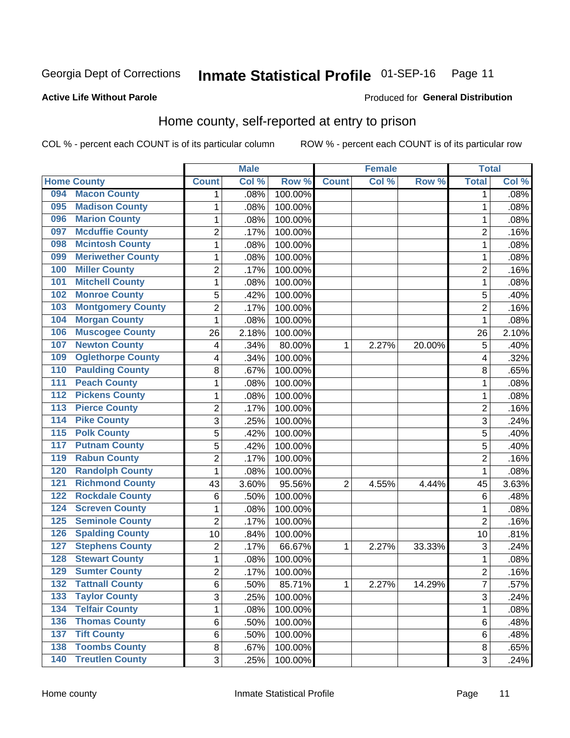Georgia Dept of Corrections **Inmate Statistical Profile** 01-SEP-16

**Active Life Without Parole**

Produced for **General Distribution**

## Home county, self-reported at entry to prison

COL % - percent each COUNT is of its particular column ROW % - percent each COUNT is of its particular row

| Home County | | Male | | | Female | | | Total | |
|---|---|---|---|---|---|---|---|---|---|
| | | Count | Col % | Row % | Count | Col % | Row % | Total | Col % |
| 094 | Macon County | 1 | .08% | 100.00% | | | | 1 | .08% |
| 095 | Madison County | 1 | .08% | 100.00% | | | | 1 | .08% |
| 096 | Marion County | 1 | .08% | 100.00% | | | | 1 | .08% |
| 097 | Mcduffie County | 2 | .17% | 100.00% | | | | 2 | .16% |
| 098 | Mcintosh County | 1 | .08% | 100.00% | | | | 1 | .08% |
| 099 | Meriwether County | 1 | .08% | 100.00% | | | | 1 | .08% |
| 100 | Miller County | 2 | .17% | 100.00% | | | | 2 | .16% |
| 101 | Mitchell County | 1 | .08% | 100.00% | | | | 1 | .08% |
| 102 | Monroe County | 5 | .42% | 100.00% | | | | 5 | .40% |
| 103 | Montgomery County | 2 | .17% | 100.00% | | | | 2 | .16% |
| 104 | Morgan County | 1 | .08% | 100.00% | | | | 1 | .08% |
| 106 | Muscogee County | 26 | 2.18% | 100.00% | | | | 26 | 2.10% |
| 107 | Newton County | 4 | .34% | 80.00% | 1 | 2.27% | 20.00% | 5 | .40% |
| 109 | Oglethorpe County | 4 | .34% | 100.00% | | | | 4 | .32% |
| 110 | Paulding County | 8 | .67% | 100.00% | | | | 8 | .65% |
| 111 | Peach County | 1 | .08% | 100.00% | | | | 1 | .08% |
| 112 | Pickens County | 1 | .08% | 100.00% | | | | 1 | .08% |
| 113 | Pierce County | 2 | .17% | 100.00% | | | | 2 | .16% |
| 114 | Pike County | 3 | .25% | 100.00% | | | | 3 | .24% |
| 115 | Polk County | 5 | .42% | 100.00% | | | | 5 | .40% |
| 117 | Putnam County | 5 | .42% | 100.00% | | | | 5 | .40% |
| 119 | Rabun County | 2 | .17% | 100.00% | | | | 2 | .16% |
| 120 | Randolph County | 1 | .08% | 100.00% | | | | 1 | .08% |
| 121 | Richmond County | 43 | 3.60% | 95.56% | 2 | 4.55% | 4.44% | 45 | 3.63% |
| 122 | Rockdale County | 6 | .50% | 100.00% | | | | 6 | .48% |
| 124 | Screven County | 1 | .08% | 100.00% | | | | 1 | .08% |
| 125 | Seminole County | 2 | .17% | 100.00% | | | | 2 | .16% |
| 126 | Spalding County | 10 | .84% | 100.00% | | | | 10 | .81% |
| 127 | Stephens County | 2 | .17% | 66.67% | 1 | 2.27% | 33.33% | 3 | .24% |
| 128 | Stewart County | 1 | .08% | 100.00% | | | | 1 | .08% |
| 129 | Sumter County | 2 | .17% | 100.00% | | | | 2 | .16% |
| 132 | Tattnall County | 6 | .50% | 85.71% | 1 | 2.27% | 14.29% | 7 | .57% |
| 133 | Taylor County | 3 | .25% | 100.00% | | | | 3 | .24% |
| 134 | Telfair County | 1 | .08% | 100.00% | | | | 1 | .08% |
| 136 | Thomas County | 6 | .50% | 100.00% | | | | 6 | .48% |
| 137 | Tift County | 6 | .50% | 100.00% | | | | 6 | .48% |
| 138 | Toombs County | 8 | .67% | 100.00% | | | | 8 | .65% |
| 140 | Treutlen County | 3 | .25% | 100.00% | | | | 3 | .24% |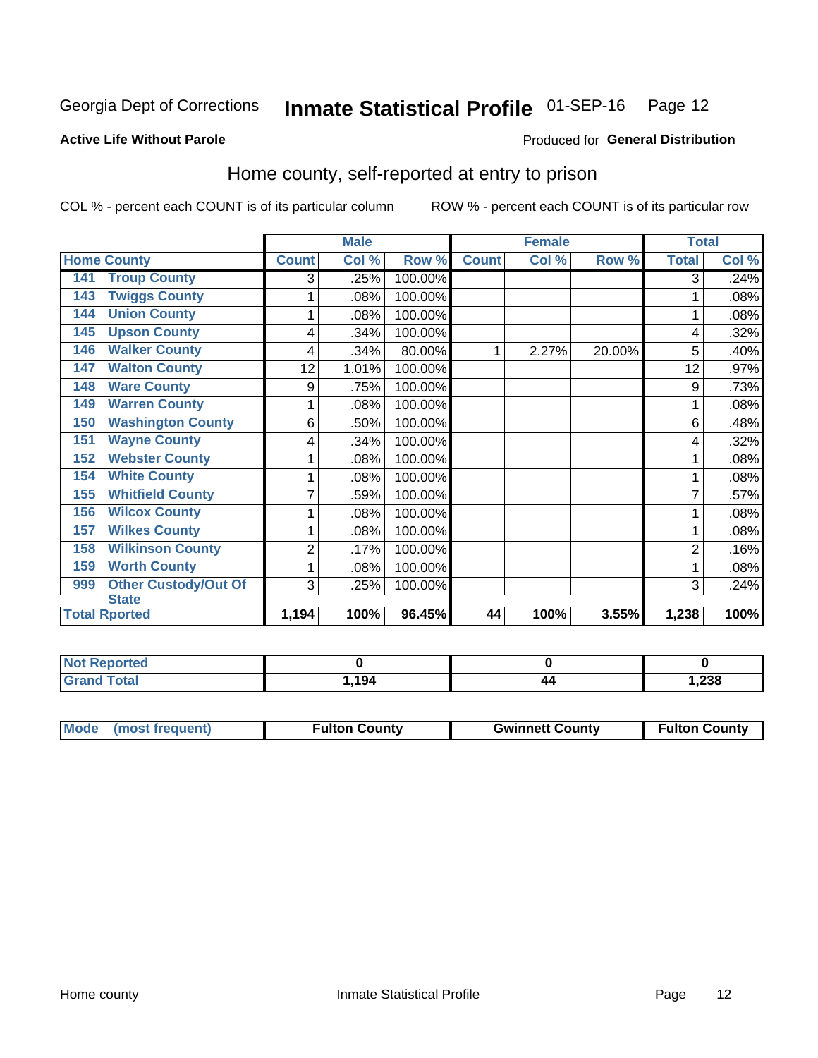Georgia Dept of Corrections **Inmate Statistical Profile** 01-SEP-16

**Active Life Without Parole**

Produced for **General Distribution**

## Home county, self-reported at entry to prison

COL % - percent each COUNT is of its particular column    ROW % - percent each COUNT is of its particular row

| Home County | | Male | | | Female | | | Total | |
|---|---|---|---|---|---|---|---|---|---|
| | | Count | Col % | Row % | Count | Col % | Row % | Total | Col % |
| 141 | Troup County | 3 | .25% | 100.00% | | | | 3 | .24% |
| 143 | Twiggs County | 1 | .08% | 100.00% | | | | 1 | .08% |
| 144 | Union County | 1 | .08% | 100.00% | | | | 1 | .08% |
| 145 | Upson County | 4 | .34% | 100.00% | | | | 4 | .32% |
| 146 | Walker County | 4 | .34% | 80.00% | 1 | 2.27% | 20.00% | 5 | .40% |
| 147 | Walton County | 12 | 1.01% | 100.00% | | | | 12 | .97% |
| 148 | Ware County | 9 | .75% | 100.00% | | | | 9 | .73% |
| 149 | Warren County | 1 | .08% | 100.00% | | | | 1 | .08% |
| 150 | Washington County | 6 | .50% | 100.00% | | | | 6 | .48% |
| 151 | Wayne County | 4 | .34% | 100.00% | | | | 4 | .32% |
| 152 | Webster County | 1 | .08% | 100.00% | | | | 1 | .08% |
| 154 | White County | 1 | .08% | 100.00% | | | | 1 | .08% |
| 155 | Whitfield County | 7 | .59% | 100.00% | | | | 7 | .57% |
| 156 | Wilcox County | 1 | .08% | 100.00% | | | | 1 | .08% |
| 157 | Wilkes County | 1 | .08% | 100.00% | | | | 1 | .08% |
| 158 | Wilkinson County | 2 | .17% | 100.00% | | | | 2 | .16% |
| 159 | Worth County | 1 | .08% | 100.00% | | | | 1 | .08% |
| 999 | Other Custody/Out Of State | 3 | .25% | 100.00% | | | | 3 | .24% |
| **Total Rported** | | **1,194** | **100%** | **96.45%** | **44** | **100%** | **3.55%** | **1,238** | **100%** |

| | Male | Female | Total |
|---|---|---|---|
| Not Reported | 0 | 0 | 0 |
| Grand Total | 1,194 | 44 | 1,238 |

| | Male | Female | Total |
|---|---|---|---|
| Mode (most frequent) | Fulton County | Gwinnett County | Fulton County |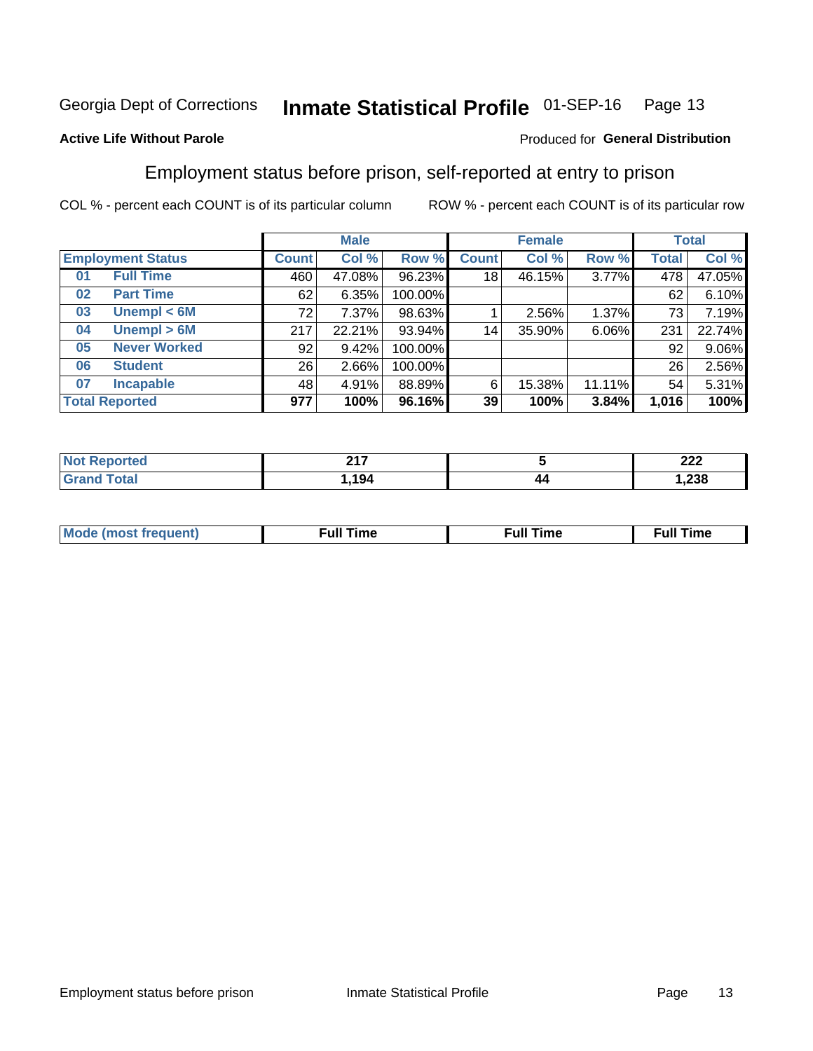Georgia Dept of Corrections **Inmate Statistical Profile** 01-SEP-16

**Active Life Without Parole**

Produced for **General Distribution**

## Employment status before prison, self-reported at entry to prison

COL % - percent each COUNT is of its particular column  ROW % - percent each COUNT is of its particular row

| Employment Status | | Male | | | Female | | | Total | |
|---|---|---|---|---|---|---|---|---|---|
| | | Count | Col % | Row % | Count | Col % | Row % | Total | Col % |
| 01 | Full Time | 460 | 47.08% | 96.23% | 18 | 46.15% | 3.77% | 478 | 47.05% |
| 02 | Part Time | 62 | 6.35% | 100.00% | | | | 62 | 6.10% |
| 03 | Unempl < 6M | 72 | 7.37% | 98.63% | 1 | 2.56% | 1.37% | 73 | 7.19% |
| 04 | Unempl > 6M | 217 | 22.21% | 93.94% | 14 | 35.90% | 6.06% | 231 | 22.74% |
| 05 | Never Worked | 92 | 9.42% | 100.00% | | | | 92 | 9.06% |
| 06 | Student | 26 | 2.66% | 100.00% | | | | 26 | 2.56% |
| 07 | Incapable | 48 | 4.91% | 88.89% | 6 | 15.38% | 11.11% | 54 | 5.31% |
| **Total Reported** | | **977** | **100%** | **96.16%** | **39** | **100%** | **3.84%** | **1,016** | **100%** |

| | Male | Female | Total |
|---|---|---|---|
| Not Reported | 217 | 5 | 222 |
| Grand Total | 1,194 | 44 | 1,238 |

| | Male | Female | Total |
|---|---|---|---|
| Mode (most frequent) | Full Time | Full Time | Full Time |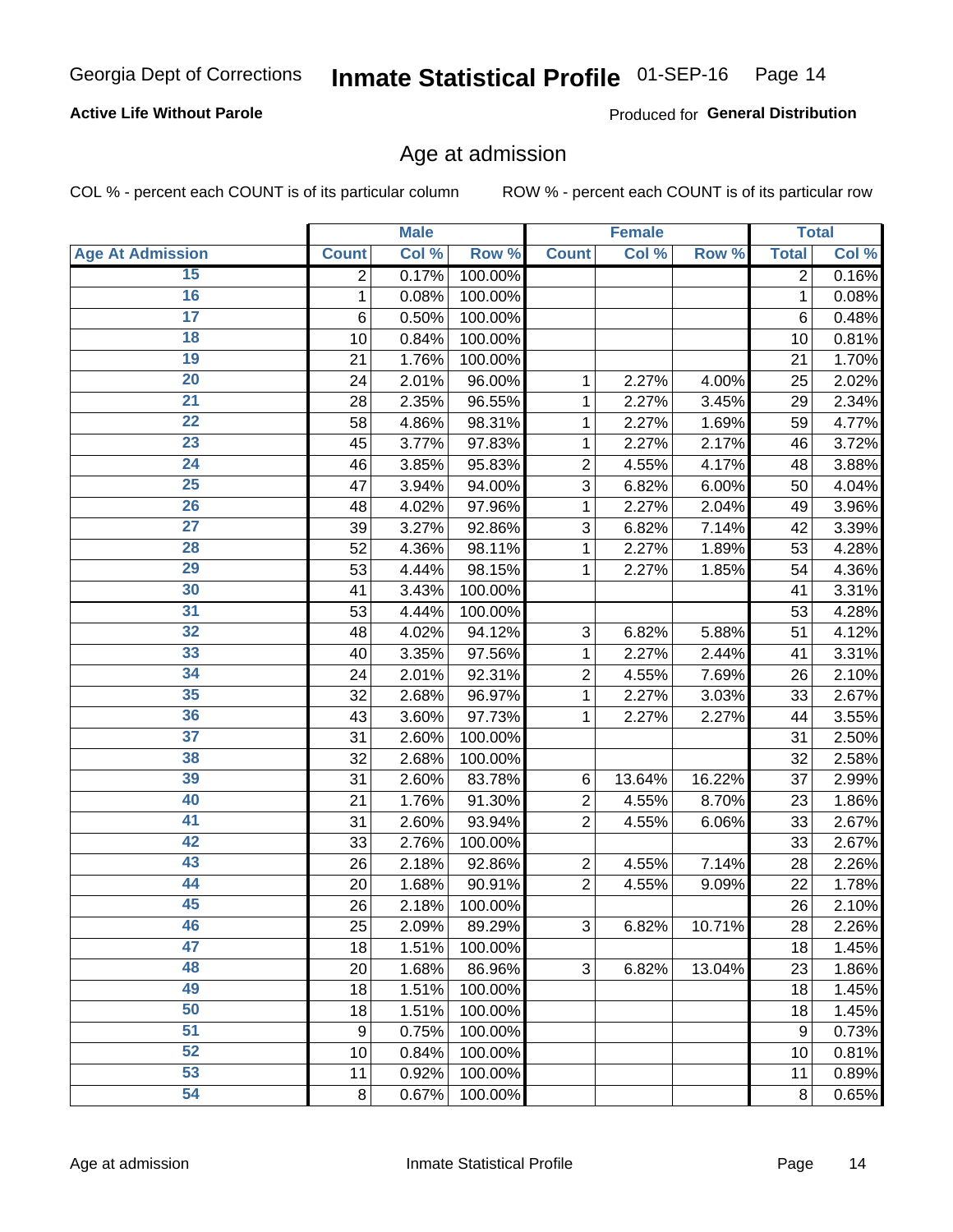Georgia Dept of Corrections **Inmate Statistical Profile** 01-SEP-16

**Active Life Without Parole**

Produced for **General Distribution**

## Age at admission

COL % - percent each COUNT is of its particular column ROW % - percent each COUNT is of its particular row

| | Male | | | Female | | | Total | |
|---|---|---|---|---|---|---|---|---|
| **Age At Admission** | **Count** | **Col %** | **Row %** | **Count** | **Col %** | **Row %** | **Total** | **Col %** |
| 15 | 2 | 0.17% | 100.00% | | | | 2 | 0.16% |
| 16 | 1 | 0.08% | 100.00% | | | | 1 | 0.08% |
| 17 | 6 | 0.50% | 100.00% | | | | 6 | 0.48% |
| 18 | 10 | 0.84% | 100.00% | | | | 10 | 0.81% |
| 19 | 21 | 1.76% | 100.00% | | | | 21 | 1.70% |
| 20 | 24 | 2.01% | 96.00% | 1 | 2.27% | 4.00% | 25 | 2.02% |
| 21 | 28 | 2.35% | 96.55% | 1 | 2.27% | 3.45% | 29 | 2.34% |
| 22 | 58 | 4.86% | 98.31% | 1 | 2.27% | 1.69% | 59 | 4.77% |
| 23 | 45 | 3.77% | 97.83% | 1 | 2.27% | 2.17% | 46 | 3.72% |
| 24 | 46 | 3.85% | 95.83% | 2 | 4.55% | 4.17% | 48 | 3.88% |
| 25 | 47 | 3.94% | 94.00% | 3 | 6.82% | 6.00% | 50 | 4.04% |
| 26 | 48 | 4.02% | 97.96% | 1 | 2.27% | 2.04% | 49 | 3.96% |
| 27 | 39 | 3.27% | 92.86% | 3 | 6.82% | 7.14% | 42 | 3.39% |
| 28 | 52 | 4.36% | 98.11% | 1 | 2.27% | 1.89% | 53 | 4.28% |
| 29 | 53 | 4.44% | 98.15% | 1 | 2.27% | 1.85% | 54 | 4.36% |
| 30 | 41 | 3.43% | 100.00% | | | | 41 | 3.31% |
| 31 | 53 | 4.44% | 100.00% | | | | 53 | 4.28% |
| 32 | 48 | 4.02% | 94.12% | 3 | 6.82% | 5.88% | 51 | 4.12% |
| 33 | 40 | 3.35% | 97.56% | 1 | 2.27% | 2.44% | 41 | 3.31% |
| 34 | 24 | 2.01% | 92.31% | 2 | 4.55% | 7.69% | 26 | 2.10% |
| 35 | 32 | 2.68% | 96.97% | 1 | 2.27% | 3.03% | 33 | 2.67% |
| 36 | 43 | 3.60% | 97.73% | 1 | 2.27% | 2.27% | 44 | 3.55% |
| 37 | 31 | 2.60% | 100.00% | | | | 31 | 2.50% |
| 38 | 32 | 2.68% | 100.00% | | | | 32 | 2.58% |
| 39 | 31 | 2.60% | 83.78% | 6 | 13.64% | 16.22% | 37 | 2.99% |
| 40 | 21 | 1.76% | 91.30% | 2 | 4.55% | 8.70% | 23 | 1.86% |
| 41 | 31 | 2.60% | 93.94% | 2 | 4.55% | 6.06% | 33 | 2.67% |
| 42 | 33 | 2.76% | 100.00% | | | | 33 | 2.67% |
| 43 | 26 | 2.18% | 92.86% | 2 | 4.55% | 7.14% | 28 | 2.26% |
| 44 | 20 | 1.68% | 90.91% | 2 | 4.55% | 9.09% | 22 | 1.78% |
| 45 | 26 | 2.18% | 100.00% | | | | 26 | 2.10% |
| 46 | 25 | 2.09% | 89.29% | 3 | 6.82% | 10.71% | 28 | 2.26% |
| 47 | 18 | 1.51% | 100.00% | | | | 18 | 1.45% |
| 48 | 20 | 1.68% | 86.96% | 3 | 6.82% | 13.04% | 23 | 1.86% |
| 49 | 18 | 1.51% | 100.00% | | | | 18 | 1.45% |
| 50 | 18 | 1.51% | 100.00% | | | | 18 | 1.45% |
| 51 | 9 | 0.75% | 100.00% | | | | 9 | 0.73% |
| 52 | 10 | 0.84% | 100.00% | | | | 10 | 0.81% |
| 53 | 11 | 0.92% | 100.00% | | | | 11 | 0.89% |
| 54 | 8 | 0.67% | 100.00% | | | | 8 | 0.65% |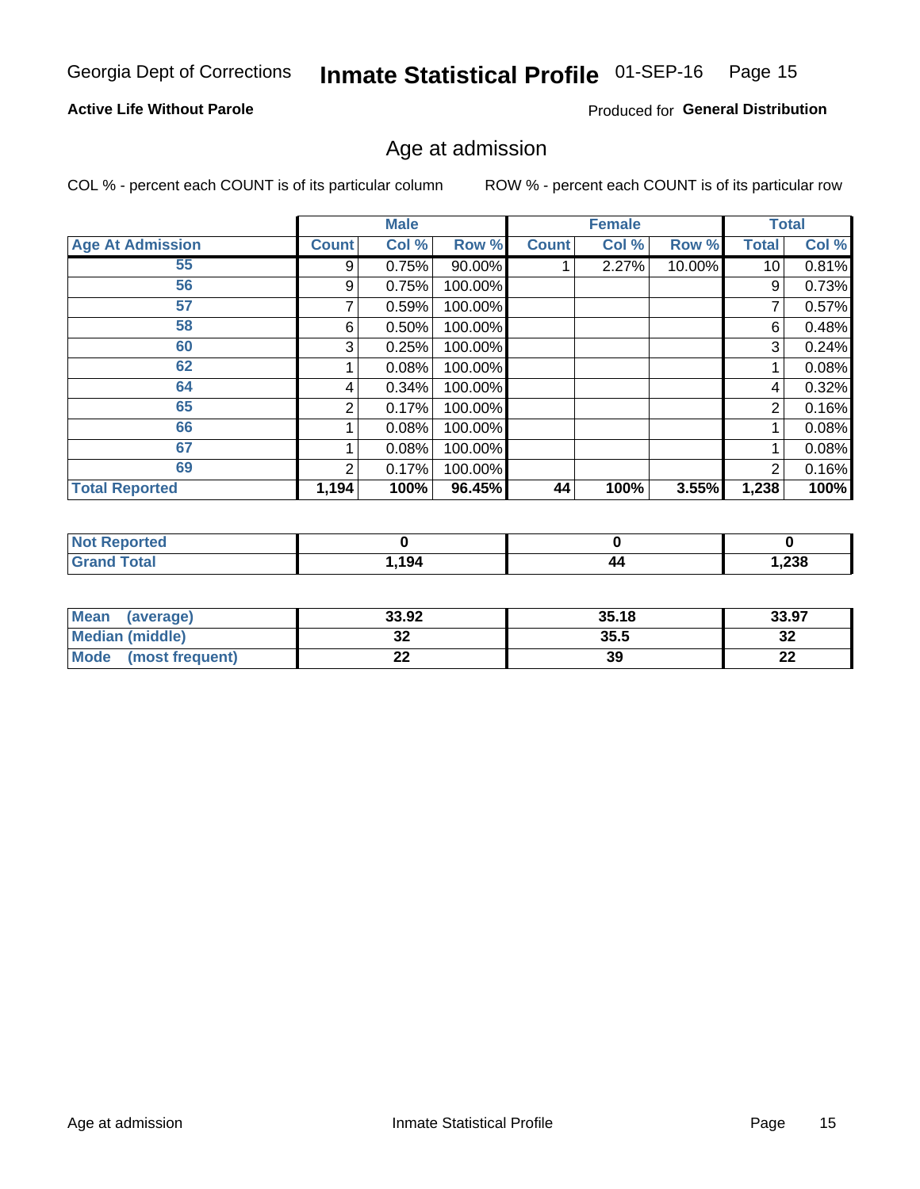Georgia Dept of Corrections **Inmate Statistical Profile** 01-SEP-16

**Active Life Without Parole**

Produced for **General Distribution**

## Age at admission

COL % - percent each COUNT is of its particular column

ROW % - percent each COUNT is of its particular row

| | Male | | | Female | | | Total | |
|---|---|---|---|---|---|---|---|---|
| **Age At Admission** | **Count** | **Col %** | **Row %** | **Count** | **Col %** | **Row %** | **Total** | **Col %** |
| 55 | 9 | 0.75% | 90.00% | 1 | 2.27% | 10.00% | 10 | 0.81% |
| 56 | 9 | 0.75% | 100.00% | | | | 9 | 0.73% |
| 57 | 7 | 0.59% | 100.00% | | | | 7 | 0.57% |
| 58 | 6 | 0.50% | 100.00% | | | | 6 | 0.48% |
| 60 | 3 | 0.25% | 100.00% | | | | 3 | 0.24% |
| 62 | 1 | 0.08% | 100.00% | | | | 1 | 0.08% |
| 64 | 4 | 0.34% | 100.00% | | | | 4 | 0.32% |
| 65 | 2 | 0.17% | 100.00% | | | | 2 | 0.16% |
| 66 | 1 | 0.08% | 100.00% | | | | 1 | 0.08% |
| 67 | 1 | 0.08% | 100.00% | | | | 1 | 0.08% |
| 69 | 2 | 0.17% | 100.00% | | | | 2 | 0.16% |
| **Total Reported** | **1,194** | **100%** | **96.45%** | **44** | **100%** | **3.55%** | **1,238** | **100%** |

| | Male | Female | Total |
|---|---|---|---|
| **Not Reported** | **0** | **0** | **0** |
| **Grand Total** | **1,194** | **44** | **1,238** |

| | Male | Female | Total |
|---|---|---|---|
| **Mean (average)** | **33.92** | **35.18** | **33.97** |
| **Median (middle)** | **32** | **35.5** | **32** |
| **Mode (most frequent)** | **22** | **39** | **22** |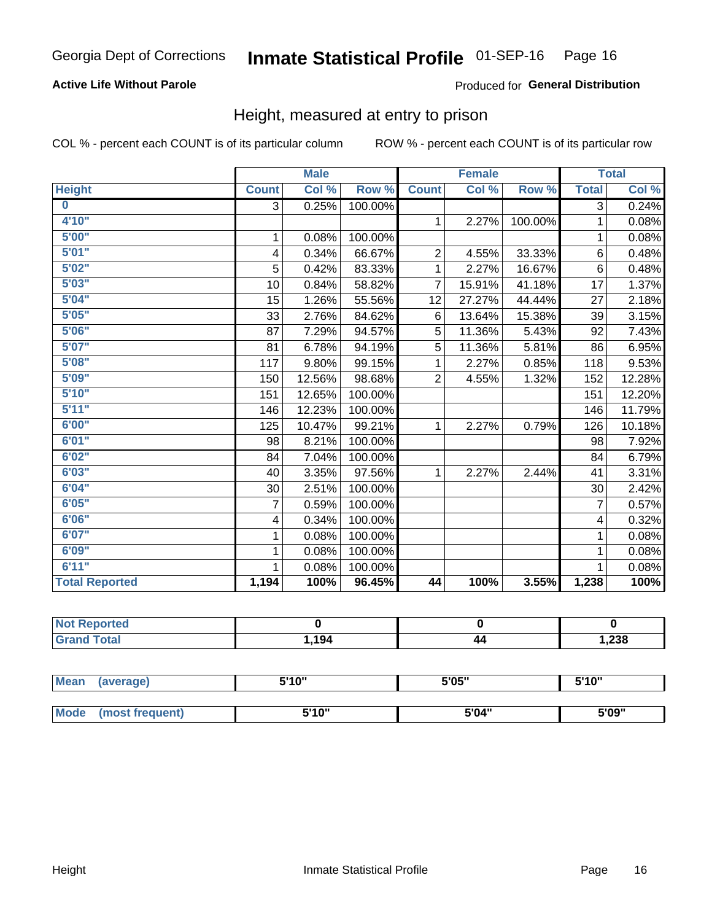Georgia Dept of Corrections **Inmate Statistical Profile** 01-SEP-16

**Active Life Without Parole**

Produced for **General Distribution**

## Height, measured at entry to prison

COL % - percent each COUNT is of its particular column

ROW % - percent each COUNT is of its particular row

| | Male | | | Female | | | Total | |
|---|---|---|---|---|---|---|---|---|
| Height | Count | Col % | Row % | Count | Col % | Row % | Total | Col % |
| 0 | 3 | 0.25% | 100.00% | | | | 3 | 0.24% |
| 4'10" | | | | 1 | 2.27% | 100.00% | 1 | 0.08% |
| 5'00" | 1 | 0.08% | 100.00% | | | | 1 | 0.08% |
| 5'01" | 4 | 0.34% | 66.67% | 2 | 4.55% | 33.33% | 6 | 0.48% |
| 5'02" | 5 | 0.42% | 83.33% | 1 | 2.27% | 16.67% | 6 | 0.48% |
| 5'03" | 10 | 0.84% | 58.82% | 7 | 15.91% | 41.18% | 17 | 1.37% |
| 5'04" | 15 | 1.26% | 55.56% | 12 | 27.27% | 44.44% | 27 | 2.18% |
| 5'05" | 33 | 2.76% | 84.62% | 6 | 13.64% | 15.38% | 39 | 3.15% |
| 5'06" | 87 | 7.29% | 94.57% | 5 | 11.36% | 5.43% | 92 | 7.43% |
| 5'07" | 81 | 6.78% | 94.19% | 5 | 11.36% | 5.81% | 86 | 6.95% |
| 5'08" | 117 | 9.80% | 99.15% | 1 | 2.27% | 0.85% | 118 | 9.53% |
| 5'09" | 150 | 12.56% | 98.68% | 2 | 4.55% | 1.32% | 152 | 12.28% |
| 5'10" | 151 | 12.65% | 100.00% | | | | 151 | 12.20% |
| 5'11" | 146 | 12.23% | 100.00% | | | | 146 | 11.79% |
| 6'00" | 125 | 10.47% | 99.21% | 1 | 2.27% | 0.79% | 126 | 10.18% |
| 6'01" | 98 | 8.21% | 100.00% | | | | 98 | 7.92% |
| 6'02" | 84 | 7.04% | 100.00% | | | | 84 | 6.79% |
| 6'03" | 40 | 3.35% | 97.56% | 1 | 2.27% | 2.44% | 41 | 3.31% |
| 6'04" | 30 | 2.51% | 100.00% | | | | 30 | 2.42% |
| 6'05" | 7 | 0.59% | 100.00% | | | | 7 | 0.57% |
| 6'06" | 4 | 0.34% | 100.00% | | | | 4 | 0.32% |
| 6'07" | 1 | 0.08% | 100.00% | | | | 1 | 0.08% |
| 6'09" | 1 | 0.08% | 100.00% | | | | 1 | 0.08% |
| 6'11" | 1 | 0.08% | 100.00% | | | | 1 | 0.08% |
| **Total Reported** | **1,194** | **100%** | **96.45%** | **44** | **100%** | **3.55%** | **1,238** | **100%** |

| | Male | Female | Total |
|---|---|---|---|
| Not Reported | 0 | 0 | 0 |
| Grand Total | 1,194 | 44 | 1,238 |

| | Male | Female | Total |
|---|---|---|---|
| Mean (average) | 5'10" | 5'05" | 5'10" |
| Mode (most frequent) | 5'10" | 5'04" | 5'09" |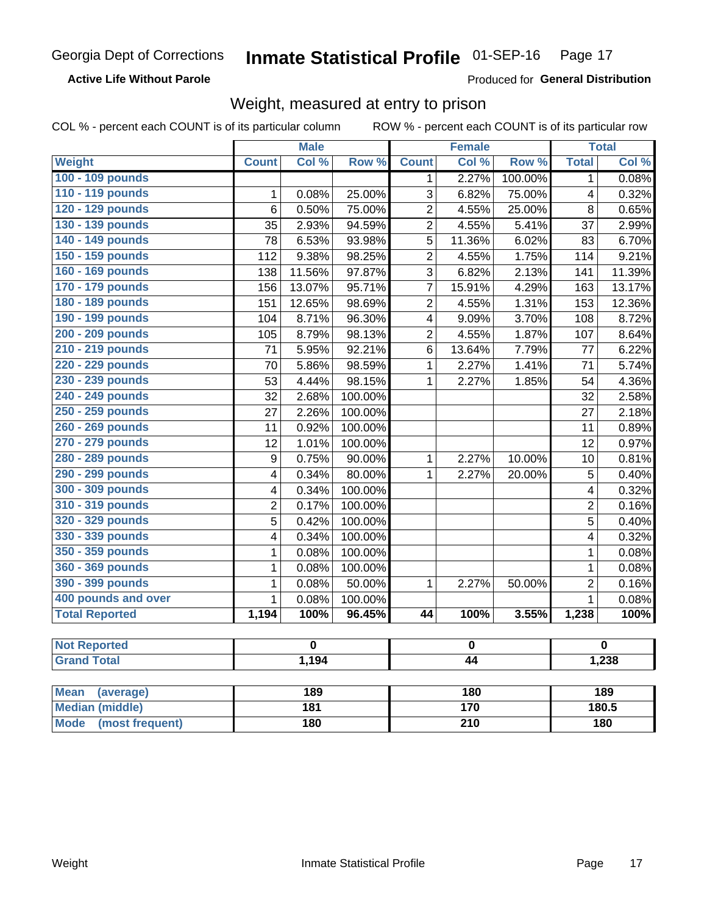Georgia Dept of Corrections **Inmate Statistical Profile** 01-SEP-16 Page 17

**Active Life Without Parole** Produced for **General Distribution**

## Weight, measured at entry to prison

COL % - percent each COUNT is of its particular column ROW % - percent each COUNT is of its particular row

| | Male | | | Female | | | Total | |
|---|---|---|---|---|---|---|---|---|
| **Weight** | **Count** | **Col %** | **Row %** | **Count** | **Col %** | **Row %** | **Total** | **Col %** |
| **100 - 109 pounds** | | | | 1 | 2.27% | 100.00% | 1 | 0.08% |
| **110 - 119 pounds** | 1 | 0.08% | 25.00% | 3 | 6.82% | 75.00% | 4 | 0.32% |
| **120 - 129 pounds** | 6 | 0.50% | 75.00% | 2 | 4.55% | 25.00% | 8 | 0.65% |
| **130 - 139 pounds** | 35 | 2.93% | 94.59% | 2 | 4.55% | 5.41% | 37 | 2.99% |
| **140 - 149 pounds** | 78 | 6.53% | 93.98% | 5 | 11.36% | 6.02% | 83 | 6.70% |
| **150 - 159 pounds** | 112 | 9.38% | 98.25% | 2 | 4.55% | 1.75% | 114 | 9.21% |
| **160 - 169 pounds** | 138 | 11.56% | 97.87% | 3 | 6.82% | 2.13% | 141 | 11.39% |
| **170 - 179 pounds** | 156 | 13.07% | 95.71% | 7 | 15.91% | 4.29% | 163 | 13.17% |
| **180 - 189 pounds** | 151 | 12.65% | 98.69% | 2 | 4.55% | 1.31% | 153 | 12.36% |
| **190 - 199 pounds** | 104 | 8.71% | 96.30% | 4 | 9.09% | 3.70% | 108 | 8.72% |
| **200 - 209 pounds** | 105 | 8.79% | 98.13% | 2 | 4.55% | 1.87% | 107 | 8.64% |
| **210 - 219 pounds** | 71 | 5.95% | 92.21% | 6 | 13.64% | 7.79% | 77 | 6.22% |
| **220 - 229 pounds** | 70 | 5.86% | 98.59% | 1 | 2.27% | 1.41% | 71 | 5.74% |
| **230 - 239 pounds** | 53 | 4.44% | 98.15% | 1 | 2.27% | 1.85% | 54 | 4.36% |
| **240 - 249 pounds** | 32 | 2.68% | 100.00% | | | | 32 | 2.58% |
| **250 - 259 pounds** | 27 | 2.26% | 100.00% | | | | 27 | 2.18% |
| **260 - 269 pounds** | 11 | 0.92% | 100.00% | | | | 11 | 0.89% |
| **270 - 279 pounds** | 12 | 1.01% | 100.00% | | | | 12 | 0.97% |
| **280 - 289 pounds** | 9 | 0.75% | 90.00% | 1 | 2.27% | 10.00% | 10 | 0.81% |
| **290 - 299 pounds** | 4 | 0.34% | 80.00% | 1 | 2.27% | 20.00% | 5 | 0.40% |
| **300 - 309 pounds** | 4 | 0.34% | 100.00% | | | | 4 | 0.32% |
| **310 - 319 pounds** | 2 | 0.17% | 100.00% | | | | 2 | 0.16% |
| **320 - 329 pounds** | 5 | 0.42% | 100.00% | | | | 5 | 0.40% |
| **330 - 339 pounds** | 4 | 0.34% | 100.00% | | | | 4 | 0.32% |
| **350 - 359 pounds** | 1 | 0.08% | 100.00% | | | | 1 | 0.08% |
| **360 - 369 pounds** | 1 | 0.08% | 100.00% | | | | 1 | 0.08% |
| **390 - 399 pounds** | 1 | 0.08% | 50.00% | 1 | 2.27% | 50.00% | 2 | 0.16% |
| **400 pounds and over** | 1 | 0.08% | 100.00% | | | | 1 | 0.08% |
| **Total Reported** | **1,194** | **100%** | **96.45%** | **44** | **100%** | **3.55%** | **1,238** | **100%** |

| | Male | Female | Total |
|---|---|---|---|
| **Not Reported** | **0** | **0** | **0** |
| **Grand Total** | **1,194** | **44** | **1,238** |

| | Male | Female | Total |
|---|---|---|---|
| **Mean (average)** | **189** | **180** | **189** |
| **Median (middle)** | **181** | **170** | **180.5** |
| **Mode (most frequent)** | **180** | **210** | **180** |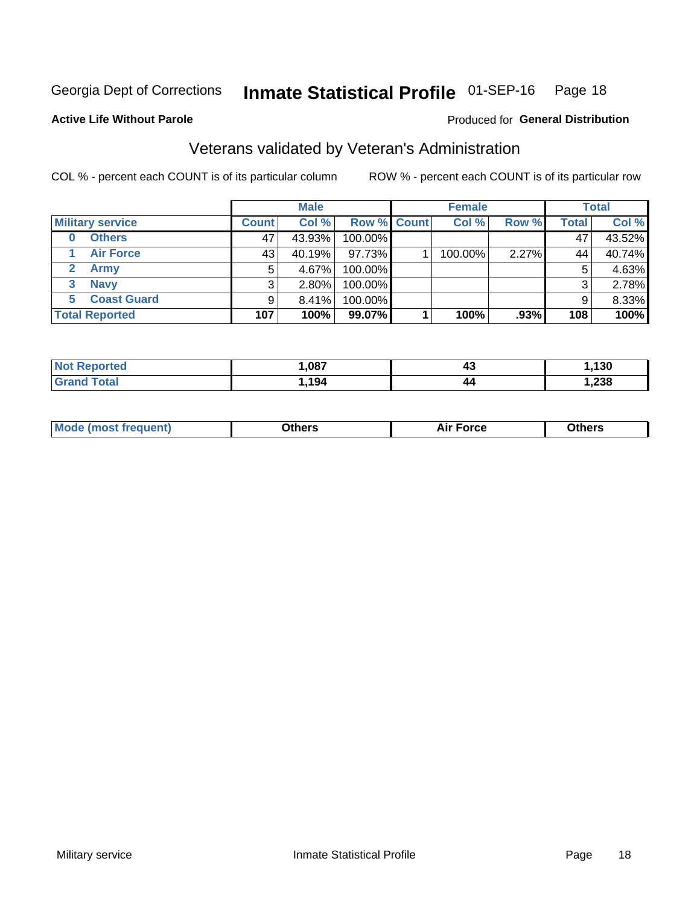Georgia Dept of Corrections **Inmate Statistical Profile** 01-SEP-16

**Active Life Without Parole**

Produced for **General Distribution**

## Veterans validated by Veteran's Administration

COL % - percent each COUNT is of its particular column

ROW % - percent each COUNT is of its particular row

| | Male | | | Female | | | Total | |
|---|---|---|---|---|---|---|---|---|
| **Military service** | **Count** | **Col %** | **Row %** | **Count** | **Col %** | **Row %** | **Total** | **Col %** |
| **0 Others** | 47 | 43.93% | 100.00% | | | | 47 | 43.52% |
| **1 Air Force** | 43 | 40.19% | 97.73% | 1 | 100.00% | 2.27% | 44 | 40.74% |
| **2 Army** | 5 | 4.67% | 100.00% | | | | 5 | 4.63% |
| **3 Navy** | 3 | 2.80% | 100.00% | | | | 3 | 2.78% |
| **5 Coast Guard** | 9 | 8.41% | 100.00% | | | | 9 | 8.33% |
| **Total Reported** | **107** | **100%** | **99.07%** | **1** | **100%** | **.93%** | **108** | **100%** |

| | Male | Female | Total |
|---|---|---|---|
| **Not Reported** | **1,087** | **43** | **1,130** |
| **Grand Total** | **1,194** | **44** | **1,238** |

| | Male | Female | Total |
|---|---|---|---|
| **Mode (most frequent)** | **Others** | **Air Force** | **Others** |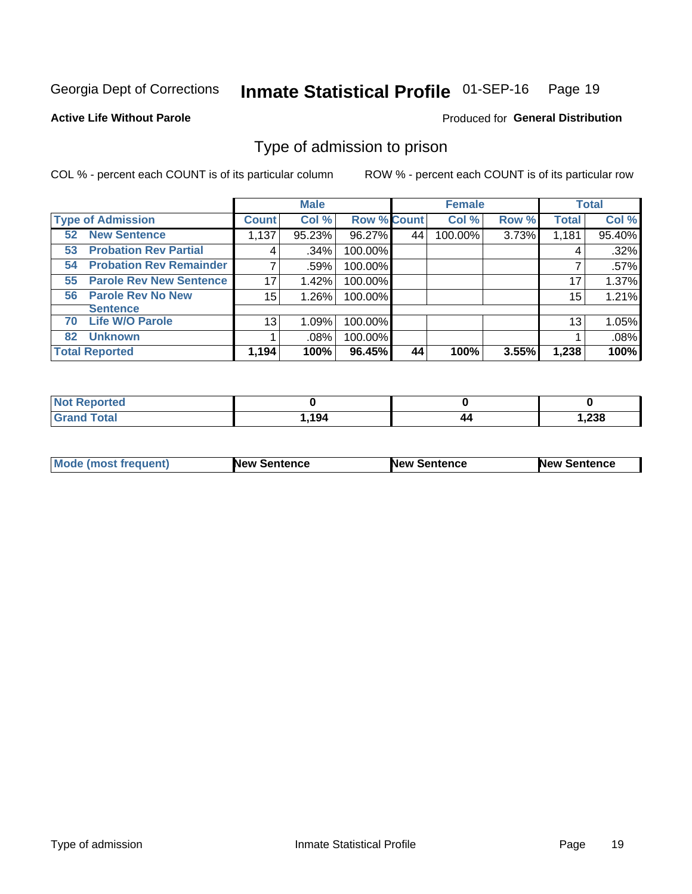Georgia Dept of Corrections **Inmate Statistical Profile** 01-SEP-16

**Active Life Without Parole**

Produced for **General Distribution**

## Type of admission to prison

COL % - percent each COUNT is of its particular column

ROW % - percent each COUNT is of its particular row

| | Male | | | Female | | | Total | |
|---|---|---|---|---|---|---|---|---|
| **Type of Admission** | **Count** | **Col %** | **Row %** | **Count** | **Col %** | **Row %** | **Total** | **Col %** |
| **52 New Sentence** | 1,137 | 95.23% | 96.27% | 44 | 100.00% | 3.73% | 1,181 | 95.40% |
| **53 Probation Rev Partial** | 4 | .34% | 100.00% | | | | 4 | .32% |
| **54 Probation Rev Remainder** | 7 | .59% | 100.00% | | | | 7 | .57% |
| **55 Parole Rev New Sentence** | 17 | 1.42% | 100.00% | | | | 17 | 1.37% |
| **56 Parole Rev No New Sentence** | 15 | 1.26% | 100.00% | | | | 15 | 1.21% |
| **70 Life W/O Parole** | 13 | 1.09% | 100.00% | | | | 13 | 1.05% |
| **82 Unknown** | 1 | .08% | 100.00% | | | | 1 | .08% |
| **Total Reported** | **1,194** | **100%** | **96.45%** | **44** | **100%** | **3.55%** | **1,238** | **100%** |

| | Male | Female | Total |
|---|---|---|---|
| **Not Reported** | **0** | **0** | **0** |
| **Grand Total** | **1,194** | **44** | **1,238** |

| | Male | Female | Total |
|---|---|---|---|
| **Mode (most frequent)** | **New Sentence** | **New Sentence** | **New Sentence** |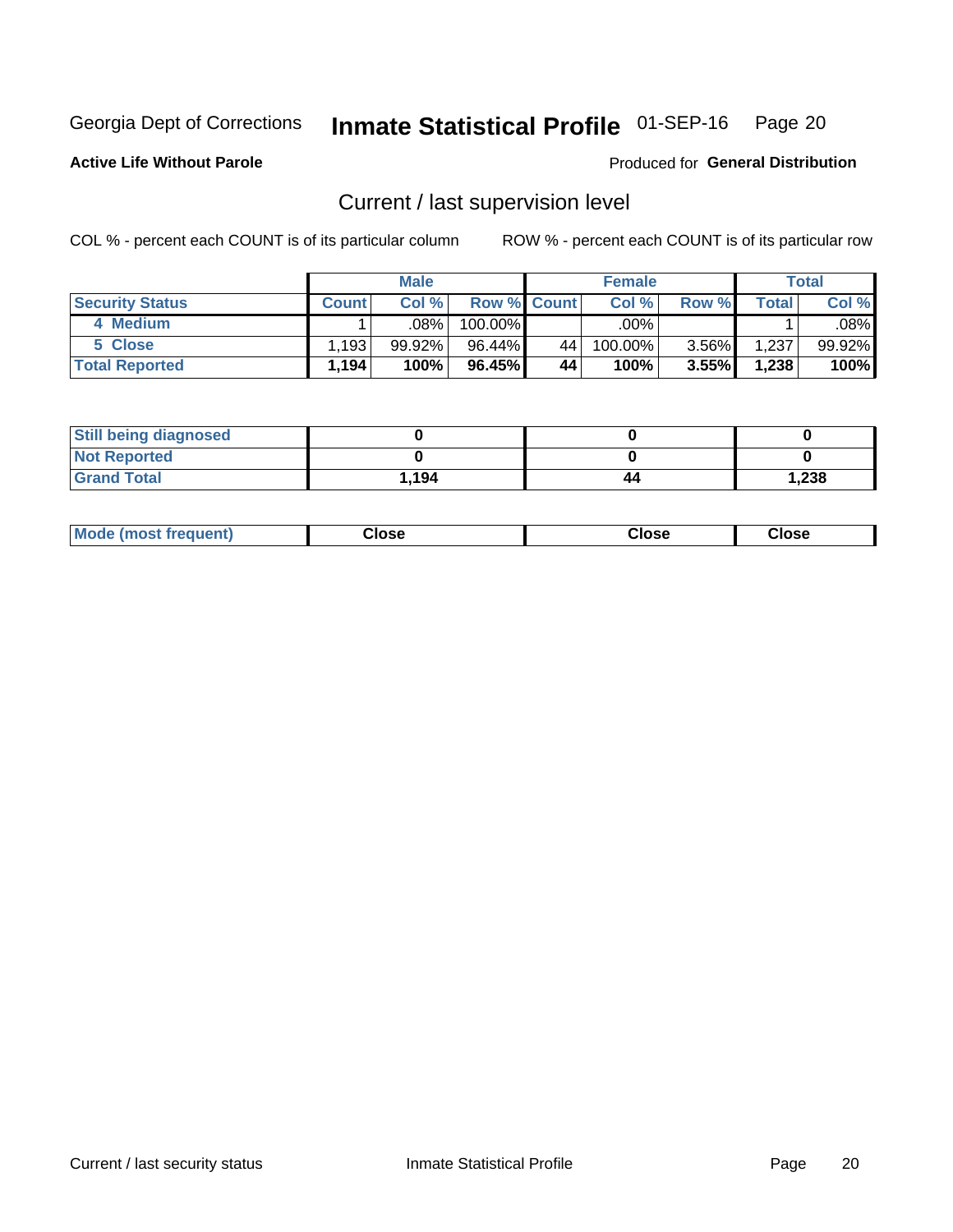Georgia Dept of Corrections **Inmate Statistical Profile** 01-SEP-16

**Active Life Without Parole**

Produced for **General Distribution**

## Current / last supervision level

COL % - percent each COUNT is of its particular column

ROW % - percent each COUNT is of its particular row

| | Male | | | Female | | | Total | |
|---|---|---|---|---|---|---|---|---|
| **Security Status** | **Count** | **Col %** | **Row %** | **Count** | **Col %** | **Row %** | **Total** | **Col %** |
| 4 Medium | 1 | .08% | 100.00% | | .00% | | 1 | .08% |
| 5 Close | 1,193 | 99.92% | 96.44% | 44 | 100.00% | 3.56% | 1,237 | 99.92% |
| **Total Reported** | **1,194** | **100%** | **96.45%** | **44** | **100%** | **3.55%** | **1,238** | **100%** |

| | Male | Female | Total |
|---|---|---|---|
| **Still being diagnosed** | **0** | **0** | **0** |
| **Not Reported** | **0** | **0** | **0** |
| **Grand Total** | **1,194** | **44** | **1,238** |

| | Male | Female | Total |
|---|---|---|---|
| **Mode (most frequent)** | **Close** | **Close** | **Close** |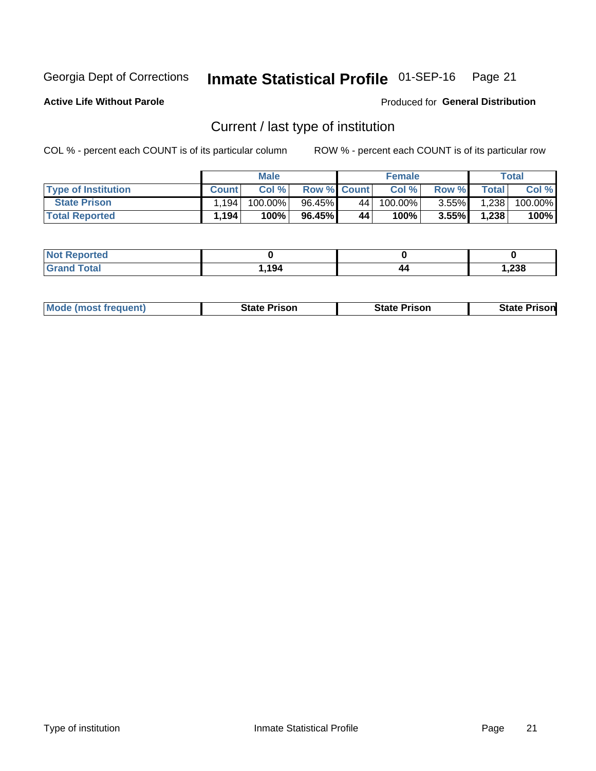Georgia Dept of Corrections **Inmate Statistical Profile** 01-SEP-16

**Active Life Without Parole**

Produced for **General Distribution**

## Current / last type of institution

COL % - percent each COUNT is of its particular column

ROW % - percent each COUNT is of its particular row

| | Male | | | Female | | | Total | |
|---|---|---|---|---|---|---|---|---|
| **Type of Institution** | **Count** | **Col %** | **Row %** | **Count** | **Col %** | **Row %** | **Total** | **Col %** |
| **State Prison** | 1,194 | 100.00% | 96.45% | 44 | 100.00% | 3.55% | 1,238 | 100.00% |
| **Total Reported** | **1,194** | **100%** | **96.45%** | **44** | **100%** | **3.55%** | **1,238** | **100%** |

| | Male | Female | Total |
|---|---|---|---|
| **Not Reported** | **0** | **0** | **0** |
| **Grand Total** | **1,194** | **44** | **1,238** |

| | Male | Female | Total |
|---|---|---|---|
| **Mode (most frequent)** | **State Prison** | **State Prison** | **State Prison** |

Type of institution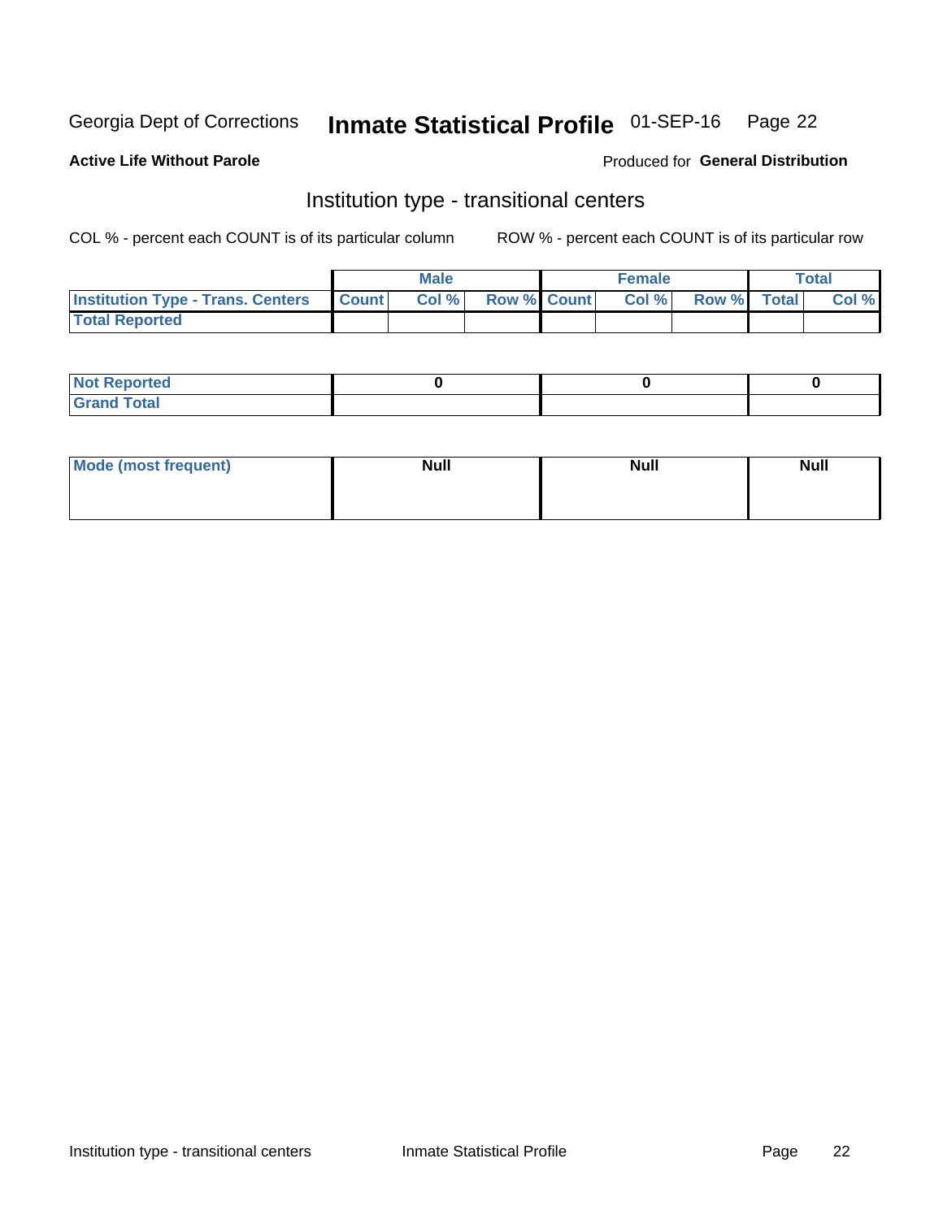Georgia Dept of Corrections **Inmate Statistical Profile** 01-SEP-16

**Active Life Without Parole**

Produced for **General Distribution**

## Institution type - transitional centers

COL % - percent each COUNT is of its particular column

ROW % - percent each COUNT is of its particular row

| | Male | | | Female | | | Total | |
|---|---|---|---|---|---|---|---|---|
| Institution Type - Trans. Centers | Count | Col % | Row % | Count | Col % | Row % | Total | Col % |
| Total Reported | | | | | | | | |

| | Male | Female | Total |
|---|---|---|---|
| Not Reported | 0 | 0 | 0 |
| Grand Total | | | |

| | Male | Female | Total |
|---|---|---|---|
| Mode (most frequent) | Null | Null | Null |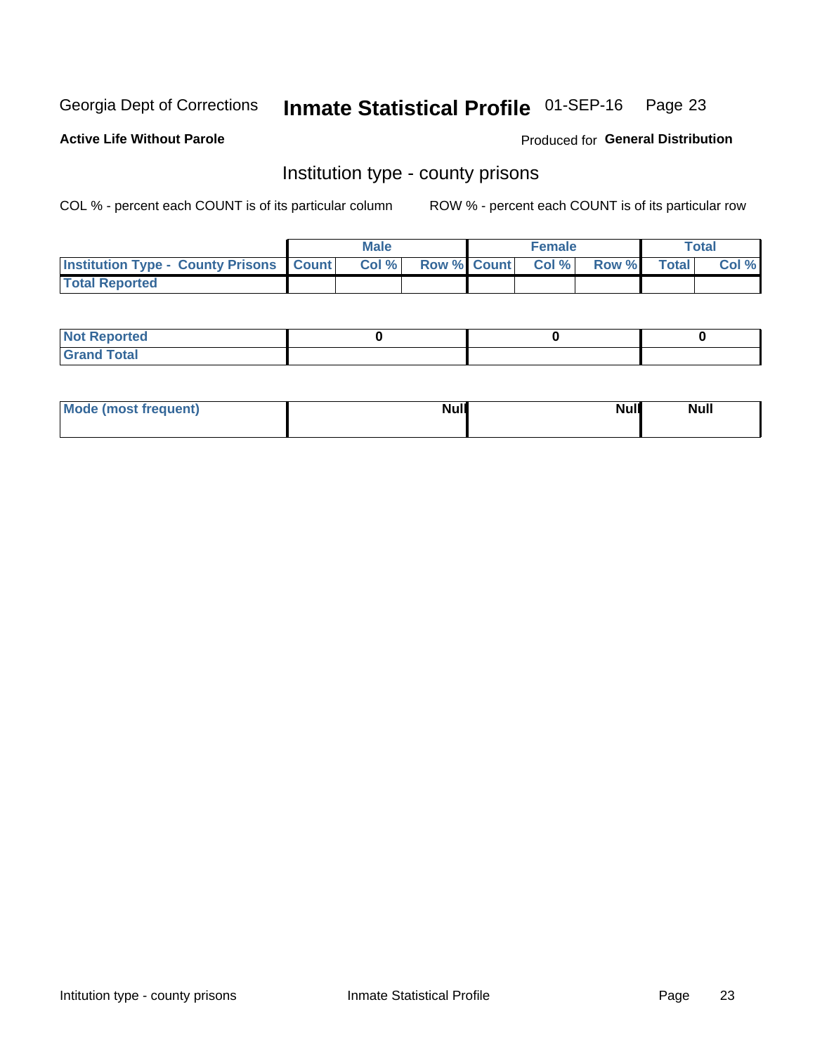Georgia Dept of Corrections **Inmate Statistical Profile** 01-SEP-16

**Active Life Without Parole**

Produced for **General Distribution**

## Institution type - county prisons

COL % - percent each COUNT is of its particular column

ROW % - percent each COUNT is of its particular row

| | Male | | | Female | | | Total | |
|---|---|---|---|---|---|---|---|---|
| **Institution Type - County Prisons** | **Count** | **Col %** | **Row %** | **Count** | **Col %** | **Row %** | **Total** | **Col %** |
| **Total Reported** | | | | | | | | |

| | Male | Female | Total |
|---|---|---|---|
| **Not Reported** | 0 | 0 | 0 |
| **Grand Total** | | | |

| | Male | Female | Total |
|---|---|---|---|
| **Mode (most frequent)** | Null | Null | Null |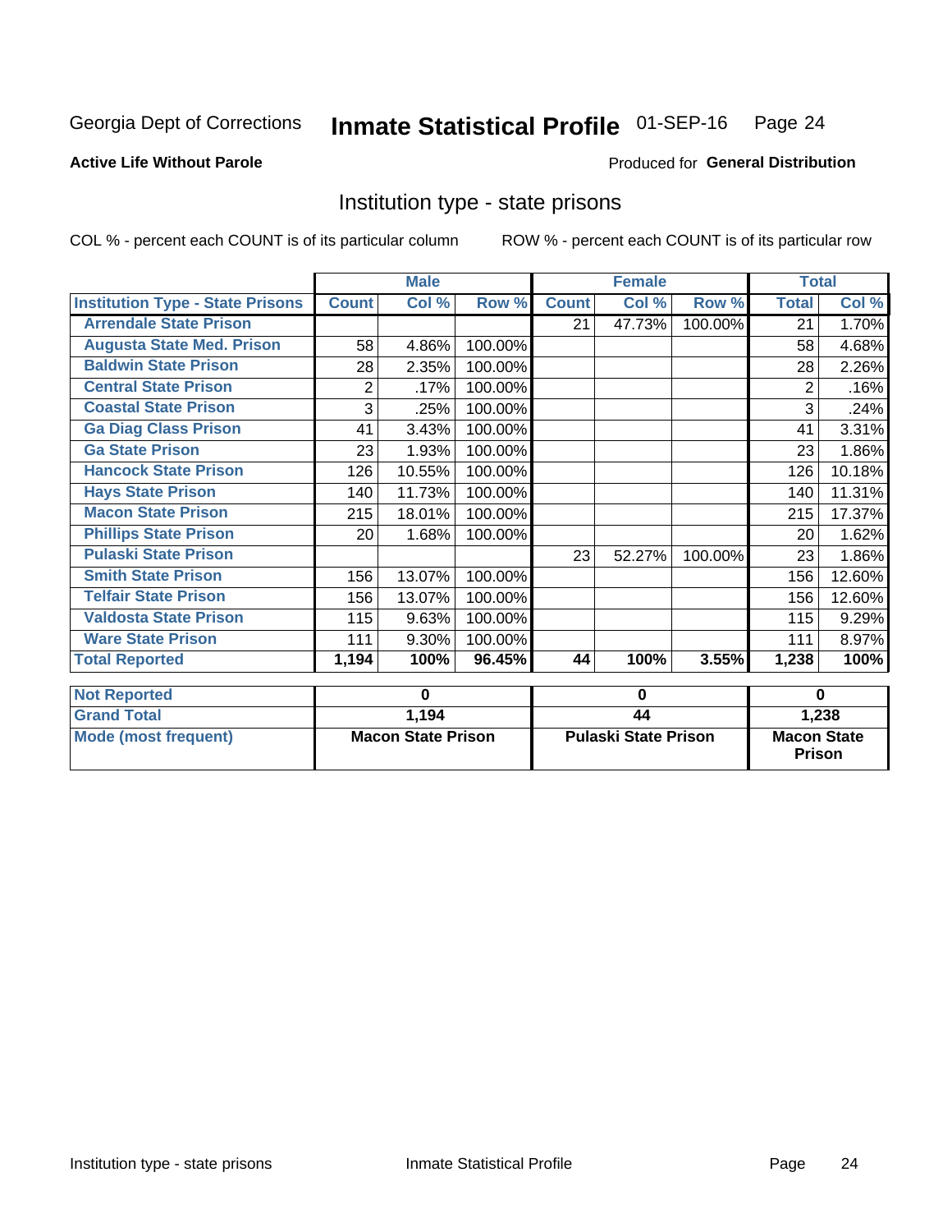Georgia Dept of Corrections **Inmate Statistical Profile** 01-SEP-16

**Active Life Without Parole**

Produced for **General Distribution**

## Institution type - state prisons

COL % - percent each COUNT is of its particular column     ROW % - percent each COUNT is of its particular row

| | Male | | | Female | | | Total | |
|---|---|---|---|---|---|---|---|---|
| **Institution Type - State Prisons** | **Count** | **Col %** | **Row %** | **Count** | **Col %** | **Row %** | **Total** | **Col %** |
| Arrendale State Prison | | | | 21 | 47.73% | 100.00% | 21 | 1.70% |
| Augusta State Med. Prison | 58 | 4.86% | 100.00% | | | | 58 | 4.68% |
| Baldwin State Prison | 28 | 2.35% | 100.00% | | | | 28 | 2.26% |
| Central State Prison | 2 | .17% | 100.00% | | | | 2 | .16% |
| Coastal State Prison | 3 | .25% | 100.00% | | | | 3 | .24% |
| Ga Diag Class Prison | 41 | 3.43% | 100.00% | | | | 41 | 3.31% |
| Ga State Prison | 23 | 1.93% | 100.00% | | | | 23 | 1.86% |
| Hancock State Prison | 126 | 10.55% | 100.00% | | | | 126 | 10.18% |
| Hays State Prison | 140 | 11.73% | 100.00% | | | | 140 | 11.31% |
| Macon State Prison | 215 | 18.01% | 100.00% | | | | 215 | 17.37% |
| Phillips State Prison | 20 | 1.68% | 100.00% | | | | 20 | 1.62% |
| Pulaski State Prison | | | | 23 | 52.27% | 100.00% | 23 | 1.86% |
| Smith State Prison | 156 | 13.07% | 100.00% | | | | 156 | 12.60% |
| Telfair State Prison | 156 | 13.07% | 100.00% | | | | 156 | 12.60% |
| Valdosta State Prison | 115 | 9.63% | 100.00% | | | | 115 | 9.29% |
| Ware State Prison | 111 | 9.30% | 100.00% | | | | 111 | 8.97% |
| **Total Reported** | **1,194** | **100%** | **96.45%** | **44** | **100%** | **3.55%** | **1,238** | **100%** |

| | Male | Female | Total |
|---|---|---|---|
| **Not Reported** | **0** | **0** | **0** |
| **Grand Total** | **1,194** | **44** | **1,238** |
| **Mode (most frequent)** | **Macon State Prison** | **Pulaski State Prison** | **Macon State Prison** |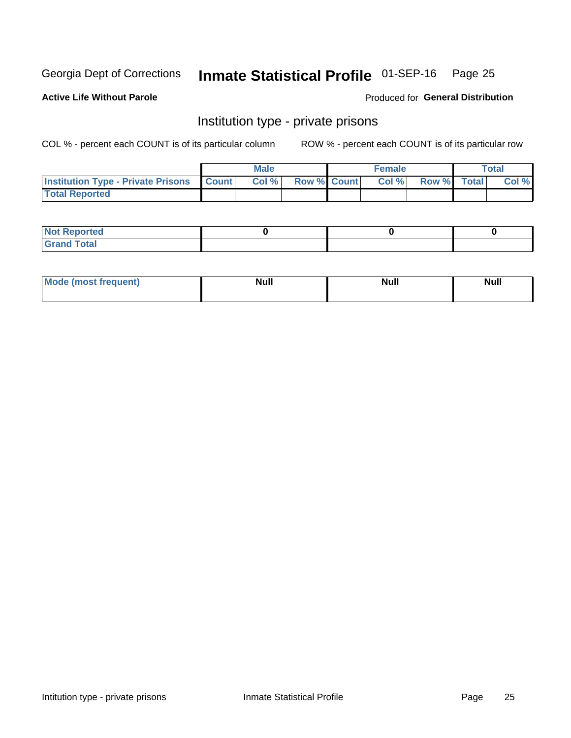Georgia Dept of Corrections **Inmate Statistical Profile** 01-SEP-16

**Active Life Without Parole**

Produced for **General Distribution**

## Institution type - private prisons

COL % - percent each COUNT is of its particular column    ROW % - percent each COUNT is of its particular row

| | Male | | | Female | | | Total | |
|---|---|---|---|---|---|---|---|---|
| **Institution Type - Private Prisons** | **Count** | **Col %** | **Row %** | **Count** | **Col %** | **Row %** | **Total** | **Col %** |
| **Total Reported** | | | | | | | | |

| | Male | Female | Total |
|---|---|---|---|
| **Not Reported** | 0 | 0 | 0 |
| **Grand Total** | | | |

| | Male | Female | Total |
|---|---|---|---|
| **Mode (most frequent)** | Null | Null | Null |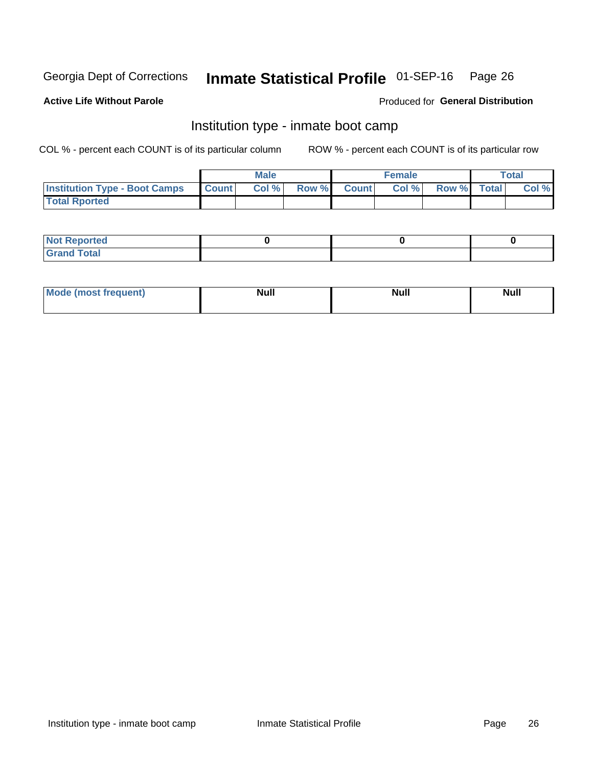Georgia Dept of Corrections **Inmate Statistical Profile** 01-SEP-16

**Active Life Without Parole**

Produced for **General Distribution**

## Institution type - inmate boot camp

COL % - percent each COUNT is of its particular column

ROW % - percent each COUNT is of its particular row

| | Male | | | Female | | | Total | |
|---|---|---|---|---|---|---|---|---|
| **Institution Type - Boot Camps** | **Count** | **Col %** | **Row %** | **Count** | **Col %** | **Row %** | **Total** | **Col %** |
| **Total Rported** | | | | | | | | |

| | Male | Female | Total |
|---|---|---|---|
| **Not Reported** | **0** | **0** | **0** |
| **Grand Total** | | | |

| | Male | Female | Total |
|---|---|---|---|
| **Mode (most frequent)** | **Null** | **Null** | **Null** |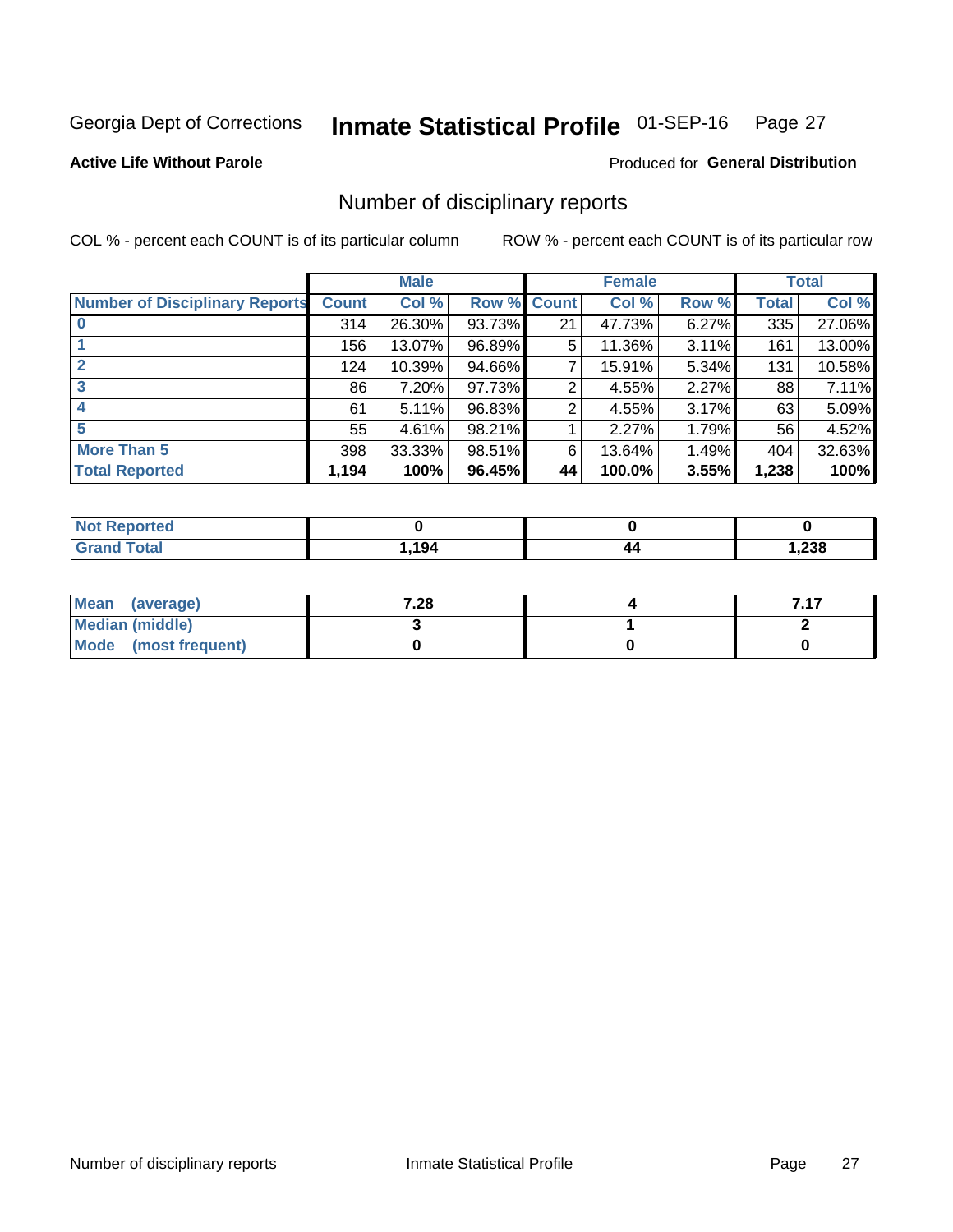Georgia Dept of Corrections **Inmate Statistical Profile** 01-SEP-16 Page 27

**Active Life Without Parole**

Produced for **General Distribution**

## Number of disciplinary reports

COL % - percent each COUNT is of its particular column

ROW % - percent each COUNT is of its particular row

| | Male | | | Female | | | Total | |
|---|---|---|---|---|---|---|---|---|
| **Number of Disciplinary Reports** | **Count** | **Col %** | **Row %** | **Count** | **Col %** | **Row %** | **Total** | **Col %** |
| **0** | 314 | 26.30% | 93.73% | 21 | 47.73% | 6.27% | 335 | 27.06% |
| **1** | 156 | 13.07% | 96.89% | 5 | 11.36% | 3.11% | 161 | 13.00% |
| **2** | 124 | 10.39% | 94.66% | 7 | 15.91% | 5.34% | 131 | 10.58% |
| **3** | 86 | 7.20% | 97.73% | 2 | 4.55% | 2.27% | 88 | 7.11% |
| **4** | 61 | 5.11% | 96.83% | 2 | 4.55% | 3.17% | 63 | 5.09% |
| **5** | 55 | 4.61% | 98.21% | 1 | 2.27% | 1.79% | 56 | 4.52% |
| **More Than 5** | 398 | 33.33% | 98.51% | 6 | 13.64% | 1.49% | 404 | 32.63% |
| **Total Reported** | **1,194** | **100%** | **96.45%** | **44** | **100.0%** | **3.55%** | **1,238** | **100%** |

| | Male | Female | Total |
|---|---|---|---|
| **Not Reported** | **0** | **0** | **0** |
| **Grand Total** | **1,194** | **44** | **1,238** |

| | Male | Female | Total |
|---|---|---|---|
| **Mean (average)** | **7.28** | **4** | **7.17** |
| **Median (middle)** | **3** | **1** | **2** |
| **Mode (most frequent)** | **0** | **0** | **0** |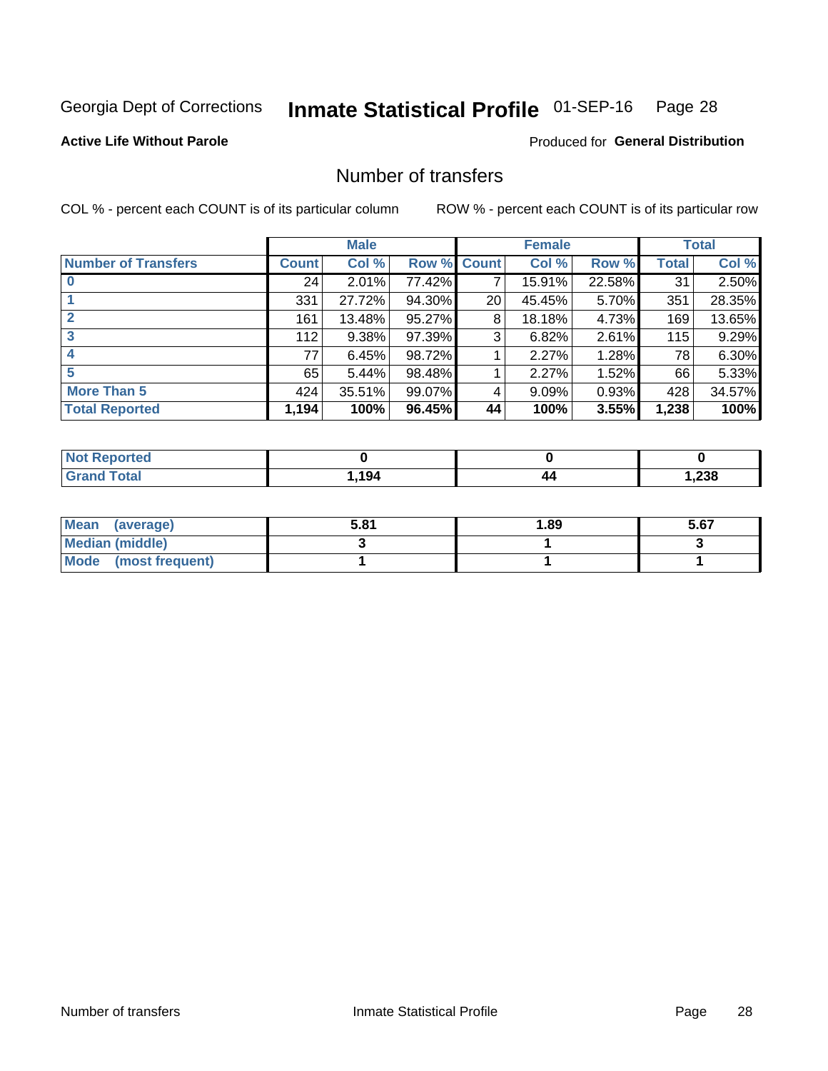Georgia Dept of Corrections **Inmate Statistical Profile** 01-SEP-16 Page 28

**Active Life Without Parole**

Produced for **General Distribution**

## Number of transfers

COL % - percent each COUNT is of its particular column

ROW % - percent each COUNT is of its particular row

| | Male | | | Female | | | Total | |
|---|---|---|---|---|---|---|---|---|
| **Number of Transfers** | **Count** | **Col %** | **Row %** | **Count** | **Col %** | **Row %** | **Total** | **Col %** |
| **0** | 24 | 2.01% | 77.42% | 7 | 15.91% | 22.58% | 31 | 2.50% |
| **1** | 331 | 27.72% | 94.30% | 20 | 45.45% | 5.70% | 351 | 28.35% |
| **2** | 161 | 13.48% | 95.27% | 8 | 18.18% | 4.73% | 169 | 13.65% |
| **3** | 112 | 9.38% | 97.39% | 3 | 6.82% | 2.61% | 115 | 9.29% |
| **4** | 77 | 6.45% | 98.72% | 1 | 2.27% | 1.28% | 78 | 6.30% |
| **5** | 65 | 5.44% | 98.48% | 1 | 2.27% | 1.52% | 66 | 5.33% |
| **More Than 5** | 424 | 35.51% | 99.07% | 4 | 9.09% | 0.93% | 428 | 34.57% |
| **Total Reported** | **1,194** | **100%** | **96.45%** | **44** | **100%** | **3.55%** | **1,238** | **100%** |

| | Male | Female | Total |
|---|---|---|---|
| **Not Reported** | **0** | **0** | **0** |
| **Grand Total** | **1,194** | **44** | **1,238** |

| | Male | Female | Total |
|---|---|---|---|
| **Mean (average)** | **5.81** | **1.89** | **5.67** |
| **Median (middle)** | **3** | **1** | **3** |
| **Mode (most frequent)** | **1** | **1** | **1** |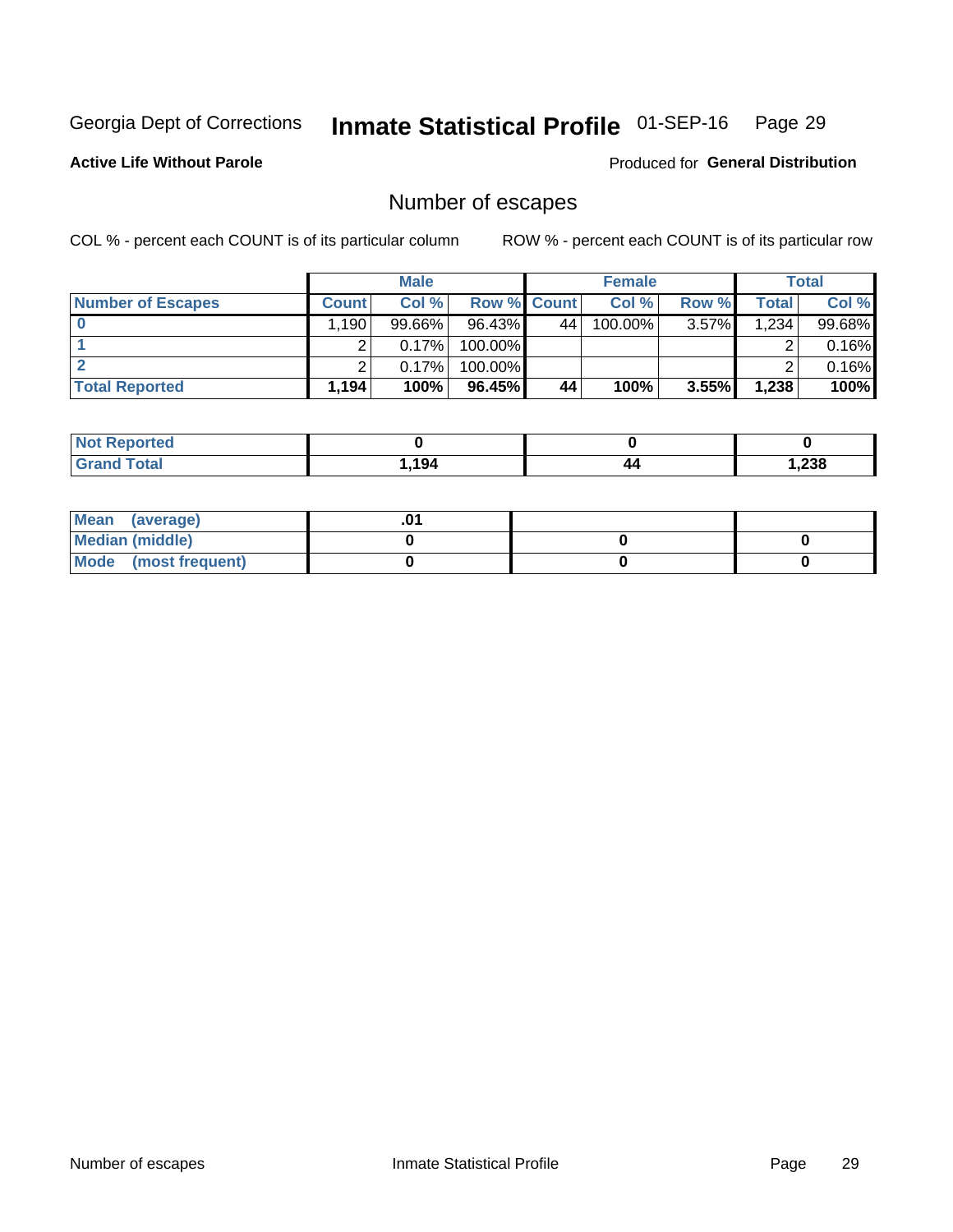Georgia Dept of Corrections **Inmate Statistical Profile** 01-SEP-16

**Active Life Without Parole**

Produced for **General Distribution**

## Number of escapes

COL % - percent each COUNT is of its particular column ROW % - percent each COUNT is of its particular row

| | Male | | | Female | | | Total | |
|---|---|---|---|---|---|---|---|---|
| **Number of Escapes** | **Count** | **Col %** | **Row %** | **Count** | **Col %** | **Row %** | **Total** | **Col %** |
| **0** | 1,190 | 99.66% | 96.43% | 44 | 100.00% | 3.57% | 1,234 | 99.68% |
| **1** | 2 | 0.17% | 100.00% | | | | 2 | 0.16% |
| **2** | 2 | 0.17% | 100.00% | | | | 2 | 0.16% |
| **Total Reported** | **1,194** | **100%** | **96.45%** | **44** | **100%** | **3.55%** | **1,238** | **100%** |

| | Male | Female | Total |
|---|---|---|---|
| **Not Reported** | **0** | **0** | **0** |
| **Grand Total** | **1,194** | **44** | **1,238** |

| | Male | Female | Total |
|---|---|---|---|
| **Mean (average)** | **.01** | | |
| **Median (middle)** | **0** | **0** | **0** |
| **Mode (most frequent)** | **0** | **0** | **0** |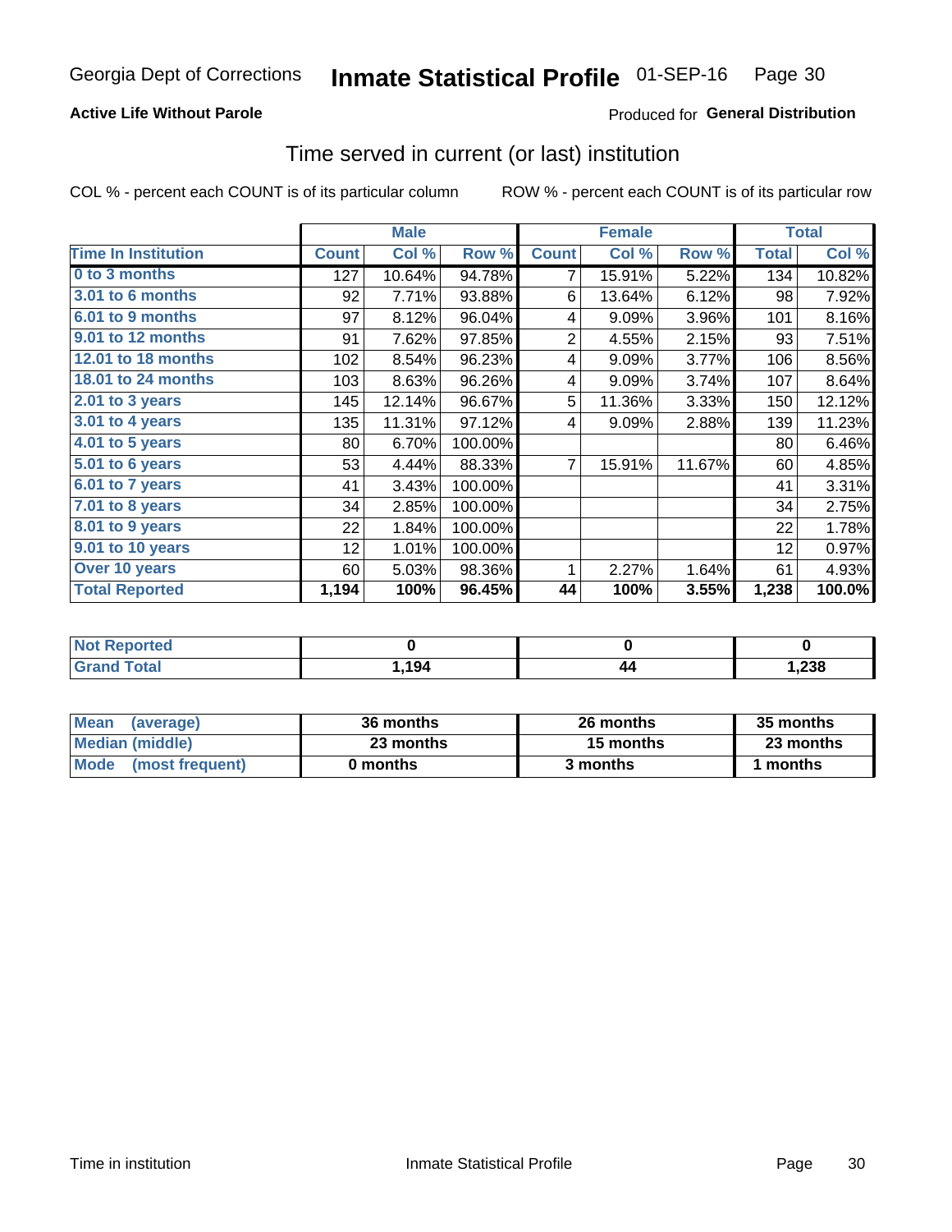Georgia Dept of Corrections **Inmate Statistical Profile** 01-SEP-16 Page 30

**Active Life Without Parole**

Produced for **General Distribution**

## Time served in current (or last) institution

COL % - percent each COUNT is of its particular column ROW % - percent each COUNT is of its particular row

| | Male | | | Female | | | Total | |
|---|---|---|---|---|---|---|---|---|
| **Time In Institution** | **Count** | **Col %** | **Row %** | **Count** | **Col %** | **Row %** | **Total** | **Col %** |
| **0 to 3 months** | 127 | 10.64% | 94.78% | 7 | 15.91% | 5.22% | 134 | 10.82% |
| **3.01 to 6 months** | 92 | 7.71% | 93.88% | 6 | 13.64% | 6.12% | 98 | 7.92% |
| **6.01 to 9 months** | 97 | 8.12% | 96.04% | 4 | 9.09% | 3.96% | 101 | 8.16% |
| **9.01 to 12 months** | 91 | 7.62% | 97.85% | 2 | 4.55% | 2.15% | 93 | 7.51% |
| **12.01 to 18 months** | 102 | 8.54% | 96.23% | 4 | 9.09% | 3.77% | 106 | 8.56% |
| **18.01 to 24 months** | 103 | 8.63% | 96.26% | 4 | 9.09% | 3.74% | 107 | 8.64% |
| **2.01 to 3 years** | 145 | 12.14% | 96.67% | 5 | 11.36% | 3.33% | 150 | 12.12% |
| **3.01 to 4 years** | 135 | 11.31% | 97.12% | 4 | 9.09% | 2.88% | 139 | 11.23% |
| **4.01 to 5 years** | 80 | 6.70% | 100.00% | | | | 80 | 6.46% |
| **5.01 to 6 years** | 53 | 4.44% | 88.33% | 7 | 15.91% | 11.67% | 60 | 4.85% |
| **6.01 to 7 years** | 41 | 3.43% | 100.00% | | | | 41 | 3.31% |
| **7.01 to 8 years** | 34 | 2.85% | 100.00% | | | | 34 | 2.75% |
| **8.01 to 9 years** | 22 | 1.84% | 100.00% | | | | 22 | 1.78% |
| **9.01 to 10 years** | 12 | 1.01% | 100.00% | | | | 12 | 0.97% |
| **Over 10 years** | 60 | 5.03% | 98.36% | 1 | 2.27% | 1.64% | 61 | 4.93% |
| **Total Reported** | **1,194** | **100%** | **96.45%** | **44** | **100%** | **3.55%** | **1,238** | **100.0%** |

| | Male | Female | Total |
|---|---|---|---|
| **Not Reported** | **0** | **0** | **0** |
| **Grand Total** | **1,194** | **44** | **1,238** |

| | Male | Female | Total |
|---|---|---|---|
| **Mean (average)** | **36 months** | **26 months** | **35 months** |
| **Median (middle)** | **23 months** | **15 months** | **23 months** |
| **Mode (most frequent)** | **0 months** | **3 months** | **1 months** |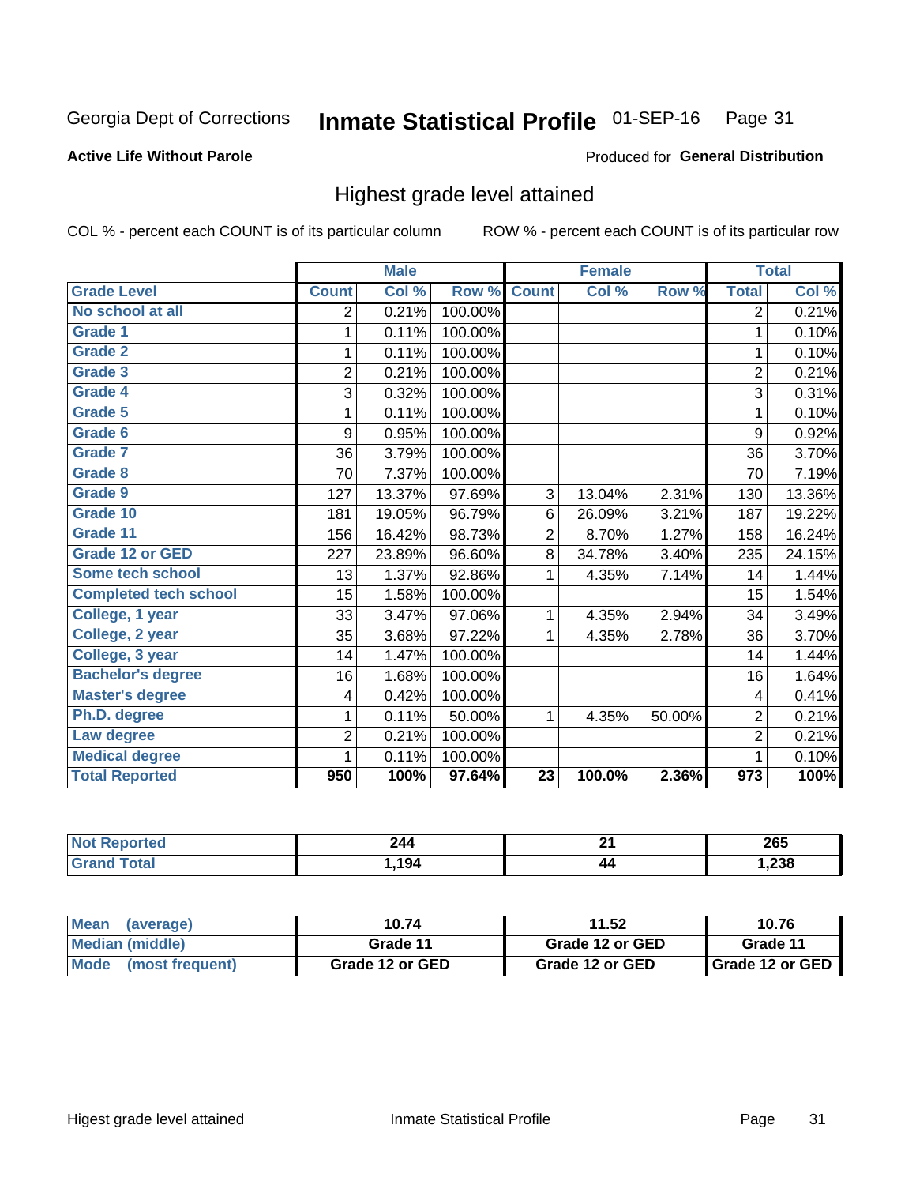Georgia Dept of Corrections **Inmate Statistical Profile** 01-SEP-16

**Active Life Without Parole**

Produced for **General Distribution**

## Highest grade level attained

COL % - percent each COUNT is of its particular column

ROW % - percent each COUNT is of its particular row

| | Male | | | Female | | | Total | |
|---|---|---|---|---|---|---|---|---|
| **Grade Level** | **Count** | **Col %** | **Row %** | **Count** | **Col %** | **Row %** | **Total** | **Col %** |
| **No school at all** | 2 | 0.21% | 100.00% | | | | 2 | 0.21% |
| **Grade 1** | 1 | 0.11% | 100.00% | | | | 1 | 0.10% |
| **Grade 2** | 1 | 0.11% | 100.00% | | | | 1 | 0.10% |
| **Grade 3** | 2 | 0.21% | 100.00% | | | | 2 | 0.21% |
| **Grade 4** | 3 | 0.32% | 100.00% | | | | 3 | 0.31% |
| **Grade 5** | 1 | 0.11% | 100.00% | | | | 1 | 0.10% |
| **Grade 6** | 9 | 0.95% | 100.00% | | | | 9 | 0.92% |
| **Grade 7** | 36 | 3.79% | 100.00% | | | | 36 | 3.70% |
| **Grade 8** | 70 | 7.37% | 100.00% | | | | 70 | 7.19% |
| **Grade 9** | 127 | 13.37% | 97.69% | 3 | 13.04% | 2.31% | 130 | 13.36% |
| **Grade 10** | 181 | 19.05% | 96.79% | 6 | 26.09% | 3.21% | 187 | 19.22% |
| **Grade 11** | 156 | 16.42% | 98.73% | 2 | 8.70% | 1.27% | 158 | 16.24% |
| **Grade 12 or GED** | 227 | 23.89% | 96.60% | 8 | 34.78% | 3.40% | 235 | 24.15% |
| **Some tech school** | 13 | 1.37% | 92.86% | 1 | 4.35% | 7.14% | 14 | 1.44% |
| **Completed tech school** | 15 | 1.58% | 100.00% | | | | 15 | 1.54% |
| **College, 1 year** | 33 | 3.47% | 97.06% | 1 | 4.35% | 2.94% | 34 | 3.49% |
| **College, 2 year** | 35 | 3.68% | 97.22% | 1 | 4.35% | 2.78% | 36 | 3.70% |
| **College, 3 year** | 14 | 1.47% | 100.00% | | | | 14 | 1.44% |
| **Bachelor's degree** | 16 | 1.68% | 100.00% | | | | 16 | 1.64% |
| **Master's degree** | 4 | 0.42% | 100.00% | | | | 4 | 0.41% |
| **Ph.D. degree** | 1 | 0.11% | 50.00% | 1 | 4.35% | 50.00% | 2 | 0.21% |
| **Law degree** | 2 | 0.21% | 100.00% | | | | 2 | 0.21% |
| **Medical degree** | 1 | 0.11% | 100.00% | | | | 1 | 0.10% |
| **Total Reported** | **950** | **100%** | **97.64%** | **23** | **100.0%** | **2.36%** | **973** | **100%** |

| | Male | Female | Total |
|---|---|---|---|
| **Not Reported** | **244** | **21** | **265** |
| **Grand Total** | **1,194** | **44** | **1,238** |

| | Male | Female | Total |
|---|---|---|---|
| **Mean (average)** | **10.74** | **11.52** | **10.76** |
| **Median (middle)** | **Grade 11** | **Grade 12 or GED** | **Grade 11** |
| **Mode (most frequent)** | **Grade 12 or GED** | **Grade 12 or GED** | **Grade 12 or GED** |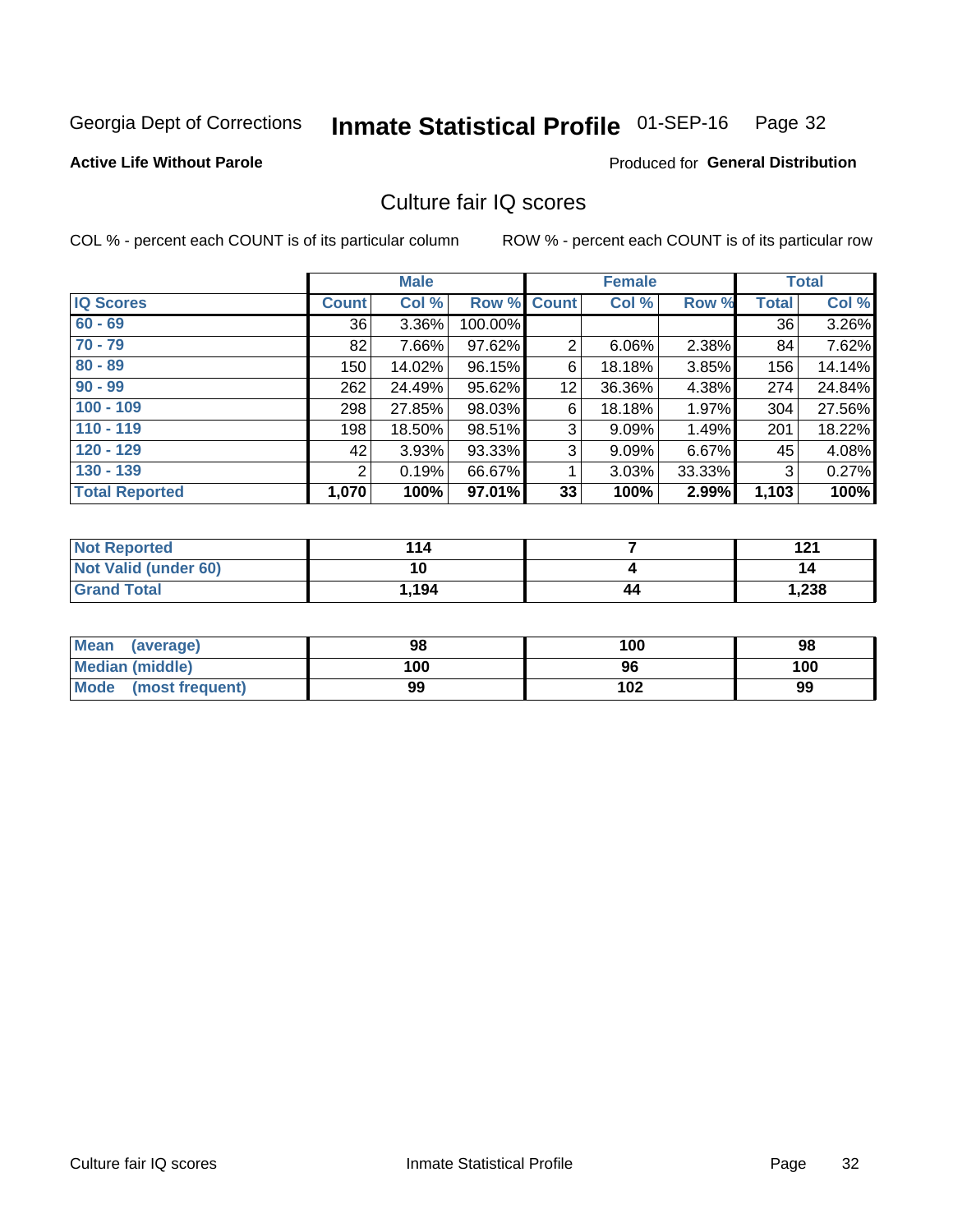Georgia Dept of Corrections **Inmate Statistical Profile** 01-SEP-16 Page 32

**Active Life Without Parole**

Produced for **General Distribution**

## Culture fair IQ scores

COL % - percent each COUNT is of its particular column

ROW % - percent each COUNT is of its particular row

| | Male | | | Female | | | Total | |
|---|---|---|---|---|---|---|---|---|
| **IQ Scores** | **Count** | **Col %** | **Row %** | **Count** | **Col %** | **Row %** | **Total** | **Col %** |
| 60 - 69 | 36 | 3.36% | 100.00% | | | | 36 | 3.26% |
| 70 - 79 | 82 | 7.66% | 97.62% | 2 | 6.06% | 2.38% | 84 | 7.62% |
| 80 - 89 | 150 | 14.02% | 96.15% | 6 | 18.18% | 3.85% | 156 | 14.14% |
| 90 - 99 | 262 | 24.49% | 95.62% | 12 | 36.36% | 4.38% | 274 | 24.84% |
| 100 - 109 | 298 | 27.85% | 98.03% | 6 | 18.18% | 1.97% | 304 | 27.56% |
| 110 - 119 | 198 | 18.50% | 98.51% | 3 | 9.09% | 1.49% | 201 | 18.22% |
| 120 - 129 | 42 | 3.93% | 93.33% | 3 | 9.09% | 6.67% | 45 | 4.08% |
| 130 - 139 | 2 | 0.19% | 66.67% | 1 | 3.03% | 33.33% | 3 | 0.27% |
| **Total Reported** | **1,070** | **100%** | **97.01%** | **33** | **100%** | **2.99%** | **1,103** | **100%** |

| | Male | Female | Total |
|---|---|---|---|
| **Not Reported** | **114** | **7** | **121** |
| **Not Valid (under 60)** | **10** | **4** | **14** |
| **Grand Total** | **1,194** | **44** | **1,238** |

| | Male | Female | Total |
|---|---|---|---|
| **Mean (average)** | **98** | **100** | **98** |
| **Median (middle)** | **100** | **96** | **100** |
| **Mode (most frequent)** | **99** | **102** | **99** |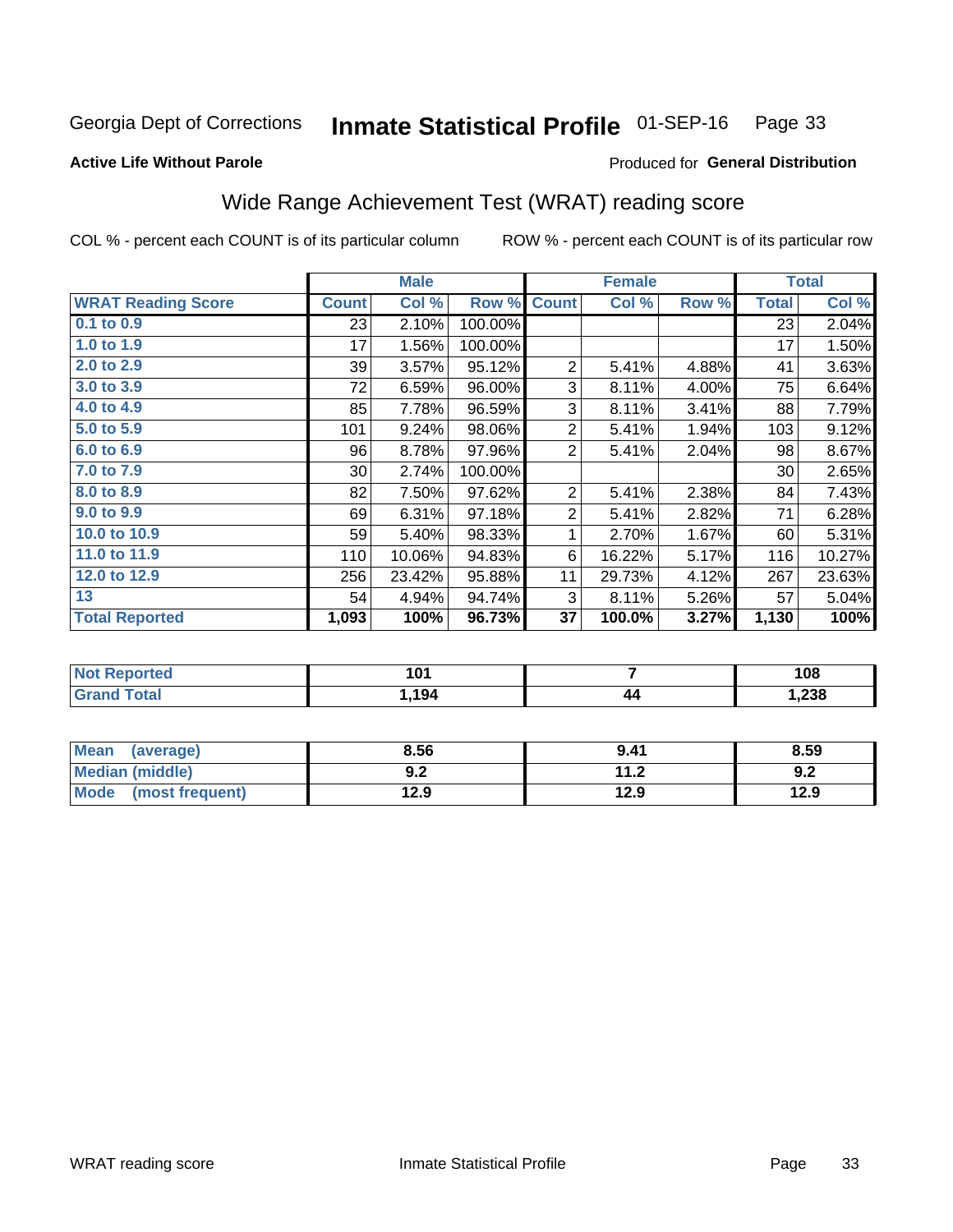Georgia Dept of Corrections **Inmate Statistical Profile** 01-SEP-16 Page 33

**Active Life Without Parole**

Produced for **General Distribution**

## Wide Range Achievement Test (WRAT) reading score

COL % - percent each COUNT is of its particular column ROW % - percent each COUNT is of its particular row

| | Male | | | Female | | | Total | |
|---|---|---|---|---|---|---|---|---|
| **WRAT Reading Score** | **Count** | **Col %** | **Row %** | **Count** | **Col %** | **Row %** | **Total** | **Col %** |
| 0.1 to 0.9 | 23 | 2.10% | 100.00% | | | | 23 | 2.04% |
| 1.0 to 1.9 | 17 | 1.56% | 100.00% | | | | 17 | 1.50% |
| 2.0 to 2.9 | 39 | 3.57% | 95.12% | 2 | 5.41% | 4.88% | 41 | 3.63% |
| 3.0 to 3.9 | 72 | 6.59% | 96.00% | 3 | 8.11% | 4.00% | 75 | 6.64% |
| 4.0 to 4.9 | 85 | 7.78% | 96.59% | 3 | 8.11% | 3.41% | 88 | 7.79% |
| 5.0 to 5.9 | 101 | 9.24% | 98.06% | 2 | 5.41% | 1.94% | 103 | 9.12% |
| 6.0 to 6.9 | 96 | 8.78% | 97.96% | 2 | 5.41% | 2.04% | 98 | 8.67% |
| 7.0 to 7.9 | 30 | 2.74% | 100.00% | | | | 30 | 2.65% |
| 8.0 to 8.9 | 82 | 7.50% | 97.62% | 2 | 5.41% | 2.38% | 84 | 7.43% |
| 9.0 to 9.9 | 69 | 6.31% | 97.18% | 2 | 5.41% | 2.82% | 71 | 6.28% |
| 10.0 to 10.9 | 59 | 5.40% | 98.33% | 1 | 2.70% | 1.67% | 60 | 5.31% |
| 11.0 to 11.9 | 110 | 10.06% | 94.83% | 6 | 16.22% | 5.17% | 116 | 10.27% |
| 12.0 to 12.9 | 256 | 23.42% | 95.88% | 11 | 29.73% | 4.12% | 267 | 23.63% |
| 13 | 54 | 4.94% | 94.74% | 3 | 8.11% | 5.26% | 57 | 5.04% |
| **Total Reported** | **1,093** | **100%** | **96.73%** | **37** | **100.0%** | **3.27%** | **1,130** | **100%** |

| | Male | Female | Total |
|---|---|---|---|
| Not Reported | 101 | 7 | 108 |
| Grand Total | 1,194 | 44 | 1,238 |

| | Male | Female | Total |
|---|---|---|---|
| Mean (average) | 8.56 | 9.41 | 8.59 |
| Median (middle) | 9.2 | 11.2 | 9.2 |
| Mode (most frequent) | 12.9 | 12.9 | 12.9 |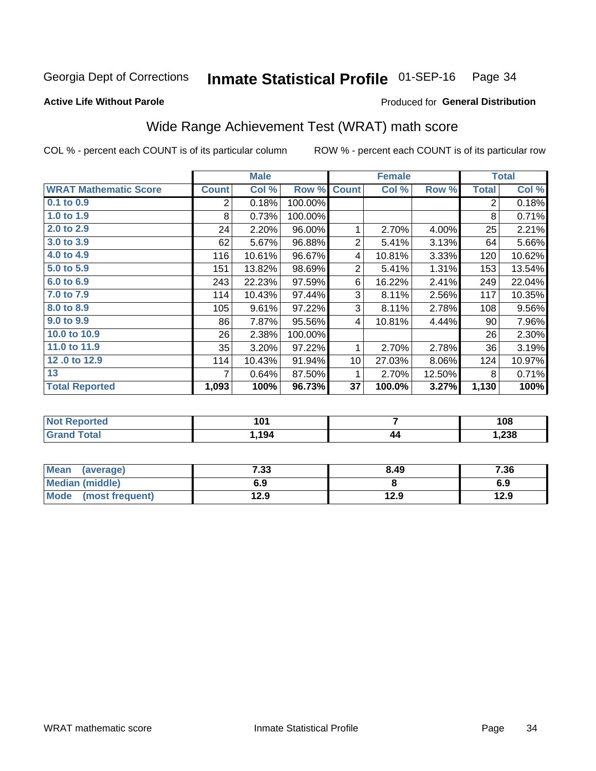Georgia Dept of Corrections **Inmate Statistical Profile** 01-SEP-16 Page 34

**Active Life Without Parole**

Produced for **General Distribution**

## Wide Range Achievement Test (WRAT) math score

COL % - percent each COUNT is of its particular column

ROW % - percent each COUNT is of its particular row

| | Male | | | Female | | | Total | |
|---|---|---|---|---|---|---|---|---|
| **WRAT Mathematic Score** | **Count** | **Col %** | **Row %** | **Count** | **Col %** | **Row %** | **Total** | **Col %** |
| 0.1 to 0.9 | 2 | 0.18% | 100.00% | | | | 2 | 0.18% |
| 1.0 to 1.9 | 8 | 0.73% | 100.00% | | | | 8 | 0.71% |
| 2.0 to 2.9 | 24 | 2.20% | 96.00% | 1 | 2.70% | 4.00% | 25 | 2.21% |
| 3.0 to 3.9 | 62 | 5.67% | 96.88% | 2 | 5.41% | 3.13% | 64 | 5.66% |
| 4.0 to 4.9 | 116 | 10.61% | 96.67% | 4 | 10.81% | 3.33% | 120 | 10.62% |
| 5.0 to 5.9 | 151 | 13.82% | 98.69% | 2 | 5.41% | 1.31% | 153 | 13.54% |
| 6.0 to 6.9 | 243 | 22.23% | 97.59% | 6 | 16.22% | 2.41% | 249 | 22.04% |
| 7.0 to 7.9 | 114 | 10.43% | 97.44% | 3 | 8.11% | 2.56% | 117 | 10.35% |
| 8.0 to 8.9 | 105 | 9.61% | 97.22% | 3 | 8.11% | 2.78% | 108 | 9.56% |
| 9.0 to 9.9 | 86 | 7.87% | 95.56% | 4 | 10.81% | 4.44% | 90 | 7.96% |
| 10.0 to 10.9 | 26 | 2.38% | 100.00% | | | | 26 | 2.30% |
| 11.0 to 11.9 | 35 | 3.20% | 97.22% | 1 | 2.70% | 2.78% | 36 | 3.19% |
| 12 .0 to 12.9 | 114 | 10.43% | 91.94% | 10 | 27.03% | 8.06% | 124 | 10.97% |
| 13 | 7 | 0.64% | 87.50% | 1 | 2.70% | 12.50% | 8 | 0.71% |
| **Total Reported** | **1,093** | **100%** | **96.73%** | **37** | **100.0%** | **3.27%** | **1,130** | **100%** |

| | Male | Female | Total |
|---|---|---|---|
| **Not Reported** | **101** | **7** | **108** |
| **Grand Total** | **1,194** | **44** | **1,238** |

| | Male | Female | Total |
|---|---|---|---|
| **Mean (average)** | **7.33** | **8.49** | **7.36** |
| **Median (middle)** | **6.9** | **8** | **6.9** |
| **Mode (most frequent)** | **12.9** | **12.9** | **12.9** |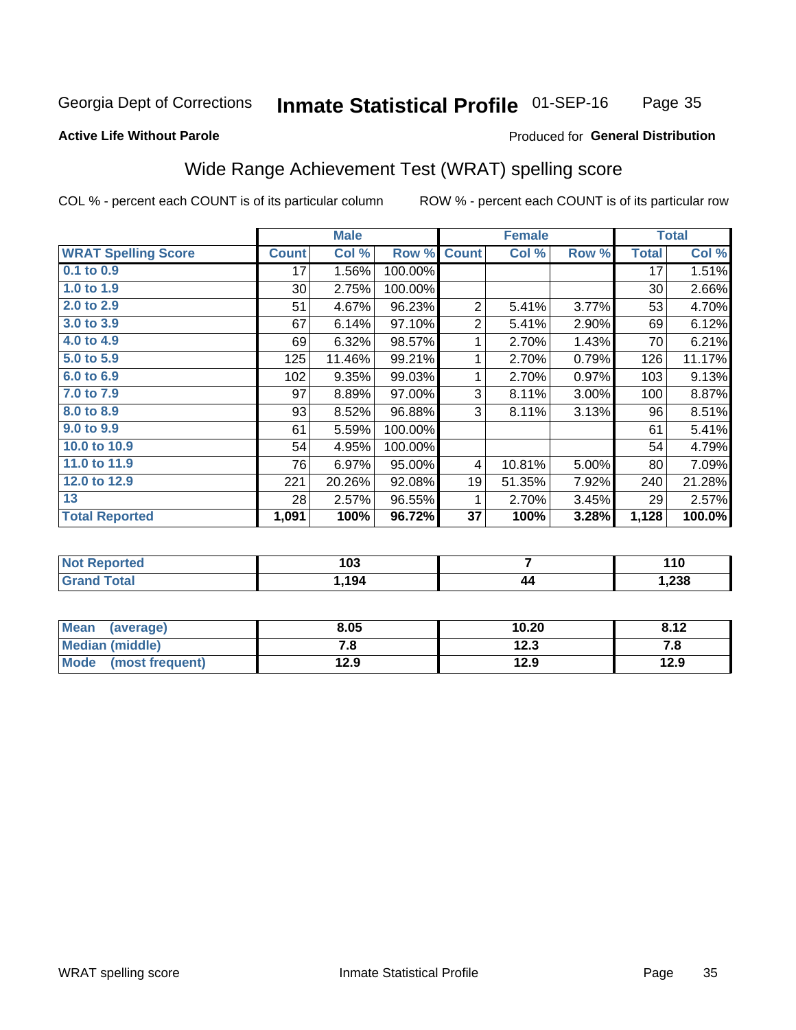Georgia Dept of Corrections **Inmate Statistical Profile** 01-SEP-16

**Active Life Without Parole**

Produced for **General Distribution**

## Wide Range Achievement Test (WRAT) spelling score

COL % - percent each COUNT is of its particular column ROW % - percent each COUNT is of its particular row

| | Male | | | Female | | | Total | |
|---|---|---|---|---|---|---|---|---|
| **WRAT Spelling Score** | **Count** | **Col %** | **Row %** | **Count** | **Col %** | **Row %** | **Total** | **Col %** |
| 0.1 to 0.9 | 17 | 1.56% | 100.00% | | | | 17 | 1.51% |
| 1.0 to 1.9 | 30 | 2.75% | 100.00% | | | | 30 | 2.66% |
| 2.0 to 2.9 | 51 | 4.67% | 96.23% | 2 | 5.41% | 3.77% | 53 | 4.70% |
| 3.0 to 3.9 | 67 | 6.14% | 97.10% | 2 | 5.41% | 2.90% | 69 | 6.12% |
| 4.0 to 4.9 | 69 | 6.32% | 98.57% | 1 | 2.70% | 1.43% | 70 | 6.21% |
| 5.0 to 5.9 | 125 | 11.46% | 99.21% | 1 | 2.70% | 0.79% | 126 | 11.17% |
| 6.0 to 6.9 | 102 | 9.35% | 99.03% | 1 | 2.70% | 0.97% | 103 | 9.13% |
| 7.0 to 7.9 | 97 | 8.89% | 97.00% | 3 | 8.11% | 3.00% | 100 | 8.87% |
| 8.0 to 8.9 | 93 | 8.52% | 96.88% | 3 | 8.11% | 3.13% | 96 | 8.51% |
| 9.0 to 9.9 | 61 | 5.59% | 100.00% | | | | 61 | 5.41% |
| 10.0 to 10.9 | 54 | 4.95% | 100.00% | | | | 54 | 4.79% |
| 11.0 to 11.9 | 76 | 6.97% | 95.00% | 4 | 10.81% | 5.00% | 80 | 7.09% |
| 12.0 to 12.9 | 221 | 20.26% | 92.08% | 19 | 51.35% | 7.92% | 240 | 21.28% |
| 13 | 28 | 2.57% | 96.55% | 1 | 2.70% | 3.45% | 29 | 2.57% |
| **Total Reported** | **1,091** | **100%** | **96.72%** | **37** | **100%** | **3.28%** | **1,128** | **100.0%** |

| | Male | Female | Total |
|---|---|---|---|
| Not Reported | 103 | 7 | 110 |
| Grand Total | 1,194 | 44 | 1,238 |

| | Male | Female | Total |
|---|---|---|---|
| Mean (average) | 8.05 | 10.20 | 8.12 |
| Median (middle) | 7.8 | 12.3 | 7.8 |
| Mode (most frequent) | 12.9 | 12.9 | 12.9 |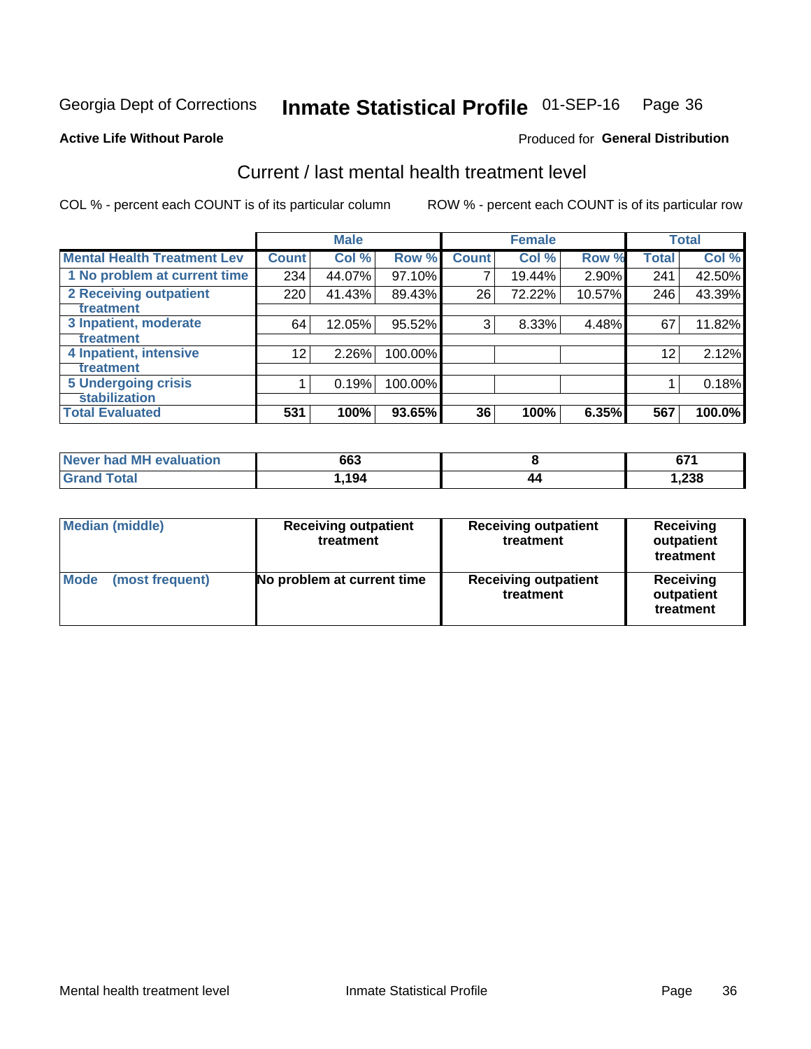Georgia Dept of Corrections **Inmate Statistical Profile** 01-SEP-16

**Active Life Without Parole**

Produced for **General Distribution**

## Current / last mental health treatment level

COL % - percent each COUNT is of its particular column

ROW % - percent each COUNT is of its particular row

| | Male | | | Female | | | Total | |
|---|---|---|---|---|---|---|---|---|
| **Mental Health Treatment Lev** | **Count** | **Col %** | **Row %** | **Count** | **Col %** | **Row %** | **Total** | **Col %** |
| 1 No problem at current time | 234 | 44.07% | 97.10% | 7 | 19.44% | 2.90% | 241 | 42.50% |
| 2 Receiving outpatient treatment | 220 | 41.43% | 89.43% | 26 | 72.22% | 10.57% | 246 | 43.39% |
| 3 Inpatient, moderate treatment | 64 | 12.05% | 95.52% | 3 | 8.33% | 4.48% | 67 | 11.82% |
| 4 Inpatient, intensive treatment | 12 | 2.26% | 100.00% | | | | 12 | 2.12% |
| 5 Undergoing crisis stabilization | 1 | 0.19% | 100.00% | | | | 1 | 0.18% |
| **Total Evaluated** | **531** | **100%** | **93.65%** | **36** | **100%** | **6.35%** | **567** | **100.0%** |

| | Male | Female | Total |
|---|---|---|---|
| Never had MH evaluation | **663** | **8** | **671** |
| Grand Total | **1,194** | **44** | **1,238** |

| | Male | Female | Total |
|---|---|---|---|
| Median (middle) | **Receiving outpatient treatment** | **Receiving outpatient treatment** | **Receiving outpatient treatment** |
| Mode (most frequent) | **No problem at current time** | **Receiving outpatient treatment** | **Receiving outpatient treatment** |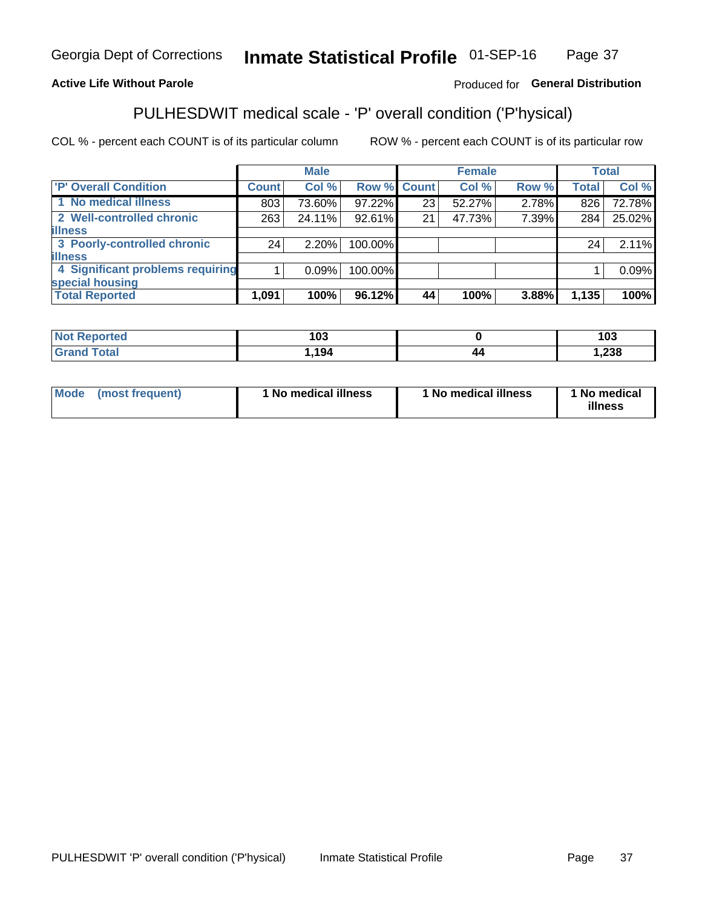Georgia Dept of Corrections **Inmate Statistical Profile** 01-SEP-16

**Active Life Without Parole**

Produced for **General Distribution**

## PULHESDWIT medical scale - 'P' overall condition ('P'hysical)

COL % - percent each COUNT is of its particular column

ROW % - percent each COUNT is of its particular row

| | Male | | | Female | | | Total | |
|---|---|---|---|---|---|---|---|---|
| 'P' Overall Condition | Count | Col % | Row % | Count | Col % | Row % | Total | Col % |
| 1 No medical illness | 803 | 73.60% | 97.22% | 23 | 52.27% | 2.78% | 826 | 72.78% |
| 2 Well-controlled chronic illness | 263 | 24.11% | 92.61% | 21 | 47.73% | 7.39% | 284 | 25.02% |
| 3 Poorly-controlled chronic illness | 24 | 2.20% | 100.00% | | | | 24 | 2.11% |
| 4 Significant problems requiring special housing | 1 | 0.09% | 100.00% | | | | 1 | 0.09% |
| **Total Reported** | **1,091** | **100%** | **96.12%** | **44** | **100%** | **3.88%** | **1,135** | **100%** |

| | Male | Female | Total |
|---|---|---|---|
| Not Reported | 103 | 0 | 103 |
| Grand Total | 1,194 | 44 | 1,238 |

| | Male | Female | Total |
|---|---|---|---|
| Mode (most frequent) | 1 No medical illness | 1 No medical illness | 1 No medical illness |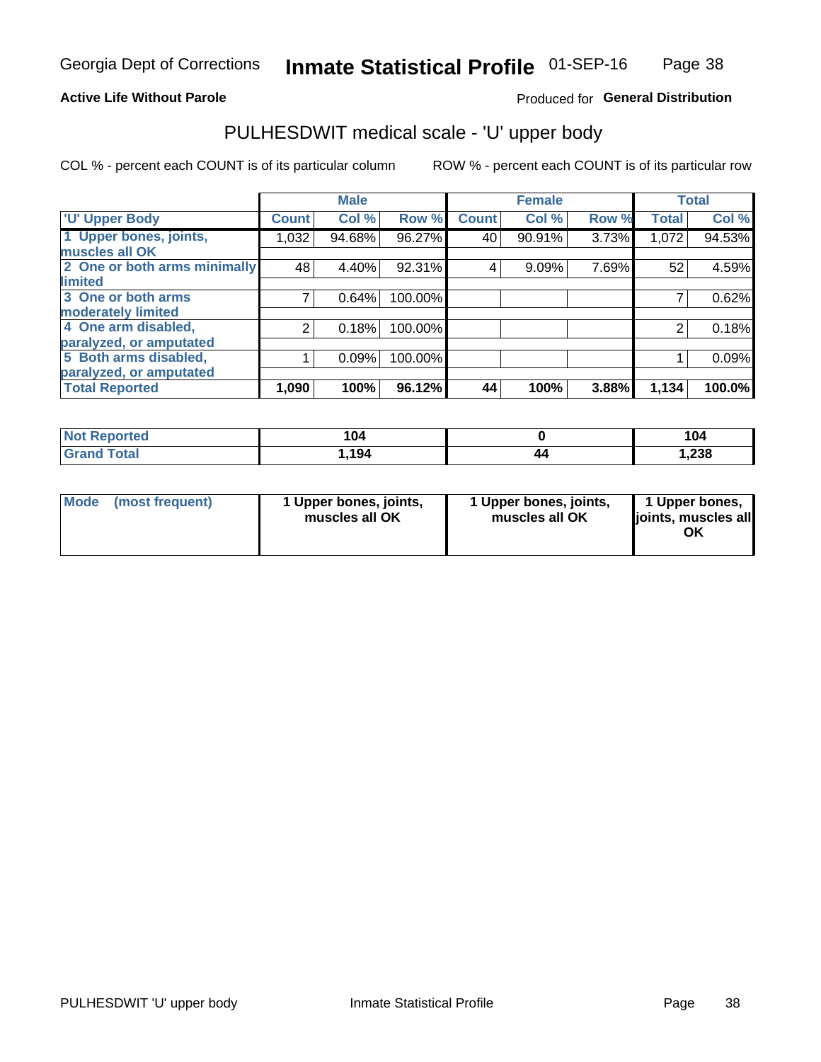Georgia Dept of Corrections **Inmate Statistical Profile** 01-SEP-16

**Active Life Without Parole** Produced for **General Distribution**

## PULHESDWIT medical scale - 'U' upper body

COL % - percent each COUNT is of its particular column ROW % - percent each COUNT is of its particular row

| 'U' Upper Body | Male | | | Female | | | Total | |
|---|---|---|---|---|---|---|---|---|
| | Count | Col % | Row % | Count | Col % | Row % | Total | Col % |
| 1 Upper bones, joints, muscles all OK | 1,032 | 94.68% | 96.27% | 40 | 90.91% | 3.73% | 1,072 | 94.53% |
| 2 One or both arms minimally limited | 48 | 4.40% | 92.31% | 4 | 9.09% | 7.69% | 52 | 4.59% |
| 3 One or both arms moderately limited | 7 | 0.64% | 100.00% | | | | 7 | 0.62% |
| 4 One arm disabled, paralyzed, or amputated | 2 | 0.18% | 100.00% | | | | 2 | 0.18% |
| 5 Both arms disabled, paralyzed, or amputated | 1 | 0.09% | 100.00% | | | | 1 | 0.09% |
| **Total Reported** | **1,090** | **100%** | **96.12%** | **44** | **100%** | **3.88%** | **1,134** | **100.0%** |

| | Male | Female | Total |
|---|---|---|---|
| Not Reported | **104** | **0** | **104** |
| Grand Total | **1,194** | **44** | **1,238** |

| | Male | Female | Total |
|---|---|---|---|
| Mode (most frequent) | **1 Upper bones, joints, muscles all OK** | **1 Upper bones, joints, muscles all OK** | **1 Upper bones, joints, muscles all OK** |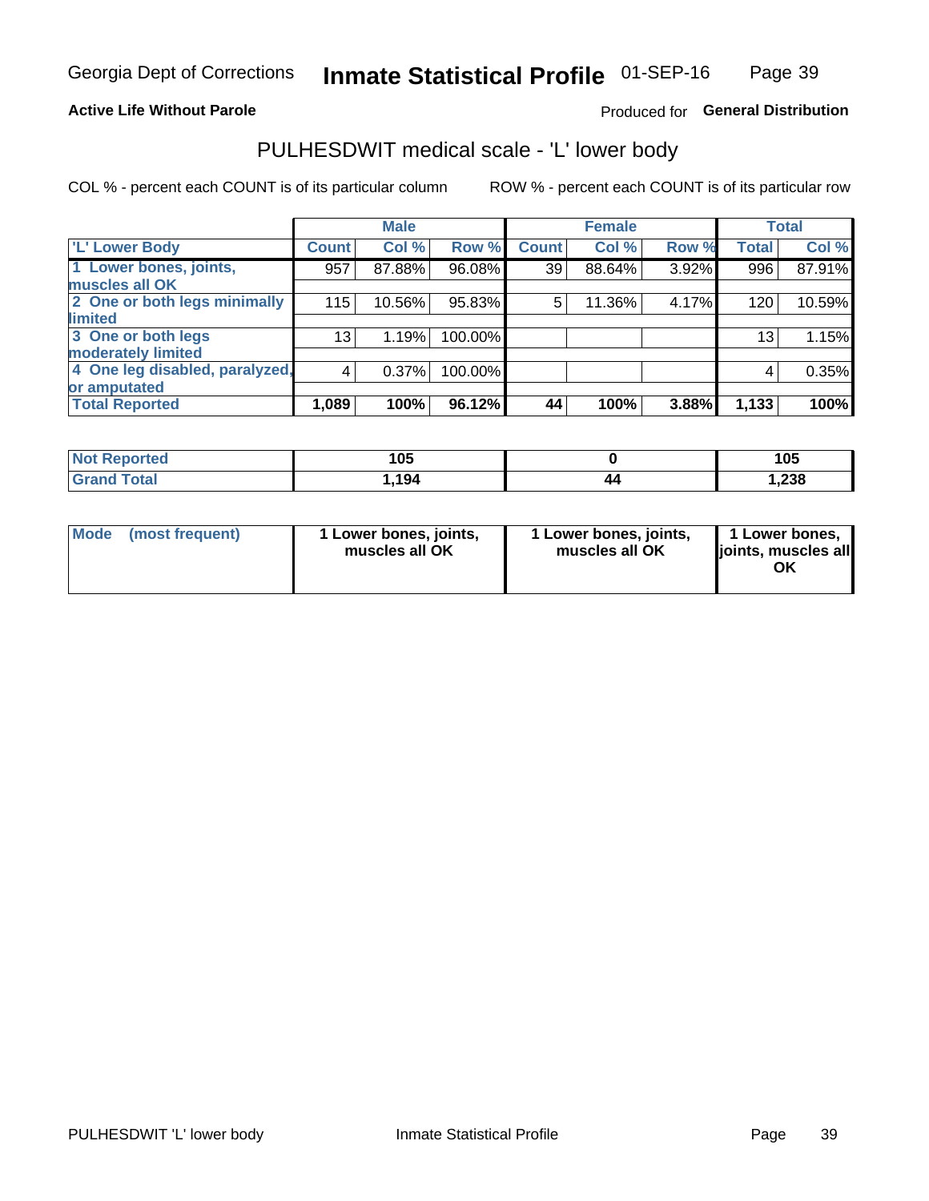Georgia Dept of Corrections **Inmate Statistical Profile** 01-SEP-16

**Active Life Without Parole** Produced for **General Distribution**

## PULHESDWIT medical scale - 'L' lower body

COL % - percent each COUNT is of its particular column ROW % - percent each COUNT is of its particular row

| | Male | | | Female | | | Total | |
|---|---|---|---|---|---|---|---|---|
| 'L' Lower Body | Count | Col % | Row % | Count | Col % | Row % | Total | Col % |
| 1 Lower bones, joints, muscles all OK | 957 | 87.88% | 96.08% | 39 | 88.64% | 3.92% | 996 | 87.91% |
| 2 One or both legs minimally limited | 115 | 10.56% | 95.83% | 5 | 11.36% | 4.17% | 120 | 10.59% |
| 3 One or both legs moderately limited | 13 | 1.19% | 100.00% | | | | 13 | 1.15% |
| 4 One leg disabled, paralyzed, or amputated | 4 | 0.37% | 100.00% | | | | 4 | 0.35% |
| **Total Reported** | **1,089** | **100%** | **96.12%** | **44** | **100%** | **3.88%** | **1,133** | **100%** |

| | Male | Female | Total |
|---|---|---|---|
| Not Reported | 105 | 0 | 105 |
| Grand Total | 1,194 | 44 | 1,238 |

| | Male | Female | Total |
|---|---|---|---|
| Mode (most frequent) | 1 Lower bones, joints, muscles all OK | 1 Lower bones, joints, muscles all OK | 1 Lower bones, joints, muscles all OK |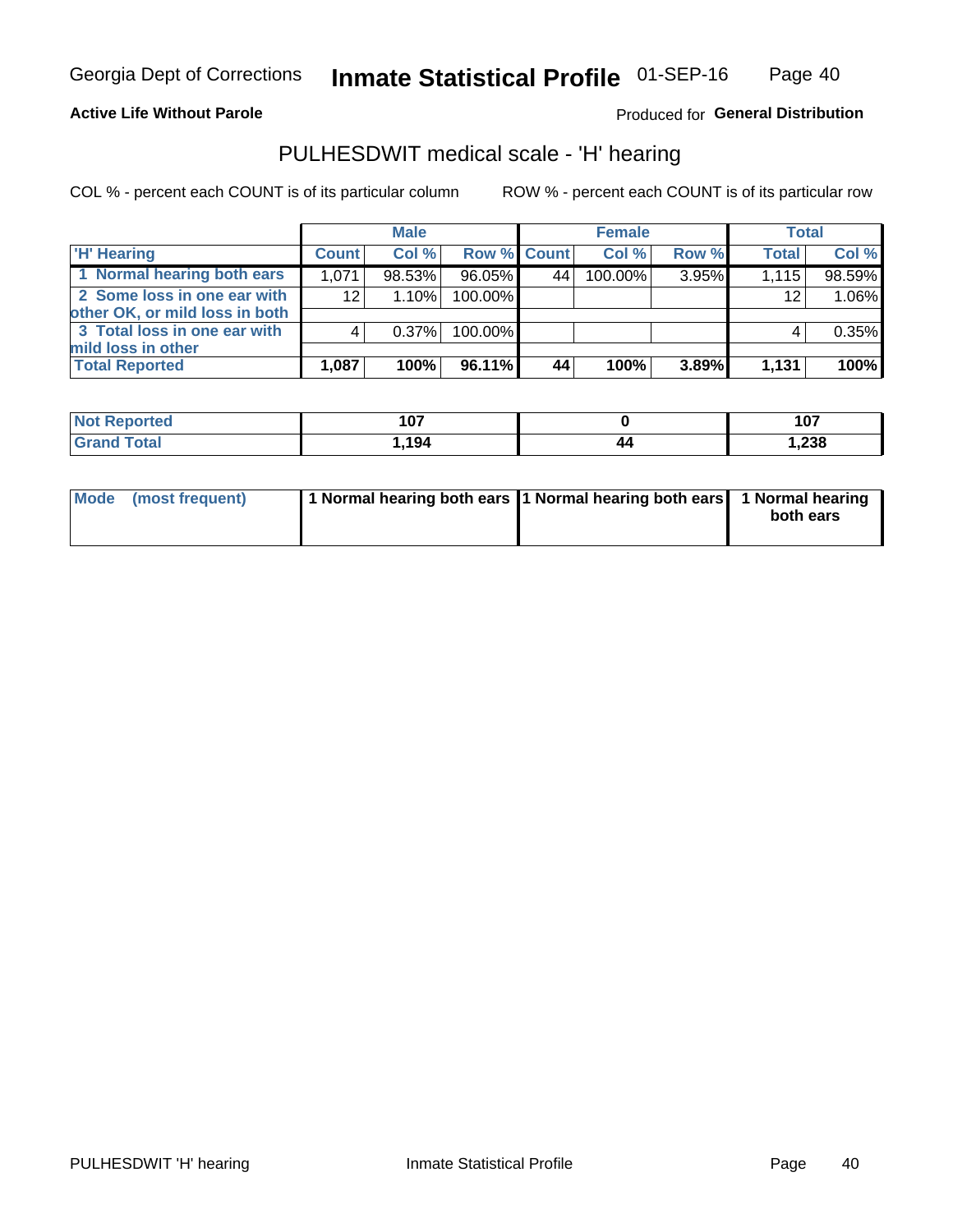Georgia Dept of Corrections **Inmate Statistical Profile** 01-SEP-16

**Active Life Without Parole**

Produced for **General Distribution**

## PULHESDWIT medical scale - 'H' hearing

COL % - percent each COUNT is of its particular column

ROW % - percent each COUNT is of its particular row

| | Male | | | Female | | | Total | |
|---|---|---|---|---|---|---|---|---|
| 'H' Hearing | Count | Col % | Row % | Count | Col % | Row % | Total | Col % |
| 1 Normal hearing both ears | 1,071 | 98.53% | 96.05% | 44 | 100.00% | 3.95% | 1,115 | 98.59% |
| 2 Some loss in one ear with other OK, or mild loss in both | 12 | 1.10% | 100.00% | | | | 12 | 1.06% |
| 3 Total loss in one ear with mild loss in other | 4 | 0.37% | 100.00% | | | | 4 | 0.35% |
| **Total Reported** | **1,087** | **100%** | **96.11%** | **44** | **100%** | **3.89%** | **1,131** | **100%** |

| | Male | Female | Total |
|---|---|---|---|
| Not Reported | **107** | **0** | **107** |
| Grand Total | **1,194** | **44** | **1,238** |

| | Male | Female | Total |
|---|---|---|---|
| Mode (most frequent) | **1 Normal hearing both ears** | **1 Normal hearing both ears** | **1 Normal hearing both ears** |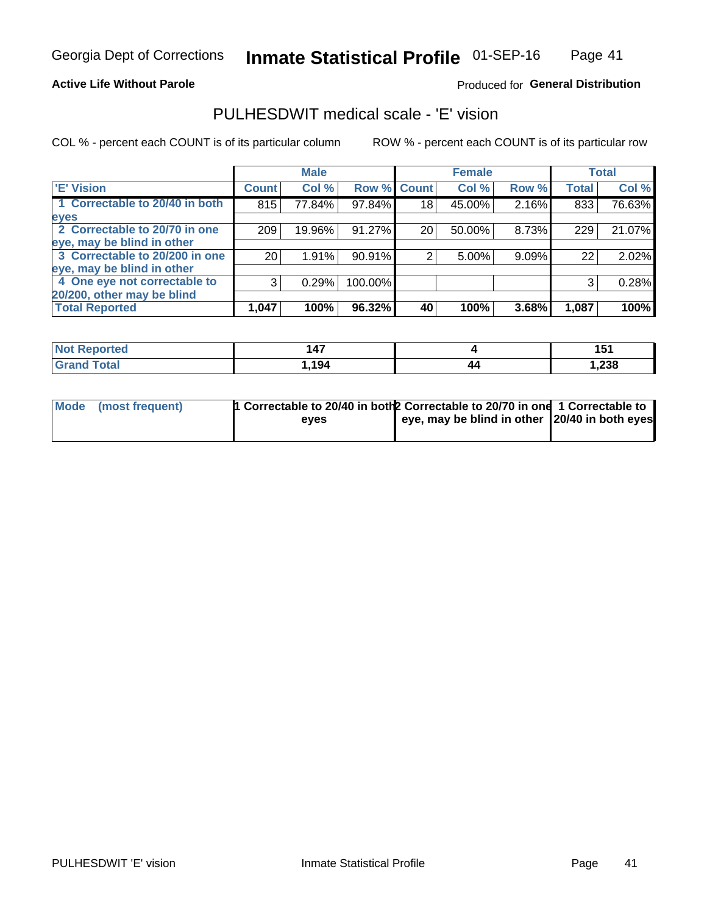Georgia Dept of Corrections **Inmate Statistical Profile** 01-SEP-16

**Active Life Without Parole**

Produced for **General Distribution**

## PULHESDWIT medical scale - 'E' vision

COL % - percent each COUNT is of its particular column

ROW % - percent each COUNT is of its particular row

| | Male | | | Female | | | Total | |
|---|---|---|---|---|---|---|---|---|
| 'E' Vision | Count | Col % | Row % | Count | Col % | Row % | Total | Col % |
| 1 Correctable to 20/40 in both eyes | 815 | 77.84% | 97.84% | 18 | 45.00% | 2.16% | 833 | 76.63% |
| 2 Correctable to 20/70 in one eye, may be blind in other | 209 | 19.96% | 91.27% | 20 | 50.00% | 8.73% | 229 | 21.07% |
| 3 Correctable to 20/200 in one eye, may be blind in other | 20 | 1.91% | 90.91% | 2 | 5.00% | 9.09% | 22 | 2.02% |
| 4 One eye not correctable to 20/200, other may be blind | 3 | 0.29% | 100.00% | | | | 3 | 0.28% |
| **Total Reported** | **1,047** | **100%** | **96.32%** | **40** | **100%** | **3.68%** | **1,087** | **100%** |

| | Male | Female | Total |
|---|---|---|---|
| Not Reported | **147** | **4** | **151** |
| Grand Total | **1,194** | **44** | **1,238** |

| | Male | Female | Total |
|---|---|---|---|
| Mode (most frequent) | **1 Correctable to 20/40 in both eyes** | **2 Correctable to 20/70 in one eye, may be blind in other** | **1 Correctable to 20/40 in both eyes** |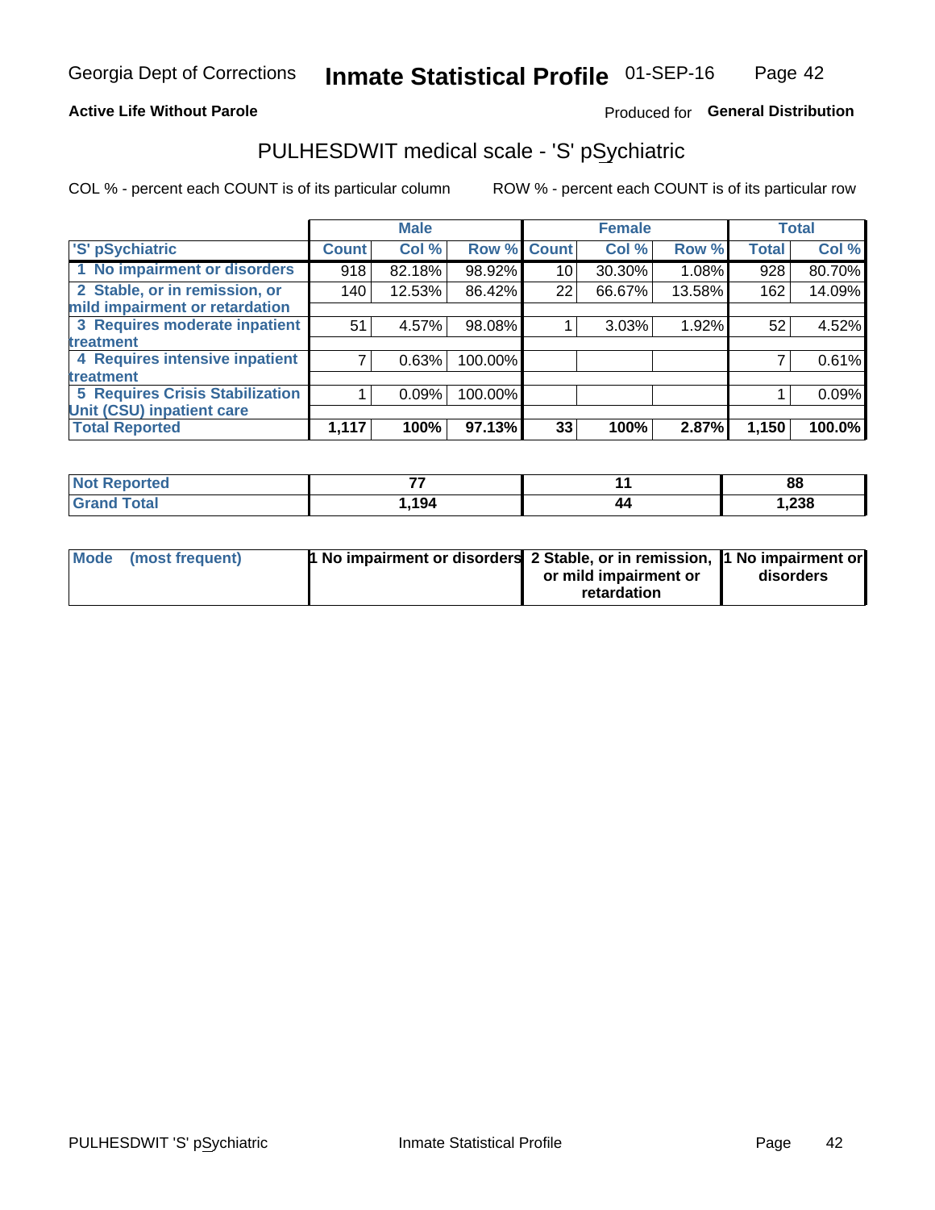Georgia Dept of Corrections **Inmate Statistical Profile** 01-SEP-16

**Active Life Without Parole**

Produced for **General Distribution**

## PULHESDWIT medical scale - 'S' pSychiatric

COL % - percent each COUNT is of its particular column

ROW % - percent each COUNT is of its particular row

| 'S' pSychiatric | Male | | | Female | | | Total | |
|---|---|---|---|---|---|---|---|---|
| | Count | Col % | Row % | Count | Col % | Row % | Total | Col % |
| 1 No impairment or disorders | 918 | 82.18% | 98.92% | 10 | 30.30% | 1.08% | 928 | 80.70% |
| 2 Stable, or in remission, or mild impairment or retardation | 140 | 12.53% | 86.42% | 22 | 66.67% | 13.58% | 162 | 14.09% |
| 3 Requires moderate inpatient treatment | 51 | 4.57% | 98.08% | 1 | 3.03% | 1.92% | 52 | 4.52% |
| 4 Requires intensive inpatient treatment | 7 | 0.63% | 100.00% | | | | 7 | 0.61% |
| 5 Requires Crisis Stabilization Unit (CSU) inpatient care | 1 | 0.09% | 100.00% | | | | 1 | 0.09% |
| **Total Reported** | **1,117** | **100%** | **97.13%** | **33** | **100%** | **2.87%** | **1,150** | **100.0%** |

| | Male | Female | Total |
|---|---|---|---|
| Not Reported | 77 | 11 | 88 |
| Grand Total | 1,194 | 44 | 1,238 |

| | Male | Female | Total |
|---|---|---|---|
| Mode (most frequent) | 1 No impairment or disorders | 2 Stable, or in remission, or mild impairment or retardation | 1 No impairment or disorders |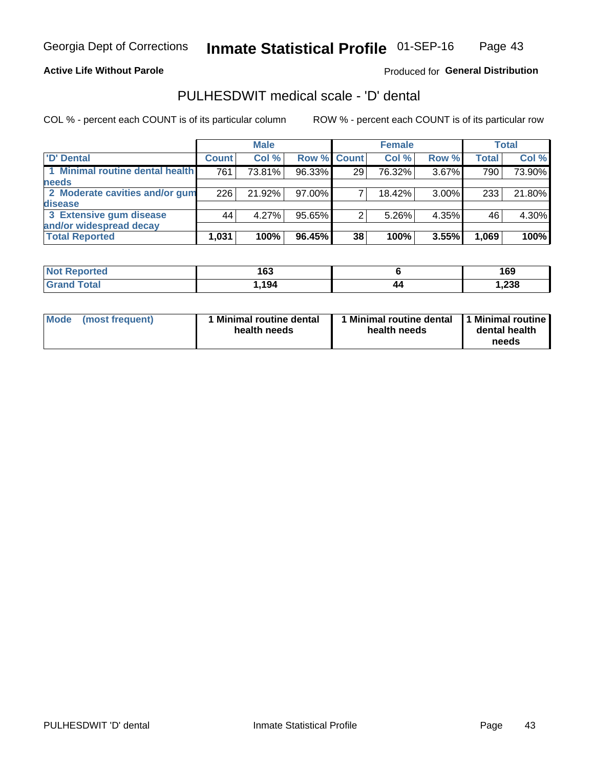Georgia Dept of Corrections **Inmate Statistical Profile** 01-SEP-16

**Active Life Without Parole**

Produced for **General Distribution**

## PULHESDWIT medical scale - 'D' dental

COL % - percent each COUNT is of its particular column ROW % - percent each COUNT is of its particular row

| | Male | | | Female | | | Total | |
|---|---|---|---|---|---|---|---|---|
| 'D' Dental | Count | Col % | Row % | Count | Col % | Row % | Total | Col % |
| 1 Minimal routine dental health needs | 761 | 73.81% | 96.33% | 29 | 76.32% | 3.67% | 790 | 73.90% |
| 2 Moderate cavities and/or gum disease | 226 | 21.92% | 97.00% | 7 | 18.42% | 3.00% | 233 | 21.80% |
| 3 Extensive gum disease and/or widespread decay | 44 | 4.27% | 95.65% | 2 | 5.26% | 4.35% | 46 | 4.30% |
| **Total Reported** | **1,031** | **100%** | **96.45%** | **38** | **100%** | **3.55%** | **1,069** | **100%** |

| | Male | Female | Total |
|---|---|---|---|
| Not Reported | 163 | 6 | 169 |
| Grand Total | 1,194 | 44 | 1,238 |

| | Male | Female | Total |
|---|---|---|---|
| Mode (most frequent) | 1 Minimal routine dental health needs | 1 Minimal routine dental health needs | 1 Minimal routine dental health needs |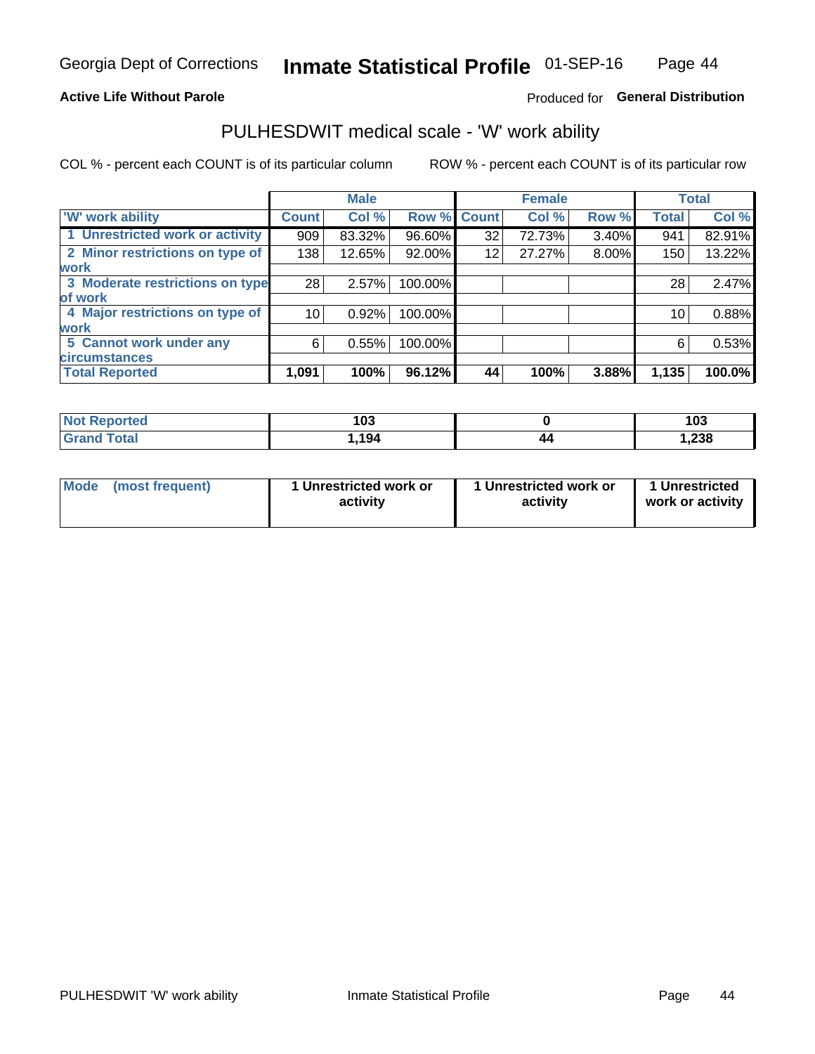Georgia Dept of Corrections **Inmate Statistical Profile** 01-SEP-16

**Active Life Without Parole**

Produced for **General Distribution**

## PULHESDWIT medical scale - 'W' work ability

COL % - percent each COUNT is of its particular column ROW % - percent each COUNT is of its particular row

| | Male | | | Female | | | Total | |
|---|---|---|---|---|---|---|---|---|
| 'W' work ability | Count | Col % | Row % | Count | Col % | Row % | Total | Col % |
| 1 Unrestricted work or activity | 909 | 83.32% | 96.60% | 32 | 72.73% | 3.40% | 941 | 82.91% |
| 2 Minor restrictions on type of work | 138 | 12.65% | 92.00% | 12 | 27.27% | 8.00% | 150 | 13.22% |
| 3 Moderate restrictions on type of work | 28 | 2.57% | 100.00% | | | | 28 | 2.47% |
| 4 Major restrictions on type of work | 10 | 0.92% | 100.00% | | | | 10 | 0.88% |
| 5 Cannot work under any circumstances | 6 | 0.55% | 100.00% | | | | 6 | 0.53% |
| **Total Reported** | **1,091** | **100%** | **96.12%** | **44** | **100%** | **3.88%** | **1,135** | **100.0%** |

| | Male | Female | Total |
|---|---|---|---|
| Not Reported | 103 | 0 | 103 |
| Grand Total | 1,194 | 44 | 1,238 |

| | Male | Female | Total |
|---|---|---|---|
| Mode (most frequent) | 1 Unrestricted work or activity | 1 Unrestricted work or activity | 1 Unrestricted work or activity |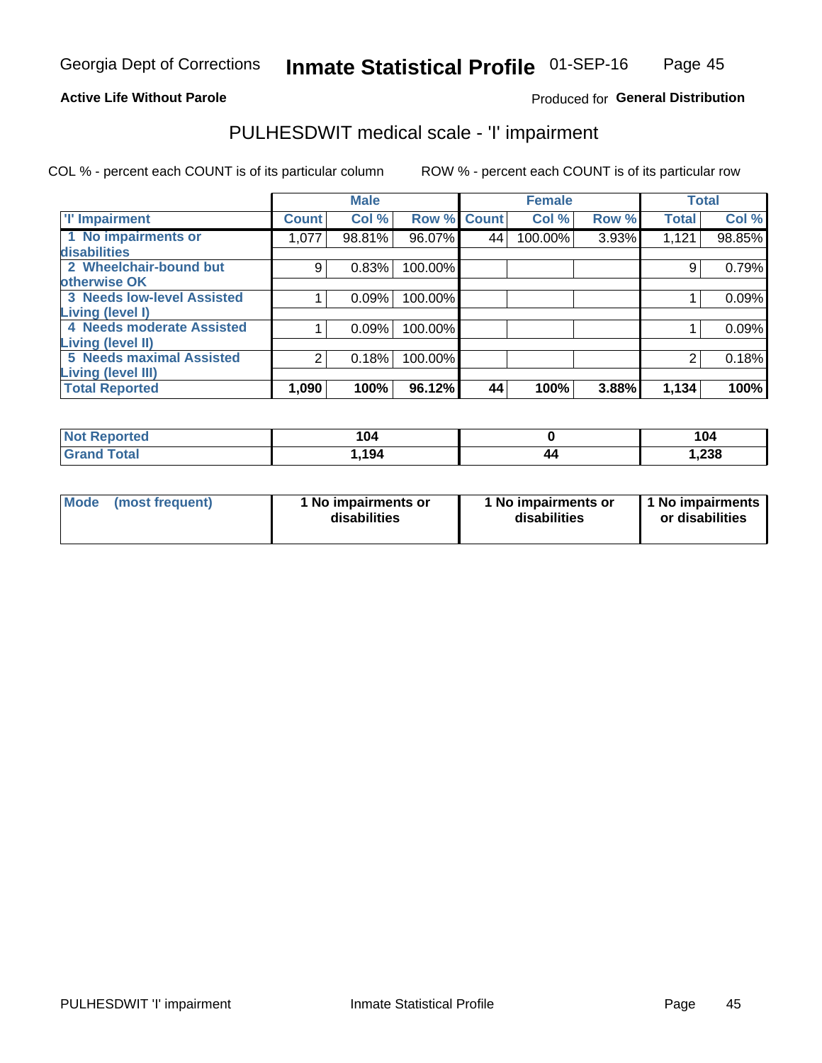Georgia Dept of Corrections **Inmate Statistical Profile** 01-SEP-16

**Active Life Without Parole**

Produced for **General Distribution**

# PULHESDWIT medical scale - 'I' impairment

COL % - percent each COUNT is of its particular column     ROW % - percent each COUNT is of its particular row

| | Male | | | Female | | | Total | |
|---|---|---|---|---|---|---|---|---|
| **'I' Impairment** | **Count** | **Col %** | **Row %** | **Count** | **Col %** | **Row %** | **Total** | **Col %** |
| **1 No impairments or disabilities** | 1,077 | 98.81% | 96.07% | 44 | 100.00% | 3.93% | 1,121 | 98.85% |
| **2 Wheelchair-bound but otherwise OK** | 9 | 0.83% | 100.00% | | | | 9 | 0.79% |
| **3 Needs low-level Assisted Living (level I)** | 1 | 0.09% | 100.00% | | | | 1 | 0.09% |
| **4 Needs moderate Assisted Living (level II)** | 1 | 0.09% | 100.00% | | | | 1 | 0.09% |
| **5 Needs maximal Assisted Living (level III)** | 2 | 0.18% | 100.00% | | | | 2 | 0.18% |
| **Total Reported** | **1,090** | **100%** | **96.12%** | **44** | **100%** | **3.88%** | **1,134** | **100%** |

| | Male | Female | Total |
|---|---|---|---|
| **Not Reported** | **104** | **0** | **104** |
| **Grand Total** | **1,194** | **44** | **1,238** |

| | Male | Female | Total |
|---|---|---|---|
| **Mode (most frequent)** | **1 No impairments or disabilities** | **1 No impairments or disabilities** | **1 No impairments or disabilities** |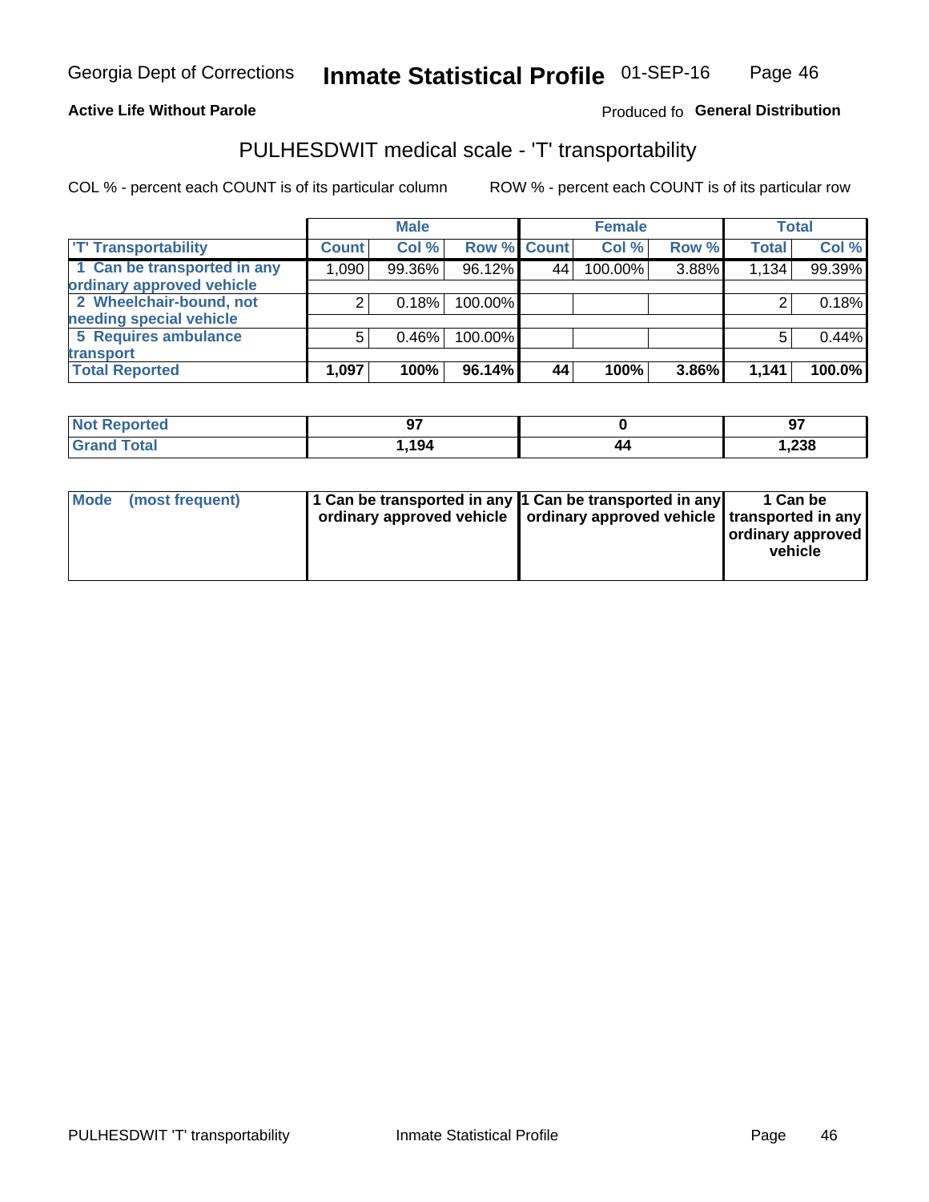Georgia Dept of Corrections **Inmate Statistical Profile** 01-SEP-16

**Active Life Without Parole**

Produced fo **General Distribution**

## PULHESDWIT medical scale - 'T' transportability

COL % - percent each COUNT is of its particular column

ROW % - percent each COUNT is of its particular row

| | Male | | | Female | | | Total | |
|---|---|---|---|---|---|---|---|---|
| 'T' Transportability | Count | Col % | Row % | Count | Col % | Row % | Total | Col % |
| 1 Can be transported in any ordinary approved vehicle | 1,090 | 99.36% | 96.12% | 44 | 100.00% | 3.88% | 1,134 | 99.39% |
| 2 Wheelchair-bound, not needing special vehicle | 2 | 0.18% | 100.00% | | | | 2 | 0.18% |
| 5 Requires ambulance transport | 5 | 0.46% | 100.00% | | | | 5 | 0.44% |
| **Total Reported** | **1,097** | **100%** | **96.14%** | **44** | **100%** | **3.86%** | **1,141** | **100.0%** |

| | Male | Female | Total |
|---|---|---|---|
| Not Reported | 97 | 0 | 97 |
| Grand Total | 1,194 | 44 | 1,238 |

| | Male | Female | Total |
|---|---|---|---|
| Mode (most frequent) | 1 Can be transported in any ordinary approved vehicle | 1 Can be transported in any ordinary approved vehicle | 1 Can be transported in any ordinary approved vehicle |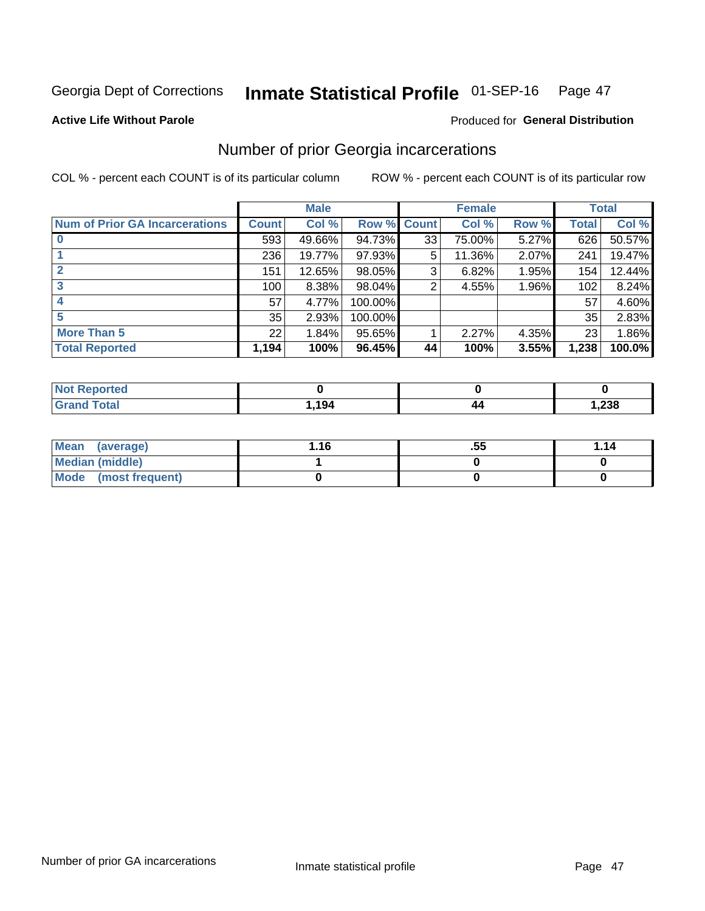Georgia Dept of Corrections **Inmate Statistical Profile** 01-SEP-16

**Active Life Without Parole**

Produced for **General Distribution**

## Number of prior Georgia incarcerations

COL % - percent each COUNT is of its particular column

ROW % - percent each COUNT is of its particular row

| | Male | | | Female | | | Total | |
|---|---|---|---|---|---|---|---|---|
| **Num of Prior GA Incarcerations** | **Count** | **Col %** | **Row %** | **Count** | **Col %** | **Row %** | **Total** | **Col %** |
| **0** | 593 | 49.66% | 94.73% | 33 | 75.00% | 5.27% | 626 | 50.57% |
| **1** | 236 | 19.77% | 97.93% | 5 | 11.36% | 2.07% | 241 | 19.47% |
| **2** | 151 | 12.65% | 98.05% | 3 | 6.82% | 1.95% | 154 | 12.44% |
| **3** | 100 | 8.38% | 98.04% | 2 | 4.55% | 1.96% | 102 | 8.24% |
| **4** | 57 | 4.77% | 100.00% | | | | 57 | 4.60% |
| **5** | 35 | 2.93% | 100.00% | | | | 35 | 2.83% |
| **More Than 5** | 22 | 1.84% | 95.65% | 1 | 2.27% | 4.35% | 23 | 1.86% |
| **Total Reported** | **1,194** | **100%** | **96.45%** | **44** | **100%** | **3.55%** | **1,238** | **100.0%** |

| | Male | Female | Total |
|---|---|---|---|
| **Not Reported** | **0** | **0** | **0** |
| **Grand Total** | **1,194** | **44** | **1,238** |

| | Male | Female | Total |
|---|---|---|---|
| **Mean (average)** | **1.16** | **.55** | **1.14** |
| **Median (middle)** | **1** | **0** | **0** |
| **Mode (most frequent)** | **0** | **0** | **0** |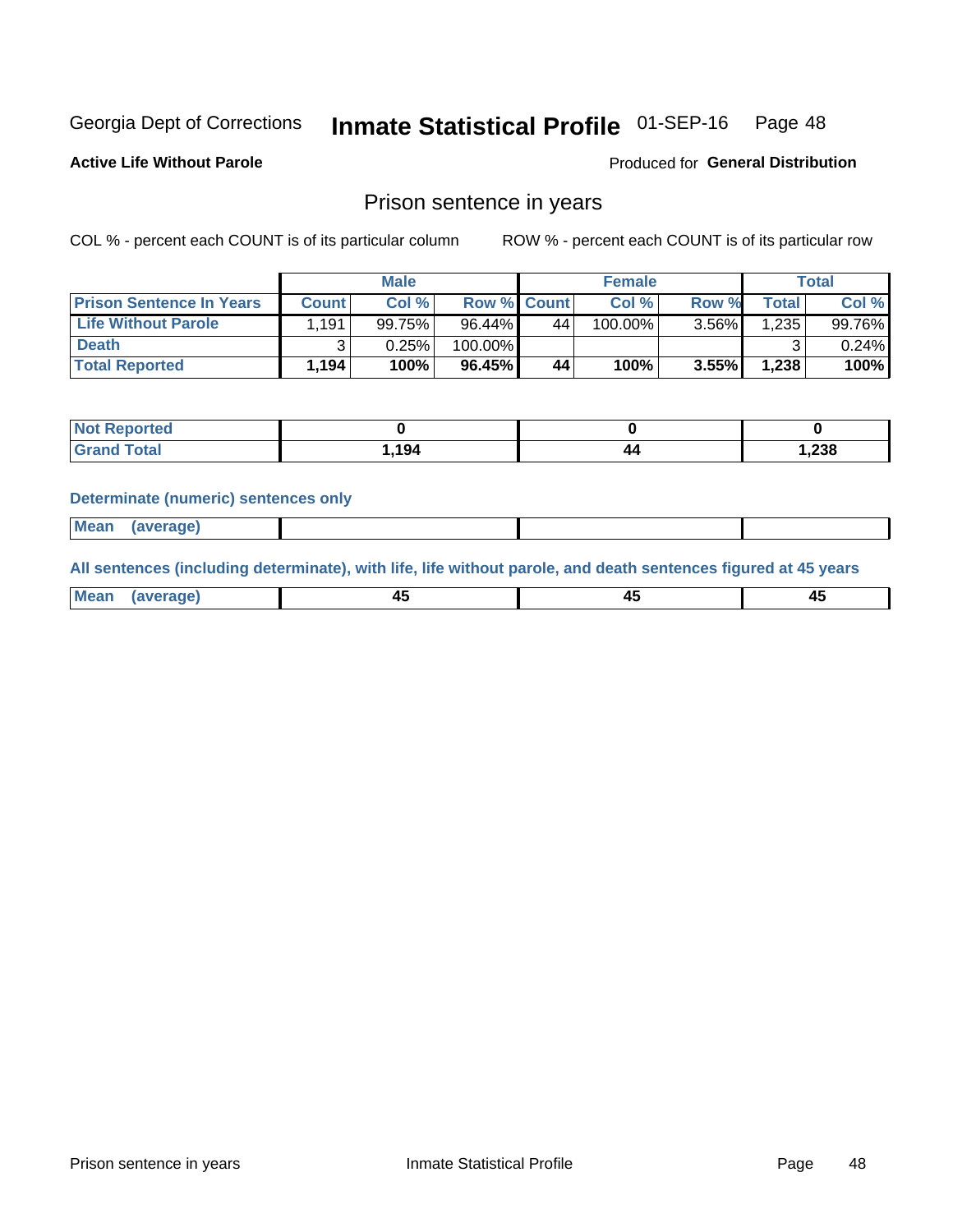Georgia Dept of Corrections **Inmate Statistical Profile** 01-SEP-16

**Active Life Without Parole**

Produced for **General Distribution**

## Prison sentence in years

COL % - percent each COUNT is of its particular column

ROW % - percent each COUNT is of its particular row

| | Male | | | Female | | | Total | |
|---|---|---|---|---|---|---|---|---|
| **Prison Sentence In Years** | **Count** | **Col %** | **Row %** | **Count** | **Col %** | **Row %** | **Total** | **Col %** |
| **Life Without Parole** | 1,191 | 99.75% | 96.44% | 44 | 100.00% | 3.56% | 1,235 | 99.76% |
| **Death** | 3 | 0.25% | 100.00% | | | | 3 | 0.24% |
| **Total Reported** | **1,194** | **100%** | **96.45%** | **44** | **100%** | **3.55%** | **1,238** | **100%** |

| | Male | Female | Total |
|---|---|---|---|
| **Not Reported** | **0** | **0** | **0** |
| **Grand Total** | **1,194** | **44** | **1,238** |

**Determinate (numeric) sentences only**

| | Male | Female | Total |
|---|---|---|---|
| **Mean (average)** | | | |

**All sentences (including determinate), with life, life without parole, and death sentences figured at 45 years**

| | Male | Female | Total |
|---|---|---|---|
| **Mean (average)** | **45** | **45** | **45** |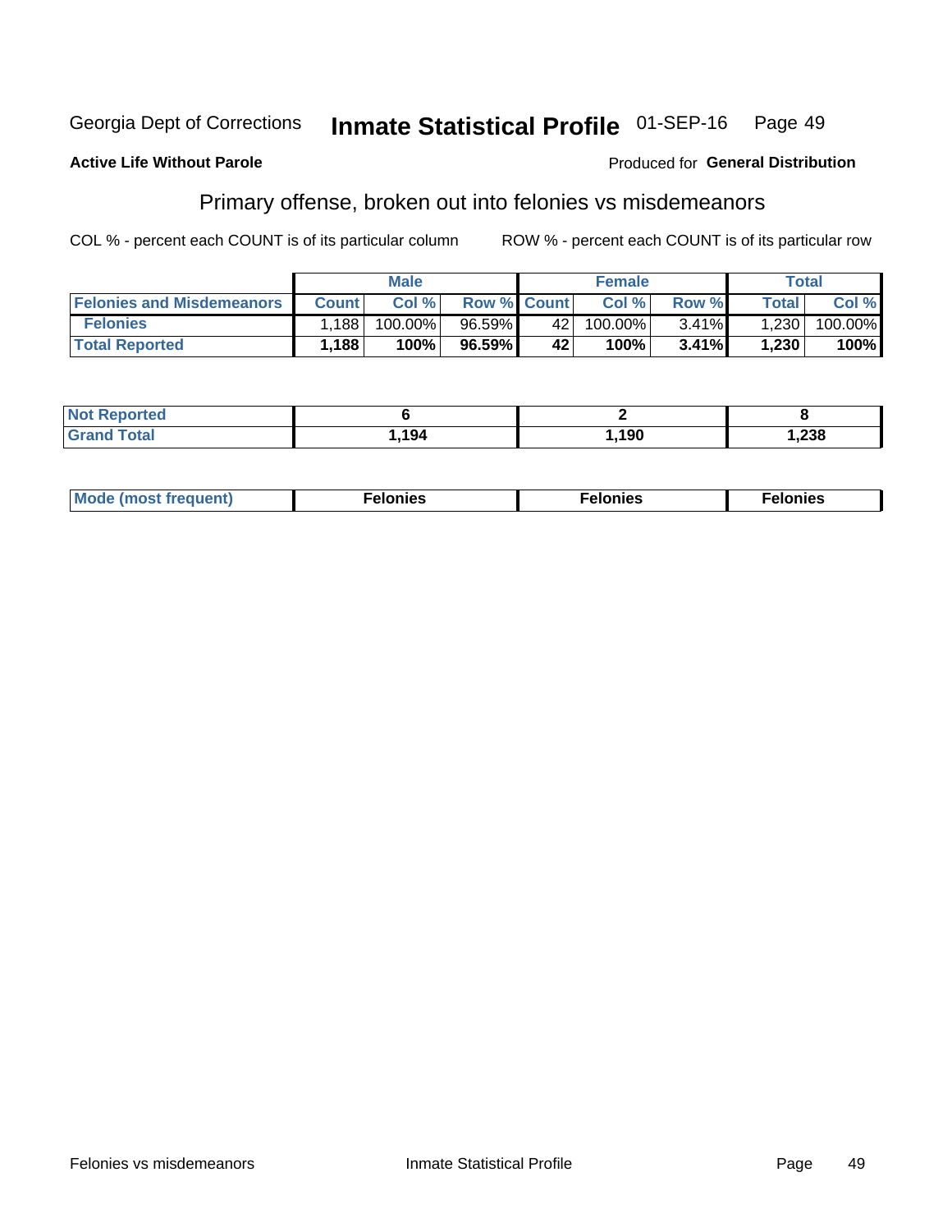Georgia Dept of Corrections **Inmate Statistical Profile** 01-SEP-16

**Active Life Without Parole**

Produced for **General Distribution**

## Primary offense, broken out into felonies vs misdemeanors

COL % - percent each COUNT is of its particular column

ROW % - percent each COUNT is of its particular row

| | Male | | | Female | | | Total | |
|---|---|---|---|---|---|---|---|---|
| Felonies and Misdemeanors | Count | Col % | Row % | Count | Col % | Row % | Total | Col % |
| Felonies | 1,188 | 100.00% | 96.59% | 42 | 100.00% | 3.41% | 1,230 | 100.00% |
| **Total Reported** | **1,188** | **100%** | **96.59%** | **42** | **100%** | **3.41%** | **1,230** | **100%** |

| | Male | Female | Total |
|---|---|---|---|
| Not Reported | **6** | **2** | **8** |
| Grand Total | **1,194** | **1,190** | **1,238** |

| | Male | Female | Total |
|---|---|---|---|
| Mode (most frequent) | **Felonies** | **Felonies** | **Felonies** |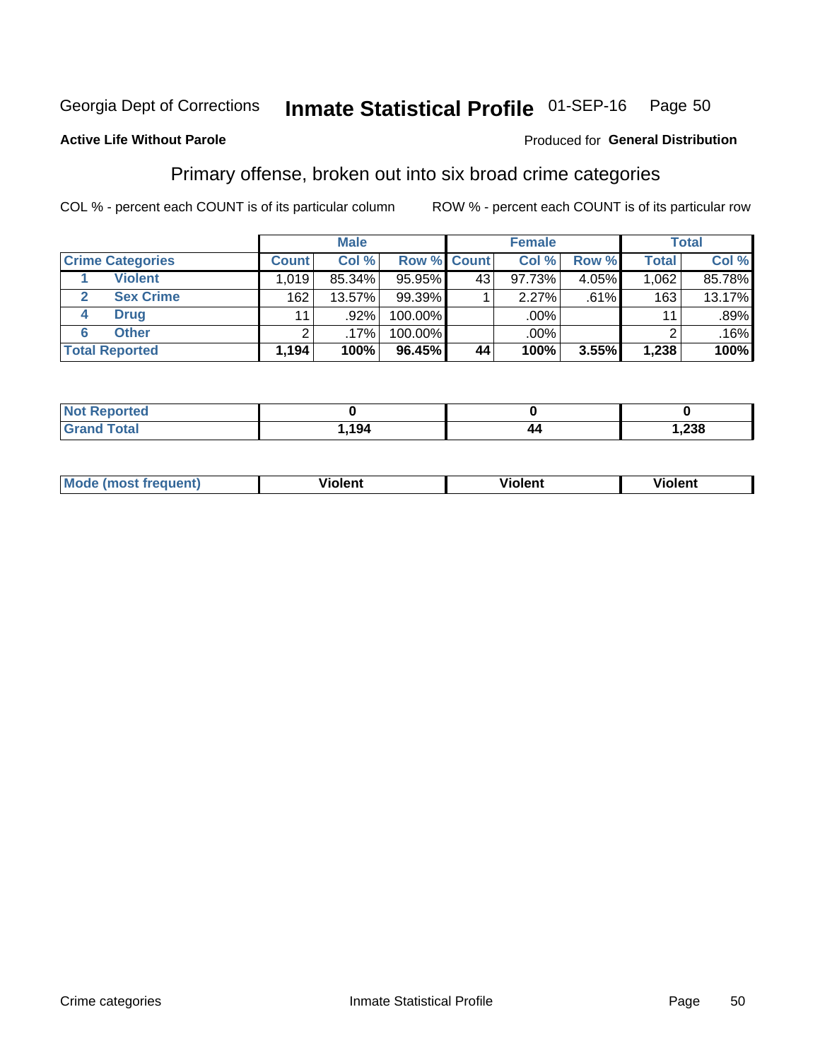Georgia Dept of Corrections **Inmate Statistical Profile** 01-SEP-16 Page 50

**Active Life Without Parole**

Produced for **General Distribution**

## Primary offense, broken out into six broad crime categories

COL % - percent each COUNT is of its particular column

ROW % - percent each COUNT is of its particular row

| | | Male | | | Female | | | Total | |
|---|---|---|---|---|---|---|---|---|---|
| **Crime Categories** | | **Count** | **Col %** | **Row %** | **Count** | **Col %** | **Row %** | **Total** | **Col %** |
| 1 | Violent | 1,019 | 85.34% | 95.95% | 43 | 97.73% | 4.05% | 1,062 | 85.78% |
| 2 | Sex Crime | 162 | 13.57% | 99.39% | 1 | 2.27% | .61% | 163 | 13.17% |
| 4 | Drug | 11 | .92% | 100.00% | | .00% | | 11 | .89% |
| 6 | Other | 2 | .17% | 100.00% | | .00% | | 2 | .16% |
| **Total Reported** | | **1,194** | **100%** | **96.45%** | **44** | **100%** | **3.55%** | **1,238** | **100%** |

| | Male | Female | Total |
|---|---|---|---|
| **Not Reported** | **0** | **0** | **0** |
| **Grand Total** | **1,194** | **44** | **1,238** |

| | Male | Female | Total |
|---|---|---|---|
| **Mode (most frequent)** | **Violent** | **Violent** | **Violent** |

Crime categories Inmate Statistical Profile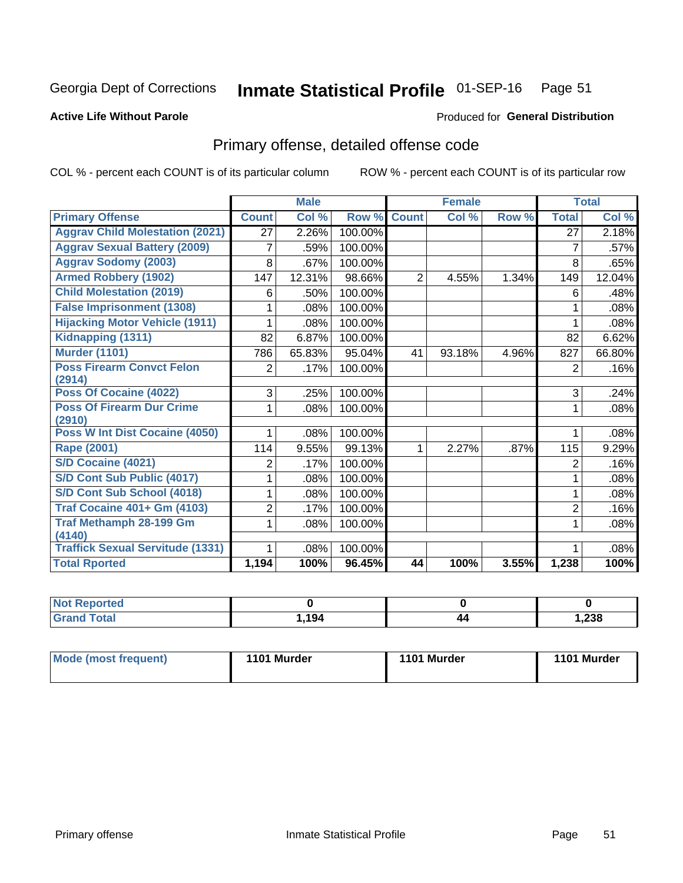Georgia Dept of Corrections **Inmate Statistical Profile** 01-SEP-16

**Active Life Without Parole**

Produced for **General Distribution**

## Primary offense, detailed offense code

COL % - percent each COUNT is of its particular column ROW % - percent each COUNT is of its particular row

| | Male | | | Female | | | Total | |
|---|---|---|---|---|---|---|---|---|
| **Primary Offense** | **Count** | **Col %** | **Row %** | **Count** | **Col %** | **Row %** | **Total** | **Col %** |
| **Aggrav Child Molestation (2021)** | 27 | 2.26% | 100.00% | | | | 27 | 2.18% |
| **Aggrav Sexual Battery (2009)** | 7 | .59% | 100.00% | | | | 7 | .57% |
| **Aggrav Sodomy (2003)** | 8 | .67% | 100.00% | | | | 8 | .65% |
| **Armed Robbery (1902)** | 147 | 12.31% | 98.66% | 2 | 4.55% | 1.34% | 149 | 12.04% |
| **Child Molestation (2019)** | 6 | .50% | 100.00% | | | | 6 | .48% |
| **False Imprisonment (1308)** | 1 | .08% | 100.00% | | | | 1 | .08% |
| **Hijacking Motor Vehicle (1911)** | 1 | .08% | 100.00% | | | | 1 | .08% |
| **Kidnapping (1311)** | 82 | 6.87% | 100.00% | | | | 82 | 6.62% |
| **Murder (1101)** | 786 | 65.83% | 95.04% | 41 | 93.18% | 4.96% | 827 | 66.80% |
| **Poss Firearm Convct Felon (2914)** | 2 | .17% | 100.00% | | | | 2 | .16% |
| **Poss Of Cocaine (4022)** | 3 | .25% | 100.00% | | | | 3 | .24% |
| **Poss Of Firearm Dur Crime (2910)** | 1 | .08% | 100.00% | | | | 1 | .08% |
| **Poss W Int Dist Cocaine (4050)** | 1 | .08% | 100.00% | | | | 1 | .08% |
| **Rape (2001)** | 114 | 9.55% | 99.13% | 1 | 2.27% | .87% | 115 | 9.29% |
| **S/D Cocaine (4021)** | 2 | .17% | 100.00% | | | | 2 | .16% |
| **S/D Cont Sub Public (4017)** | 1 | .08% | 100.00% | | | | 1 | .08% |
| **S/D Cont Sub School (4018)** | 1 | .08% | 100.00% | | | | 1 | .08% |
| **Traf Cocaine 401+ Gm (4103)** | 2 | .17% | 100.00% | | | | 2 | .16% |
| **Traf Methamph 28-199 Gm (4140)** | 1 | .08% | 100.00% | | | | 1 | .08% |
| **Traffick Sexual Servitude (1331)** | 1 | .08% | 100.00% | | | | 1 | .08% |
| **Total Rported** | **1,194** | **100%** | **96.45%** | **44** | **100%** | **3.55%** | **1,238** | **100%** |

| | Male | Female | Total |
|---|---|---|---|
| **Not Reported** | **0** | **0** | **0** |
| **Grand Total** | **1,194** | **44** | **1,238** |

| | Male | Female | Total |
|---|---|---|---|
| **Mode (most frequent)** | **1101 Murder** | **1101 Murder** | **1101 Murder** |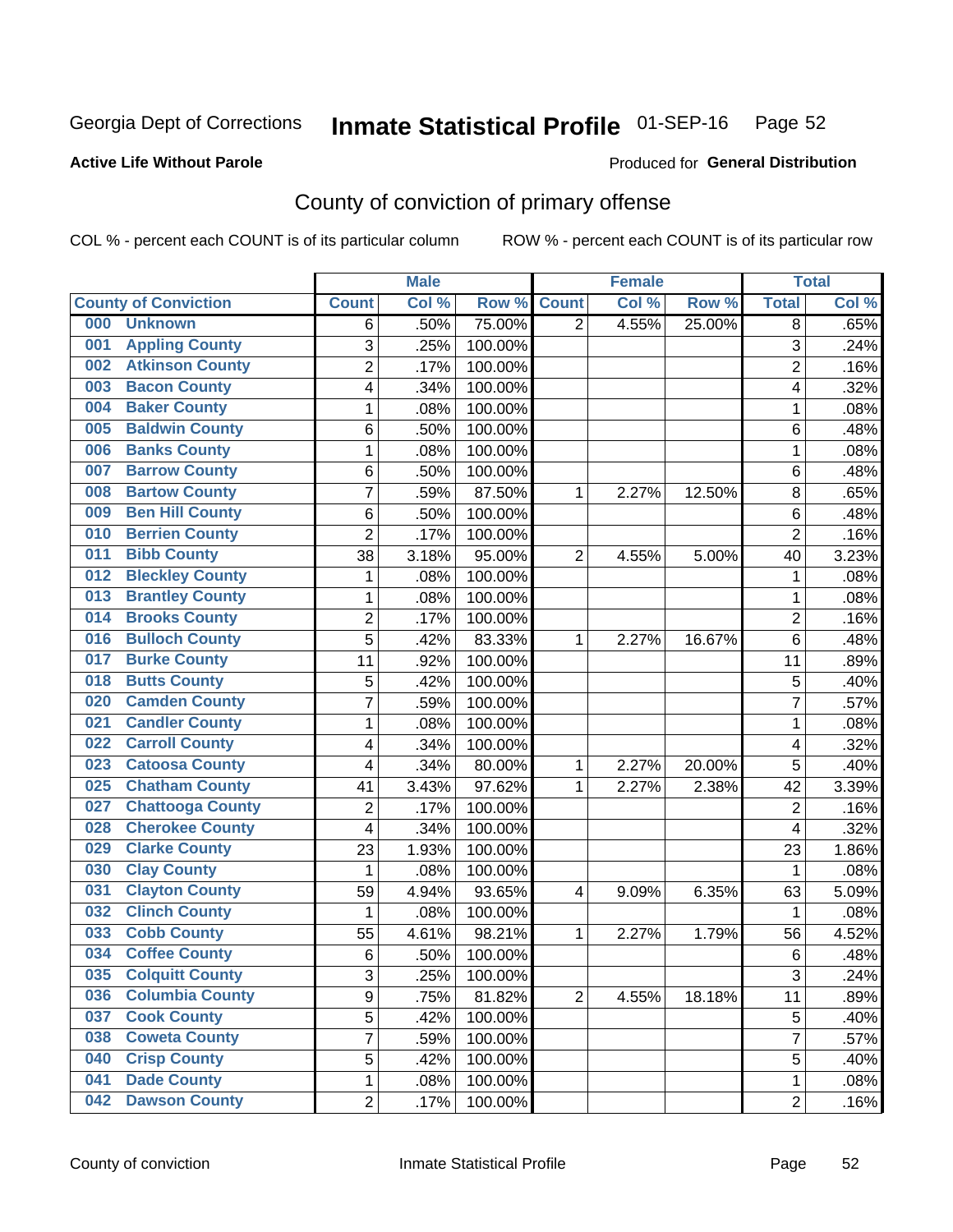Georgia Dept of Corrections **Inmate Statistical Profile** 01-SEP-16

**Active Life Without Parole**

Produced for **General Distribution**

## County of conviction of primary offense

COL % - percent each COUNT is of its particular column     ROW % - percent each COUNT is of its particular row

| County of Conviction | Male | | | Female | | | Total | |
|---|---|---|---|---|---|---|---|---|
| | Count | Col % | Row % | Count | Col % | Row % | Total | Col % |
| 000 Unknown | 6 | .50% | 75.00% | 2 | 4.55% | 25.00% | 8 | .65% |
| 001 Appling County | 3 | .25% | 100.00% | | | | 3 | .24% |
| 002 Atkinson County | 2 | .17% | 100.00% | | | | 2 | .16% |
| 003 Bacon County | 4 | .34% | 100.00% | | | | 4 | .32% |
| 004 Baker County | 1 | .08% | 100.00% | | | | 1 | .08% |
| 005 Baldwin County | 6 | .50% | 100.00% | | | | 6 | .48% |
| 006 Banks County | 1 | .08% | 100.00% | | | | 1 | .08% |
| 007 Barrow County | 6 | .50% | 100.00% | | | | 6 | .48% |
| 008 Bartow County | 7 | .59% | 87.50% | 1 | 2.27% | 12.50% | 8 | .65% |
| 009 Ben Hill County | 6 | .50% | 100.00% | | | | 6 | .48% |
| 010 Berrien County | 2 | .17% | 100.00% | | | | 2 | .16% |
| 011 Bibb County | 38 | 3.18% | 95.00% | 2 | 4.55% | 5.00% | 40 | 3.23% |
| 012 Bleckley County | 1 | .08% | 100.00% | | | | 1 | .08% |
| 013 Brantley County | 1 | .08% | 100.00% | | | | 1 | .08% |
| 014 Brooks County | 2 | .17% | 100.00% | | | | 2 | .16% |
| 016 Bulloch County | 5 | .42% | 83.33% | 1 | 2.27% | 16.67% | 6 | .48% |
| 017 Burke County | 11 | .92% | 100.00% | | | | 11 | .89% |
| 018 Butts County | 5 | .42% | 100.00% | | | | 5 | .40% |
| 020 Camden County | 7 | .59% | 100.00% | | | | 7 | .57% |
| 021 Candler County | 1 | .08% | 100.00% | | | | 1 | .08% |
| 022 Carroll County | 4 | .34% | 100.00% | | | | 4 | .32% |
| 023 Catoosa County | 4 | .34% | 80.00% | 1 | 2.27% | 20.00% | 5 | .40% |
| 025 Chatham County | 41 | 3.43% | 97.62% | 1 | 2.27% | 2.38% | 42 | 3.39% |
| 027 Chattooga County | 2 | .17% | 100.00% | | | | 2 | .16% |
| 028 Cherokee County | 4 | .34% | 100.00% | | | | 4 | .32% |
| 029 Clarke County | 23 | 1.93% | 100.00% | | | | 23 | 1.86% |
| 030 Clay County | 1 | .08% | 100.00% | | | | 1 | .08% |
| 031 Clayton County | 59 | 4.94% | 93.65% | 4 | 9.09% | 6.35% | 63 | 5.09% |
| 032 Clinch County | 1 | .08% | 100.00% | | | | 1 | .08% |
| 033 Cobb County | 55 | 4.61% | 98.21% | 1 | 2.27% | 1.79% | 56 | 4.52% |
| 034 Coffee County | 6 | .50% | 100.00% | | | | 6 | .48% |
| 035 Colquitt County | 3 | .25% | 100.00% | | | | 3 | .24% |
| 036 Columbia County | 9 | .75% | 81.82% | 2 | 4.55% | 18.18% | 11 | .89% |
| 037 Cook County | 5 | .42% | 100.00% | | | | 5 | .40% |
| 038 Coweta County | 7 | .59% | 100.00% | | | | 7 | .57% |
| 040 Crisp County | 5 | .42% | 100.00% | | | | 5 | .40% |
| 041 Dade County | 1 | .08% | 100.00% | | | | 1 | .08% |
| 042 Dawson County | 2 | .17% | 100.00% | | | | 2 | .16% |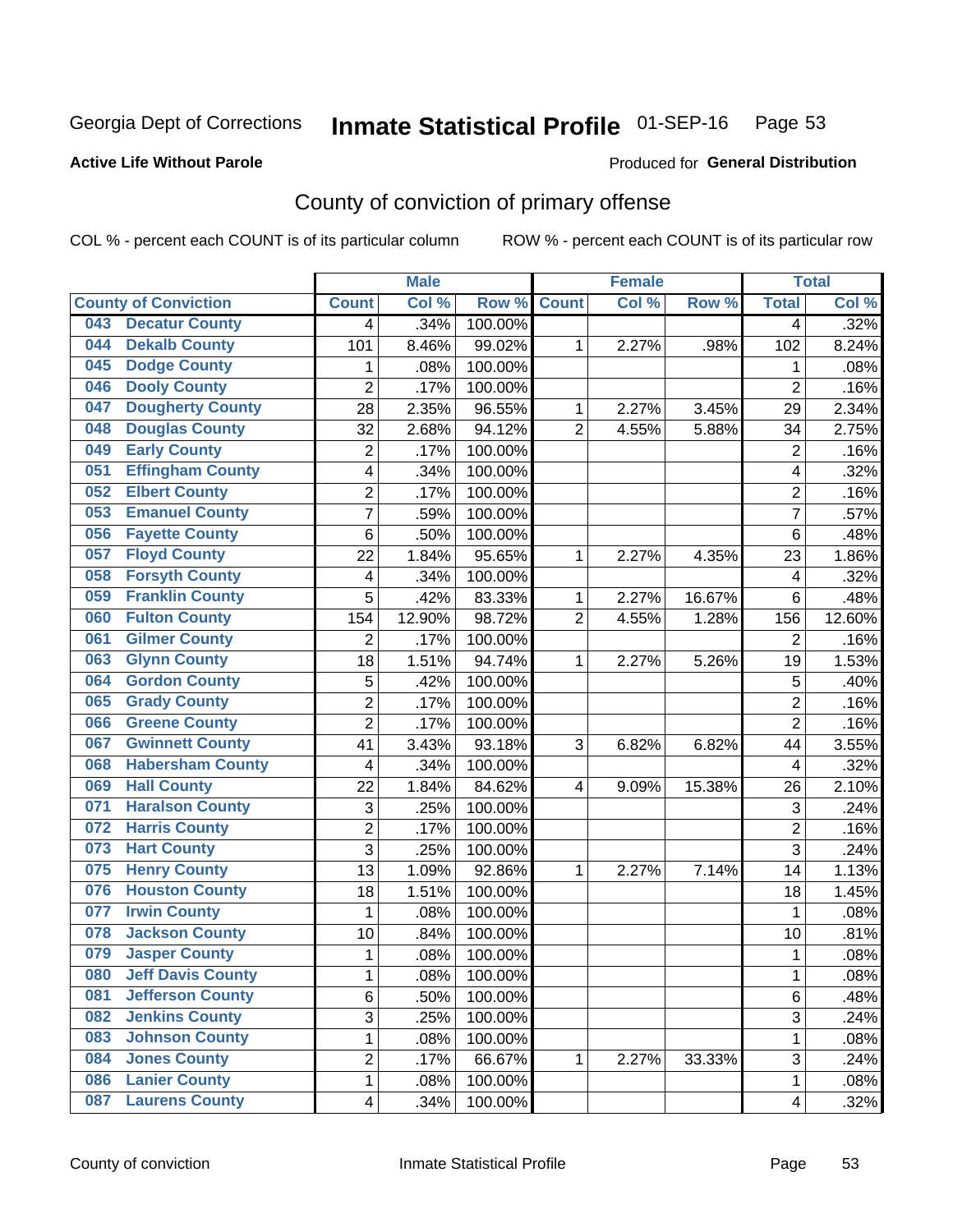Georgia Dept of Corrections **Inmate Statistical Profile** 01-SEP-16 Page 53

**Active Life Without Parole** Produced for **General Distribution**

## County of conviction of primary offense

COL % - percent each COUNT is of its particular column ROW % - percent each COUNT is of its particular row

| County of Conviction | Male | | | Female | | | Total | |
|---|---|---|---|---|---|---|---|---|
| | Count | Col % | Row % | Count | Col % | Row % | Total | Col % |
| 043 Decatur County | 4 | .34% | 100.00% | | | | 4 | .32% |
| 044 Dekalb County | 101 | 8.46% | 99.02% | 1 | 2.27% | .98% | 102 | 8.24% |
| 045 Dodge County | 1 | .08% | 100.00% | | | | 1 | .08% |
| 046 Dooly County | 2 | .17% | 100.00% | | | | 2 | .16% |
| 047 Dougherty County | 28 | 2.35% | 96.55% | 1 | 2.27% | 3.45% | 29 | 2.34% |
| 048 Douglas County | 32 | 2.68% | 94.12% | 2 | 4.55% | 5.88% | 34 | 2.75% |
| 049 Early County | 2 | .17% | 100.00% | | | | 2 | .16% |
| 051 Effingham County | 4 | .34% | 100.00% | | | | 4 | .32% |
| 052 Elbert County | 2 | .17% | 100.00% | | | | 2 | .16% |
| 053 Emanuel County | 7 | .59% | 100.00% | | | | 7 | .57% |
| 056 Fayette County | 6 | .50% | 100.00% | | | | 6 | .48% |
| 057 Floyd County | 22 | 1.84% | 95.65% | 1 | 2.27% | 4.35% | 23 | 1.86% |
| 058 Forsyth County | 4 | .34% | 100.00% | | | | 4 | .32% |
| 059 Franklin County | 5 | .42% | 83.33% | 1 | 2.27% | 16.67% | 6 | .48% |
| 060 Fulton County | 154 | 12.90% | 98.72% | 2 | 4.55% | 1.28% | 156 | 12.60% |
| 061 Gilmer County | 2 | .17% | 100.00% | | | | 2 | .16% |
| 063 Glynn County | 18 | 1.51% | 94.74% | 1 | 2.27% | 5.26% | 19 | 1.53% |
| 064 Gordon County | 5 | .42% | 100.00% | | | | 5 | .40% |
| 065 Grady County | 2 | .17% | 100.00% | | | | 2 | .16% |
| 066 Greene County | 2 | .17% | 100.00% | | | | 2 | .16% |
| 067 Gwinnett County | 41 | 3.43% | 93.18% | 3 | 6.82% | 6.82% | 44 | 3.55% |
| 068 Habersham County | 4 | .34% | 100.00% | | | | 4 | .32% |
| 069 Hall County | 22 | 1.84% | 84.62% | 4 | 9.09% | 15.38% | 26 | 2.10% |
| 071 Haralson County | 3 | .25% | 100.00% | | | | 3 | .24% |
| 072 Harris County | 2 | .17% | 100.00% | | | | 2 | .16% |
| 073 Hart County | 3 | .25% | 100.00% | | | | 3 | .24% |
| 075 Henry County | 13 | 1.09% | 92.86% | 1 | 2.27% | 7.14% | 14 | 1.13% |
| 076 Houston County | 18 | 1.51% | 100.00% | | | | 18 | 1.45% |
| 077 Irwin County | 1 | .08% | 100.00% | | | | 1 | .08% |
| 078 Jackson County | 10 | .84% | 100.00% | | | | 10 | .81% |
| 079 Jasper County | 1 | .08% | 100.00% | | | | 1 | .08% |
| 080 Jeff Davis County | 1 | .08% | 100.00% | | | | 1 | .08% |
| 081 Jefferson County | 6 | .50% | 100.00% | | | | 6 | .48% |
| 082 Jenkins County | 3 | .25% | 100.00% | | | | 3 | .24% |
| 083 Johnson County | 1 | .08% | 100.00% | | | | 1 | .08% |
| 084 Jones County | 2 | .17% | 66.67% | 1 | 2.27% | 33.33% | 3 | .24% |
| 086 Lanier County | 1 | .08% | 100.00% | | | | 1 | .08% |
| 087 Laurens County | 4 | .34% | 100.00% | | | | 4 | .32% |

County of conviction Inmate Statistical Profile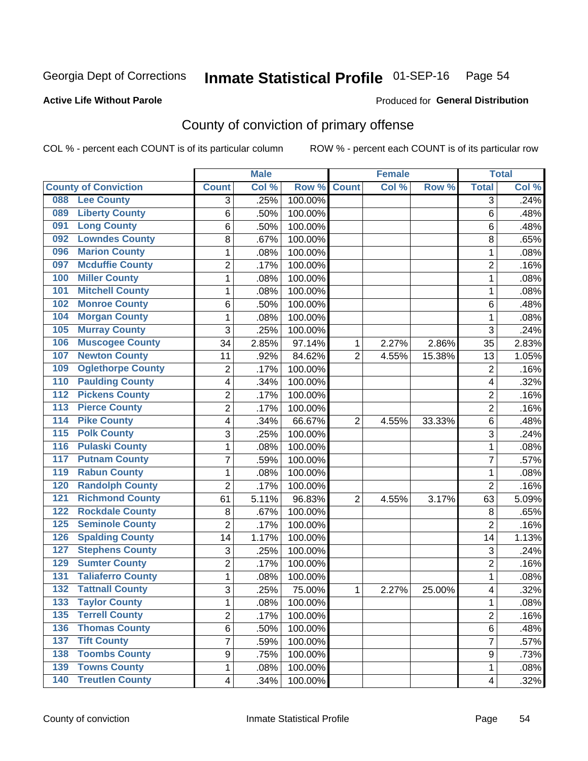Georgia Dept of Corrections **Inmate Statistical Profile** 01-SEP-16 Page 54

**Active Life Without Parole**

Produced for **General Distribution**

## County of conviction of primary offense

COL % - percent each COUNT is of its particular column ROW % - percent each COUNT is of its particular row

| County of Conviction | Male | | | Female | | | Total | |
|---|---|---|---|---|---|---|---|---|
| | Count | Col % | Row % | Count | Col % | Row % | Total | Col % |
| 088 Lee County | 3 | .25% | 100.00% | | | | 3 | .24% |
| 089 Liberty County | 6 | .50% | 100.00% | | | | 6 | .48% |
| 091 Long County | 6 | .50% | 100.00% | | | | 6 | .48% |
| 092 Lowndes County | 8 | .67% | 100.00% | | | | 8 | .65% |
| 096 Marion County | 1 | .08% | 100.00% | | | | 1 | .08% |
| 097 Mcduffie County | 2 | .17% | 100.00% | | | | 2 | .16% |
| 100 Miller County | 1 | .08% | 100.00% | | | | 1 | .08% |
| 101 Mitchell County | 1 | .08% | 100.00% | | | | 1 | .08% |
| 102 Monroe County | 6 | .50% | 100.00% | | | | 6 | .48% |
| 104 Morgan County | 1 | .08% | 100.00% | | | | 1 | .08% |
| 105 Murray County | 3 | .25% | 100.00% | | | | 3 | .24% |
| 106 Muscogee County | 34 | 2.85% | 97.14% | 1 | 2.27% | 2.86% | 35 | 2.83% |
| 107 Newton County | 11 | .92% | 84.62% | 2 | 4.55% | 15.38% | 13 | 1.05% |
| 109 Oglethorpe County | 2 | .17% | 100.00% | | | | 2 | .16% |
| 110 Paulding County | 4 | .34% | 100.00% | | | | 4 | .32% |
| 112 Pickens County | 2 | .17% | 100.00% | | | | 2 | .16% |
| 113 Pierce County | 2 | .17% | 100.00% | | | | 2 | .16% |
| 114 Pike County | 4 | .34% | 66.67% | 2 | 4.55% | 33.33% | 6 | .48% |
| 115 Polk County | 3 | .25% | 100.00% | | | | 3 | .24% |
| 116 Pulaski County | 1 | .08% | 100.00% | | | | 1 | .08% |
| 117 Putnam County | 7 | .59% | 100.00% | | | | 7 | .57% |
| 119 Rabun County | 1 | .08% | 100.00% | | | | 1 | .08% |
| 120 Randolph County | 2 | .17% | 100.00% | | | | 2 | .16% |
| 121 Richmond County | 61 | 5.11% | 96.83% | 2 | 4.55% | 3.17% | 63 | 5.09% |
| 122 Rockdale County | 8 | .67% | 100.00% | | | | 8 | .65% |
| 125 Seminole County | 2 | .17% | 100.00% | | | | 2 | .16% |
| 126 Spalding County | 14 | 1.17% | 100.00% | | | | 14 | 1.13% |
| 127 Stephens County | 3 | .25% | 100.00% | | | | 3 | .24% |
| 129 Sumter County | 2 | .17% | 100.00% | | | | 2 | .16% |
| 131 Taliaferro County | 1 | .08% | 100.00% | | | | 1 | .08% |
| 132 Tattnall County | 3 | .25% | 75.00% | 1 | 2.27% | 25.00% | 4 | .32% |
| 133 Taylor County | 1 | .08% | 100.00% | | | | 1 | .08% |
| 135 Terrell County | 2 | .17% | 100.00% | | | | 2 | .16% |
| 136 Thomas County | 6 | .50% | 100.00% | | | | 6 | .48% |
| 137 Tift County | 7 | .59% | 100.00% | | | | 7 | .57% |
| 138 Toombs County | 9 | .75% | 100.00% | | | | 9 | .73% |
| 139 Towns County | 1 | .08% | 100.00% | | | | 1 | .08% |
| 140 Treutlen County | 4 | .34% | 100.00% | | | | 4 | .32% |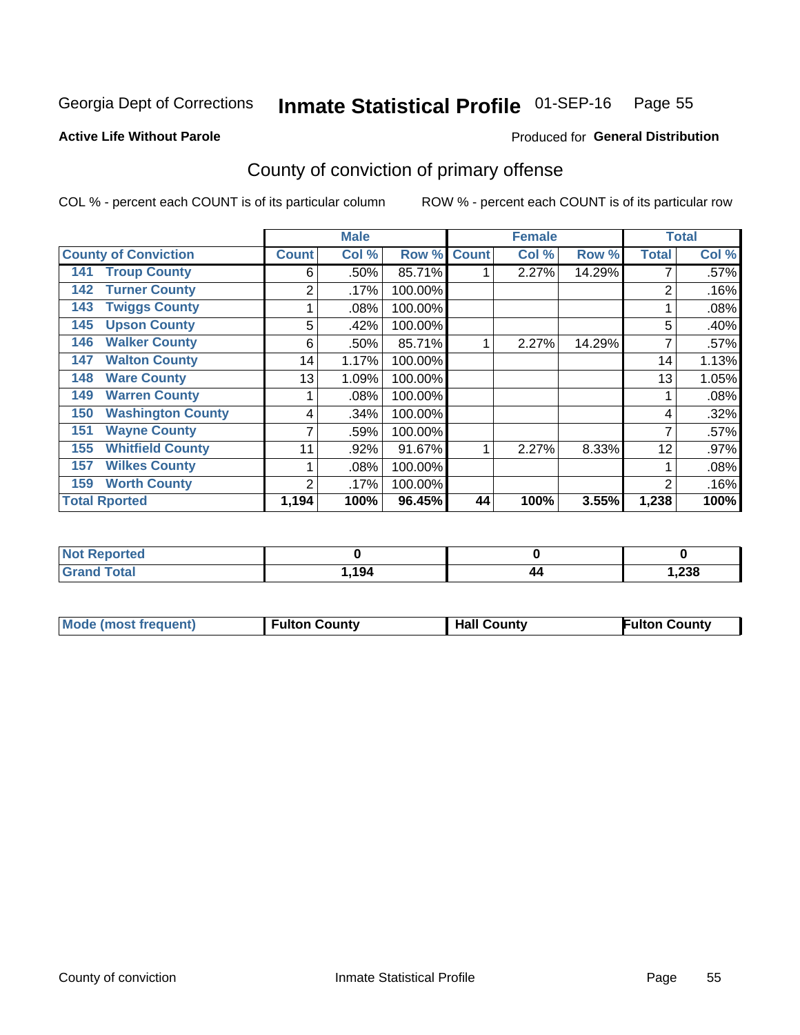Georgia Dept of Corrections **Inmate Statistical Profile** 01-SEP-16

**Active Life Without Parole**

Produced for **General Distribution**

## County of conviction of primary offense

COL % - percent each COUNT is of its particular column ROW % - percent each COUNT is of its particular row

| County of Conviction | Male | | | Female | | | Total | |
|---|---|---|---|---|---|---|---|---|
| | Count | Col % | Row % | Count | Col % | Row % | Total | Col % |
| 141 Troup County | 6 | .50% | 85.71% | 1 | 2.27% | 14.29% | 7 | .57% |
| 142 Turner County | 2 | .17% | 100.00% | | | | 2 | .16% |
| 143 Twiggs County | 1 | .08% | 100.00% | | | | 1 | .08% |
| 145 Upson County | 5 | .42% | 100.00% | | | | 5 | .40% |
| 146 Walker County | 6 | .50% | 85.71% | 1 | 2.27% | 14.29% | 7 | .57% |
| 147 Walton County | 14 | 1.17% | 100.00% | | | | 14 | 1.13% |
| 148 Ware County | 13 | 1.09% | 100.00% | | | | 13 | 1.05% |
| 149 Warren County | 1 | .08% | 100.00% | | | | 1 | .08% |
| 150 Washington County | 4 | .34% | 100.00% | | | | 4 | .32% |
| 151 Wayne County | 7 | .59% | 100.00% | | | | 7 | .57% |
| 155 Whitfield County | 11 | .92% | 91.67% | 1 | 2.27% | 8.33% | 12 | .97% |
| 157 Wilkes County | 1 | .08% | 100.00% | | | | 1 | .08% |
| 159 Worth County | 2 | .17% | 100.00% | | | | 2 | .16% |
| **Total Rported** | **1,194** | **100%** | **96.45%** | **44** | **100%** | **3.55%** | **1,238** | **100%** |

| | Male | Female | Total |
|---|---|---|---|
| Not Reported | 0 | 0 | 0 |
| Grand Total | 1,194 | 44 | 1,238 |

| | Male | Female | Total |
|---|---|---|---|
| Mode (most frequent) | Fulton County | Hall County | Fulton County |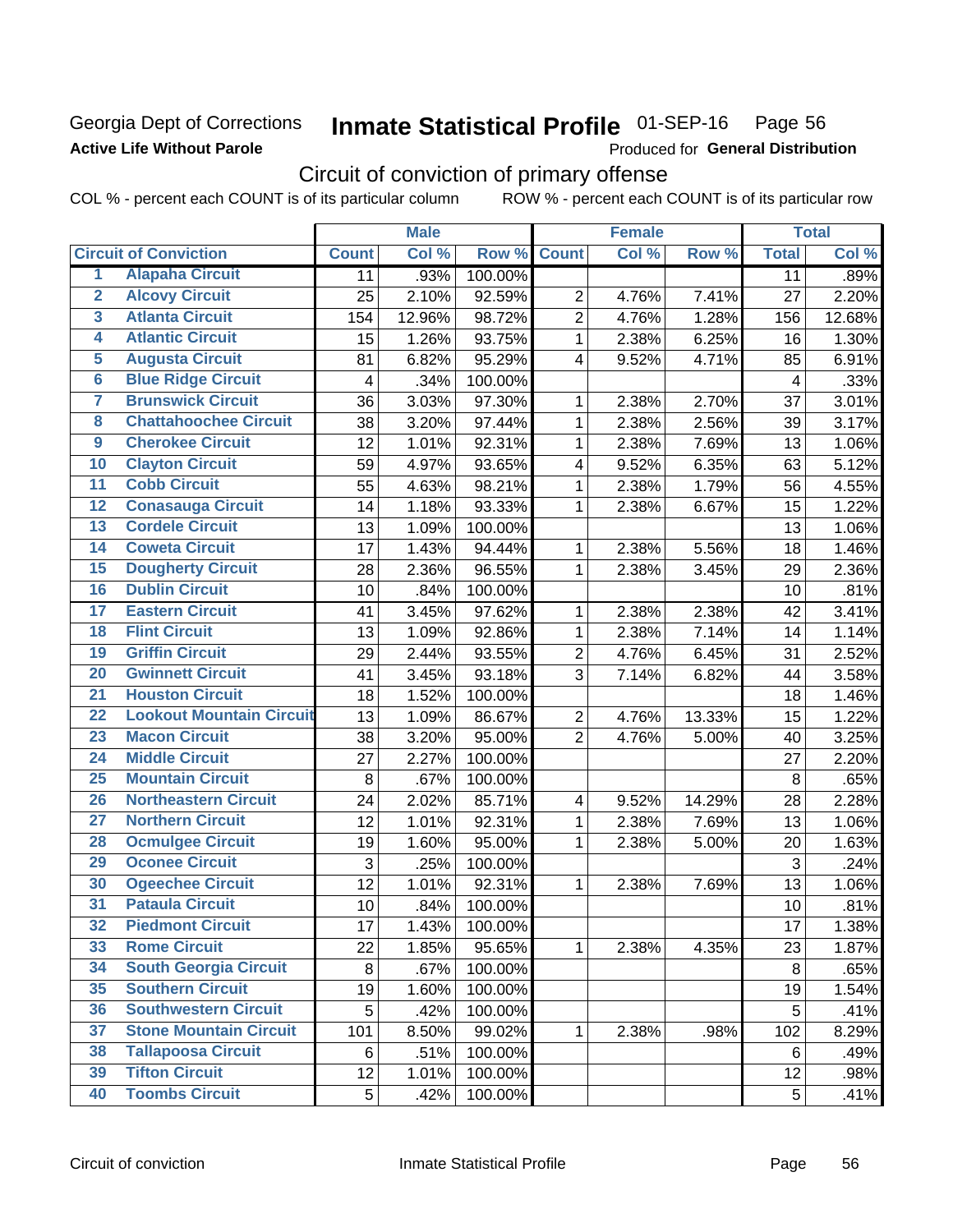Georgia Dept of Corrections

**Active Life Without Parole**

# Inmate Statistical Profile 01-SEP-16

Produced for **General Distribution**

## Circuit of conviction of primary offense

COL % - percent each COUNT is of its particular column     ROW % - percent each COUNT is of its particular row

| | Circuit of Conviction | Male | | | Female | | | Total | |
|---|---|---|---|---|---|---|---|---|---|
| | | Count | Col % | Row % | Count | Col % | Row % | Total | Col % |
| 1 | Alapaha Circuit | 11 | .93% | 100.00% | | | | 11 | .89% |
| 2 | Alcovy Circuit | 25 | 2.10% | 92.59% | 2 | 4.76% | 7.41% | 27 | 2.20% |
| 3 | Atlanta Circuit | 154 | 12.96% | 98.72% | 2 | 4.76% | 1.28% | 156 | 12.68% |
| 4 | Atlantic Circuit | 15 | 1.26% | 93.75% | 1 | 2.38% | 6.25% | 16 | 1.30% |
| 5 | Augusta Circuit | 81 | 6.82% | 95.29% | 4 | 9.52% | 4.71% | 85 | 6.91% |
| 6 | Blue Ridge Circuit | 4 | .34% | 100.00% | | | | 4 | .33% |
| 7 | Brunswick Circuit | 36 | 3.03% | 97.30% | 1 | 2.38% | 2.70% | 37 | 3.01% |
| 8 | Chattahoochee Circuit | 38 | 3.20% | 97.44% | 1 | 2.38% | 2.56% | 39 | 3.17% |
| 9 | Cherokee Circuit | 12 | 1.01% | 92.31% | 1 | 2.38% | 7.69% | 13 | 1.06% |
| 10 | Clayton Circuit | 59 | 4.97% | 93.65% | 4 | 9.52% | 6.35% | 63 | 5.12% |
| 11 | Cobb Circuit | 55 | 4.63% | 98.21% | 1 | 2.38% | 1.79% | 56 | 4.55% |
| 12 | Conasauga Circuit | 14 | 1.18% | 93.33% | 1 | 2.38% | 6.67% | 15 | 1.22% |
| 13 | Cordele Circuit | 13 | 1.09% | 100.00% | | | | 13 | 1.06% |
| 14 | Coweta Circuit | 17 | 1.43% | 94.44% | 1 | 2.38% | 5.56% | 18 | 1.46% |
| 15 | Dougherty Circuit | 28 | 2.36% | 96.55% | 1 | 2.38% | 3.45% | 29 | 2.36% |
| 16 | Dublin Circuit | 10 | .84% | 100.00% | | | | 10 | .81% |
| 17 | Eastern Circuit | 41 | 3.45% | 97.62% | 1 | 2.38% | 2.38% | 42 | 3.41% |
| 18 | Flint Circuit | 13 | 1.09% | 92.86% | 1 | 2.38% | 7.14% | 14 | 1.14% |
| 19 | Griffin Circuit | 29 | 2.44% | 93.55% | 2 | 4.76% | 6.45% | 31 | 2.52% |
| 20 | Gwinnett Circuit | 41 | 3.45% | 93.18% | 3 | 7.14% | 6.82% | 44 | 3.58% |
| 21 | Houston Circuit | 18 | 1.52% | 100.00% | | | | 18 | 1.46% |
| 22 | Lookout Mountain Circuit | 13 | 1.09% | 86.67% | 2 | 4.76% | 13.33% | 15 | 1.22% |
| 23 | Macon Circuit | 38 | 3.20% | 95.00% | 2 | 4.76% | 5.00% | 40 | 3.25% |
| 24 | Middle Circuit | 27 | 2.27% | 100.00% | | | | 27 | 2.20% |
| 25 | Mountain Circuit | 8 | .67% | 100.00% | | | | 8 | .65% |
| 26 | Northeastern Circuit | 24 | 2.02% | 85.71% | 4 | 9.52% | 14.29% | 28 | 2.28% |
| 27 | Northern Circuit | 12 | 1.01% | 92.31% | 1 | 2.38% | 7.69% | 13 | 1.06% |
| 28 | Ocmulgee Circuit | 19 | 1.60% | 95.00% | 1 | 2.38% | 5.00% | 20 | 1.63% |
| 29 | Oconee Circuit | 3 | .25% | 100.00% | | | | 3 | .24% |
| 30 | Ogeechee Circuit | 12 | 1.01% | 92.31% | 1 | 2.38% | 7.69% | 13 | 1.06% |
| 31 | Pataula Circuit | 10 | .84% | 100.00% | | | | 10 | .81% |
| 32 | Piedmont Circuit | 17 | 1.43% | 100.00% | | | | 17 | 1.38% |
| 33 | Rome Circuit | 22 | 1.85% | 95.65% | 1 | 2.38% | 4.35% | 23 | 1.87% |
| 34 | South Georgia Circuit | 8 | .67% | 100.00% | | | | 8 | .65% |
| 35 | Southern Circuit | 19 | 1.60% | 100.00% | | | | 19 | 1.54% |
| 36 | Southwestern Circuit | 5 | .42% | 100.00% | | | | 5 | .41% |
| 37 | Stone Mountain Circuit | 101 | 8.50% | 99.02% | 1 | 2.38% | .98% | 102 | 8.29% |
| 38 | Tallapoosa Circuit | 6 | .51% | 100.00% | | | | 6 | .49% |
| 39 | Tifton Circuit | 12 | 1.01% | 100.00% | | | | 12 | .98% |
| 40 | Toombs Circuit | 5 | .42% | 100.00% | | | | 5 | .41% |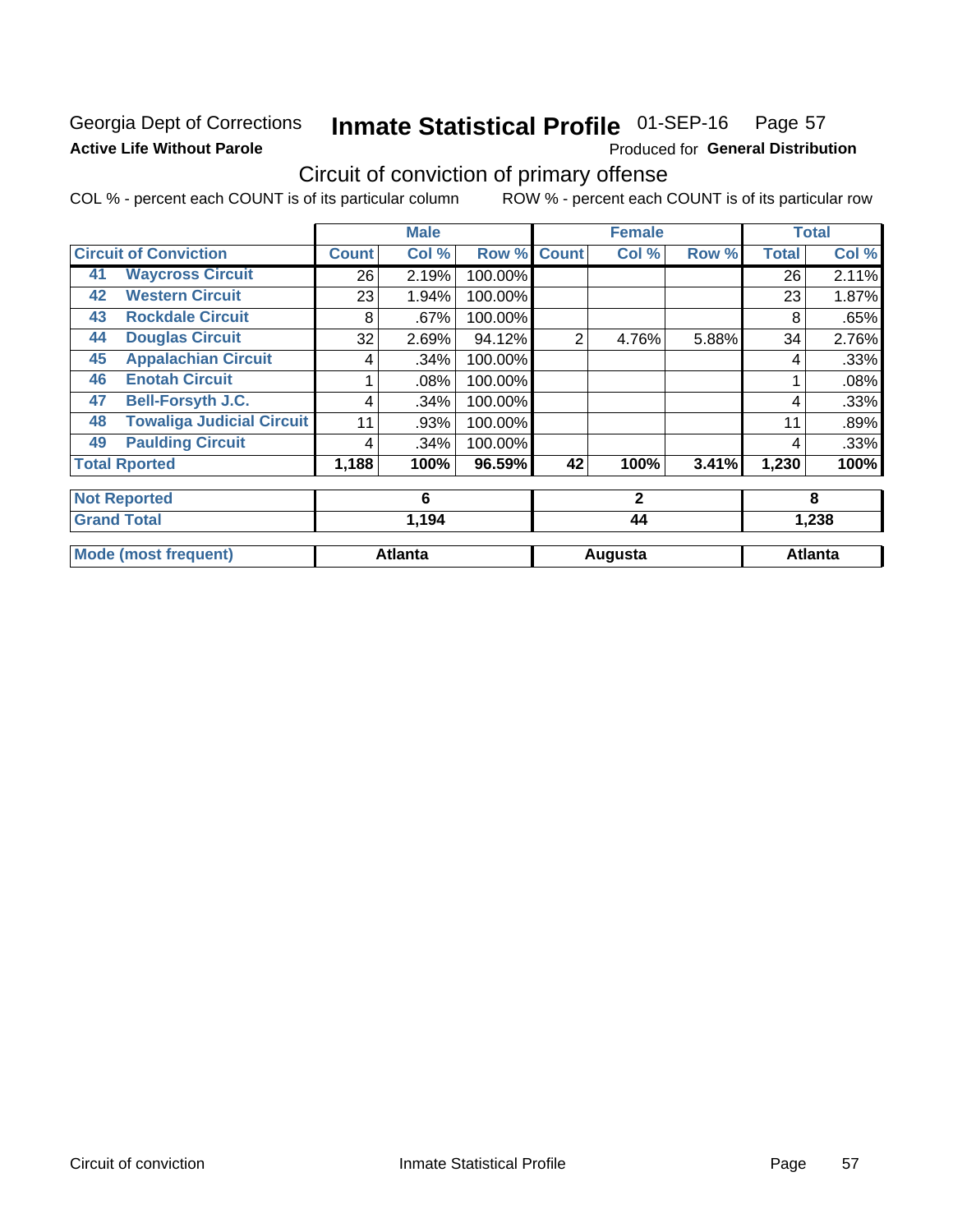Georgia Dept of Corrections **Inmate Statistical Profile** 01-SEP-16 Page 57

**Active Life Without Parole**

Produced for **General Distribution**

## Circuit of conviction of primary offense

COL % - percent each COUNT is of its particular column ROW % - percent each COUNT is of its particular row

| Circuit of Conviction | | Male | | | Female | | | Total | |
|---|---|---|---|---|---|---|---|---|---|
| | | Count | Col % | Row % | Count | Col % | Row % | Total | Col % |
| 41 | Waycross Circuit | 26 | 2.19% | 100.00% | | | | 26 | 2.11% |
| 42 | Western Circuit | 23 | 1.94% | 100.00% | | | | 23 | 1.87% |
| 43 | Rockdale Circuit | 8 | .67% | 100.00% | | | | 8 | .65% |
| 44 | Douglas Circuit | 32 | 2.69% | 94.12% | 2 | 4.76% | 5.88% | 34 | 2.76% |
| 45 | Appalachian Circuit | 4 | .34% | 100.00% | | | | 4 | .33% |
| 46 | Enotah Circuit | 1 | .08% | 100.00% | | | | 1 | .08% |
| 47 | Bell-Forsyth J.C. | 4 | .34% | 100.00% | | | | 4 | .33% |
| 48 | Towaliga Judicial Circuit | 11 | .93% | 100.00% | | | | 11 | .89% |
| 49 | Paulding Circuit | 4 | .34% | 100.00% | | | | 4 | .33% |
| **Total Rported** | | **1,188** | **100%** | **96.59%** | **42** | **100%** | **3.41%** | **1,230** | **100%** |
| **Not Reported** | | **6** | | | **2** | | | **8** | |
| **Grand Total** | | **1,194** | | | **44** | | | **1,238** | |
| **Mode (most frequent)** | | **Atlanta** | | | **Augusta** | | | **Atlanta** | |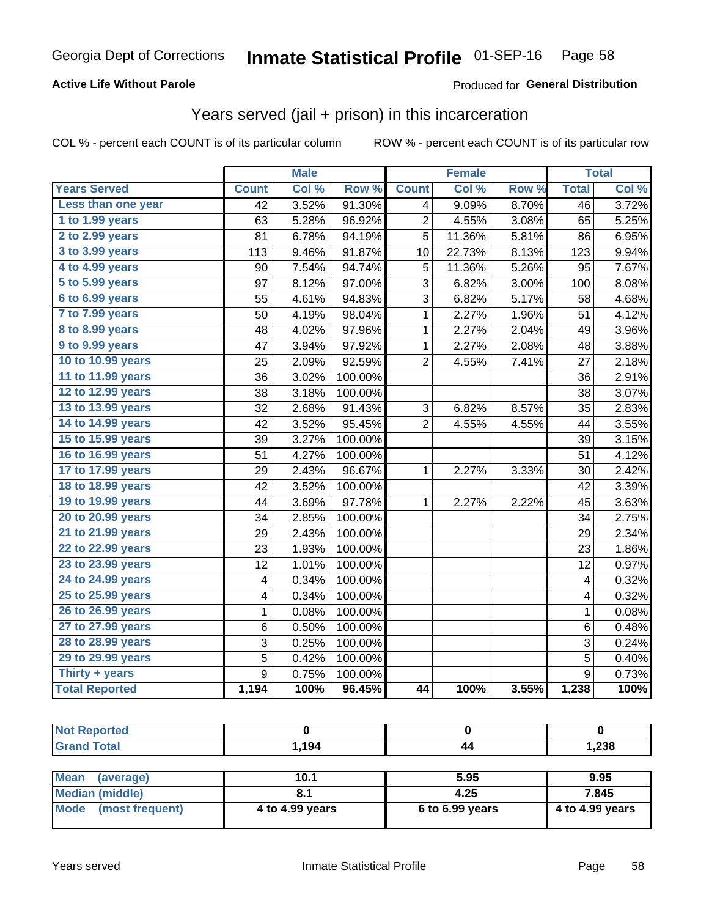Georgia Dept of Corrections **Inmate Statistical Profile** 01-SEP-16

**Active Life Without Parole**

Produced for **General Distribution**

## Years served (jail + prison) in this incarceration

COL % - percent each COUNT is of its particular column

ROW % - percent each COUNT is of its particular row

| | Male | | | Female | | | Total | |
|---|---|---|---|---|---|---|---|---|
| **Years Served** | **Count** | **Col %** | **Row %** | **Count** | **Col %** | **Row %** | **Total** | **Col %** |
| Less than one year | 42 | 3.52% | 91.30% | 4 | 9.09% | 8.70% | 46 | 3.72% |
| 1 to 1.99 years | 63 | 5.28% | 96.92% | 2 | 4.55% | 3.08% | 65 | 5.25% |
| 2 to 2.99 years | 81 | 6.78% | 94.19% | 5 | 11.36% | 5.81% | 86 | 6.95% |
| 3 to 3.99 years | 113 | 9.46% | 91.87% | 10 | 22.73% | 8.13% | 123 | 9.94% |
| 4 to 4.99 years | 90 | 7.54% | 94.74% | 5 | 11.36% | 5.26% | 95 | 7.67% |
| 5 to 5.99 years | 97 | 8.12% | 97.00% | 3 | 6.82% | 3.00% | 100 | 8.08% |
| 6 to 6.99 years | 55 | 4.61% | 94.83% | 3 | 6.82% | 5.17% | 58 | 4.68% |
| 7 to 7.99 years | 50 | 4.19% | 98.04% | 1 | 2.27% | 1.96% | 51 | 4.12% |
| 8 to 8.99 years | 48 | 4.02% | 97.96% | 1 | 2.27% | 2.04% | 49 | 3.96% |
| 9 to 9.99 years | 47 | 3.94% | 97.92% | 1 | 2.27% | 2.08% | 48 | 3.88% |
| 10 to 10.99 years | 25 | 2.09% | 92.59% | 2 | 4.55% | 7.41% | 27 | 2.18% |
| 11 to 11.99 years | 36 | 3.02% | 100.00% | | | | 36 | 2.91% |
| 12 to 12.99 years | 38 | 3.18% | 100.00% | | | | 38 | 3.07% |
| 13 to 13.99 years | 32 | 2.68% | 91.43% | 3 | 6.82% | 8.57% | 35 | 2.83% |
| 14 to 14.99 years | 42 | 3.52% | 95.45% | 2 | 4.55% | 4.55% | 44 | 3.55% |
| 15 to 15.99 years | 39 | 3.27% | 100.00% | | | | 39 | 3.15% |
| 16 to 16.99 years | 51 | 4.27% | 100.00% | | | | 51 | 4.12% |
| 17 to 17.99 years | 29 | 2.43% | 96.67% | 1 | 2.27% | 3.33% | 30 | 2.42% |
| 18 to 18.99 years | 42 | 3.52% | 100.00% | | | | 42 | 3.39% |
| 19 to 19.99 years | 44 | 3.69% | 97.78% | 1 | 2.27% | 2.22% | 45 | 3.63% |
| 20 to 20.99 years | 34 | 2.85% | 100.00% | | | | 34 | 2.75% |
| 21 to 21.99 years | 29 | 2.43% | 100.00% | | | | 29 | 2.34% |
| 22 to 22.99 years | 23 | 1.93% | 100.00% | | | | 23 | 1.86% |
| 23 to 23.99 years | 12 | 1.01% | 100.00% | | | | 12 | 0.97% |
| 24 to 24.99 years | 4 | 0.34% | 100.00% | | | | 4 | 0.32% |
| 25 to 25.99 years | 4 | 0.34% | 100.00% | | | | 4 | 0.32% |
| 26 to 26.99 years | 1 | 0.08% | 100.00% | | | | 1 | 0.08% |
| 27 to 27.99 years | 6 | 0.50% | 100.00% | | | | 6 | 0.48% |
| 28 to 28.99 years | 3 | 0.25% | 100.00% | | | | 3 | 0.24% |
| 29 to 29.99 years | 5 | 0.42% | 100.00% | | | | 5 | 0.40% |
| Thirty + years | 9 | 0.75% | 100.00% | | | | 9 | 0.73% |
| **Total Reported** | **1,194** | **100%** | **96.45%** | **44** | **100%** | **3.55%** | **1,238** | **100%** |

| | Male | Female | Total |
|---|---|---|---|
| Not Reported | 0 | 0 | 0 |
| Grand Total | 1,194 | 44 | 1,238 |

| | Male | Female | Total |
|---|---|---|---|
| Mean (average) | 10.1 | 5.95 | 9.95 |
| Median (middle) | 8.1 | 4.25 | 7.845 |
| Mode (most frequent) | 4 to 4.99 years | 6 to 6.99 years | 4 to 4.99 years |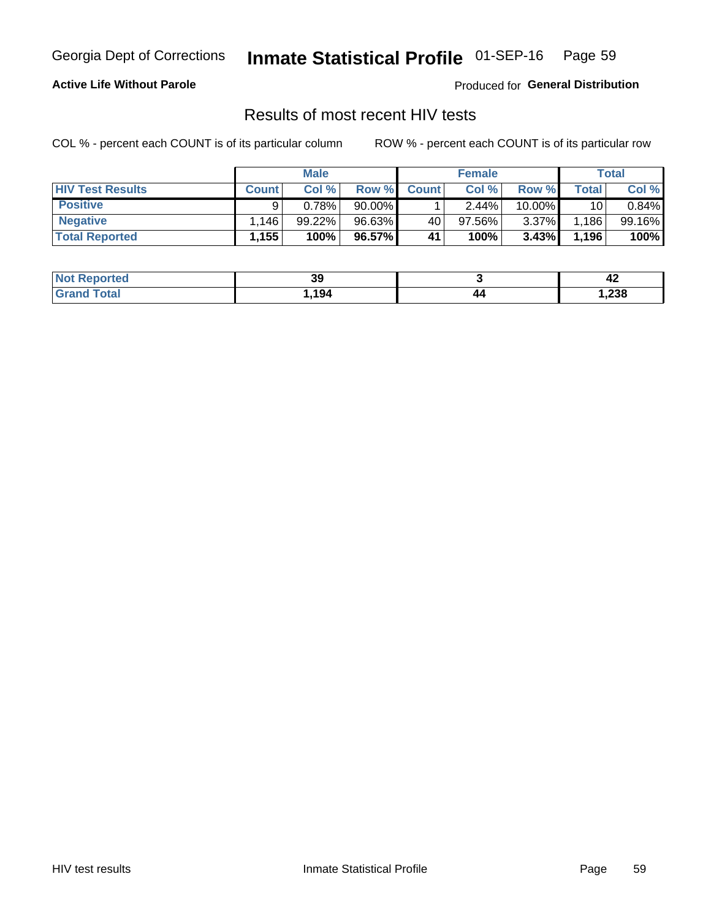Georgia Dept of Corrections **Inmate Statistical Profile** 01-SEP-16

**Active Life Without Parole**

Produced for **General Distribution**

## Results of most recent HIV tests

COL % - percent each COUNT is of its particular column

ROW % - percent each COUNT is of its particular row

| | Male | | | Female | | | Total | |
|---|---|---|---|---|---|---|---|---|
| **HIV Test Results** | **Count** | **Col %** | **Row %** | **Count** | **Col %** | **Row %** | **Total** | **Col %** |
| **Positive** | 9 | 0.78% | 90.00% | 1 | 2.44% | 10.00% | 10 | 0.84% |
| **Negative** | 1,146 | 99.22% | 96.63% | 40 | 97.56% | 3.37% | 1,186 | 99.16% |
| **Total Reported** | **1,155** | **100%** | **96.57%** | **41** | **100%** | **3.43%** | **1,196** | **100%** |

| | Male | Female | Total |
|---|---|---|---|
| **Not Reported** | **39** | **3** | **42** |
| **Grand Total** | **1,194** | **44** | **1,238** |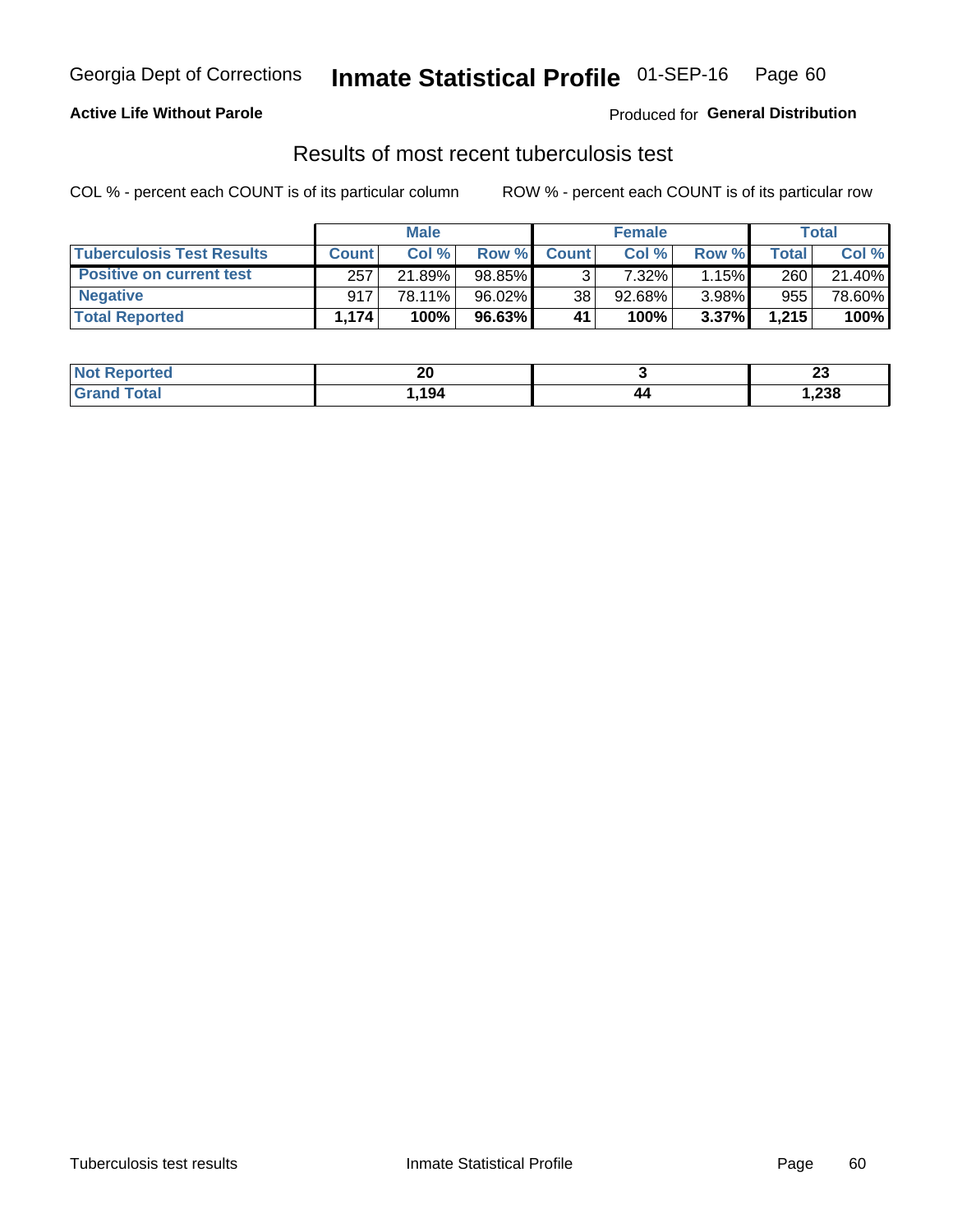Georgia Dept of Corrections **Inmate Statistical Profile** 01-SEP-16

**Active Life Without Parole**

Produced for **General Distribution**

## Results of most recent tuberculosis test

COL % - percent each COUNT is of its particular column

ROW % - percent each COUNT is of its particular row

| | Male | | | Female | | | Total | |
|---|---|---|---|---|---|---|---|---|
| **Tuberculosis Test Results** | **Count** | **Col %** | **Row %** | **Count** | **Col %** | **Row %** | **Total** | **Col %** |
| **Positive on current test** | 257 | 21.89% | 98.85% | 3 | 7.32% | 1.15% | 260 | 21.40% |
| **Negative** | 917 | 78.11% | 96.02% | 38 | 92.68% | 3.98% | 955 | 78.60% |
| **Total Reported** | **1,174** | **100%** | **96.63%** | **41** | **100%** | **3.37%** | **1,215** | **100%** |

| | Male | Female | Total |
|---|---|---|---|
| **Not Reported** | **20** | **3** | **23** |
| **Grand Total** | **1,194** | **44** | **1,238** |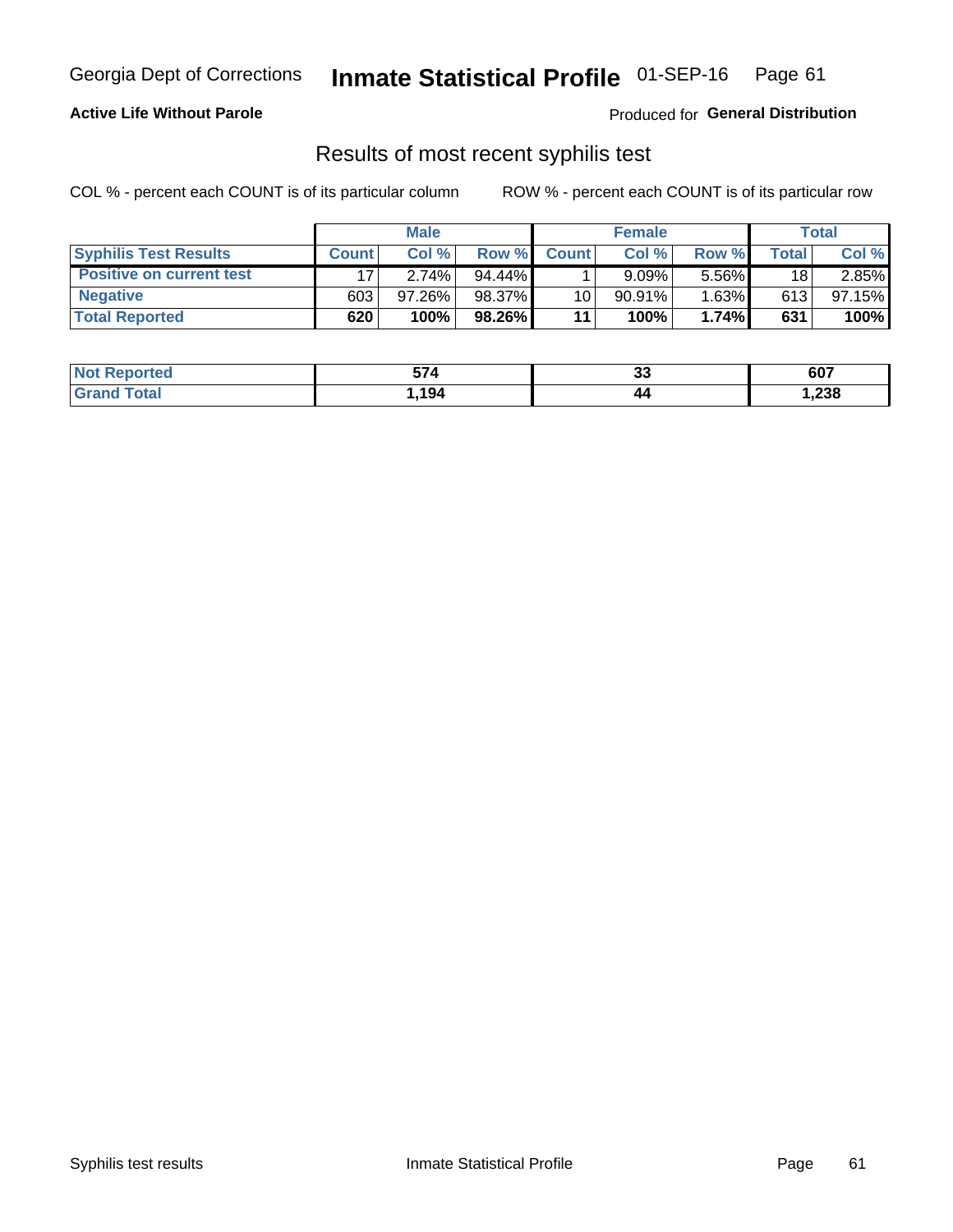Georgia Dept of Corrections **Inmate Statistical Profile** 01-SEP-16

**Active Life Without Parole**

Produced for **General Distribution**

## Results of most recent syphilis test

COL % - percent each COUNT is of its particular column    ROW % - percent each COUNT is of its particular row

| | Male | | | Female | | | Total | |
|---|---|---|---|---|---|---|---|---|
| **Syphilis Test Results** | **Count** | **Col %** | **Row %** | **Count** | **Col %** | **Row %** | **Total** | **Col %** |
| **Positive on current test** | 17 | 2.74% | 94.44% | 1 | 9.09% | 5.56% | 18 | 2.85% |
| **Negative** | 603 | 97.26% | 98.37% | 10 | 90.91% | 1.63% | 613 | 97.15% |
| **Total Reported** | **620** | **100%** | **98.26%** | **11** | **100%** | **1.74%** | **631** | **100%** |

| | Male | Female | Total |
|---|---|---|---|
| **Not Reported** | **574** | **33** | **607** |
| **Grand Total** | **1,194** | **44** | **1,238** |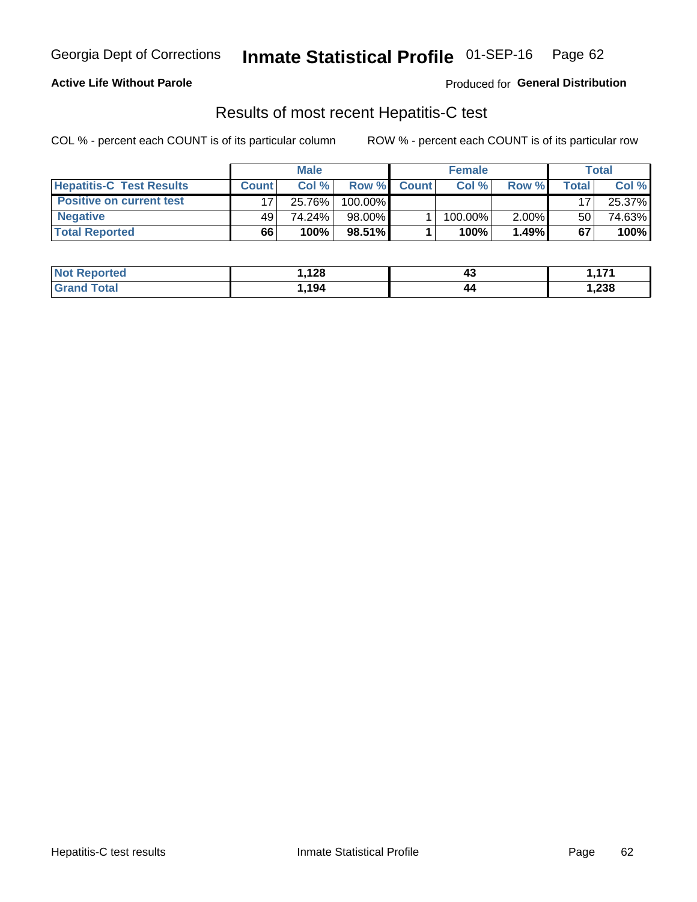Georgia Dept of Corrections **Inmate Statistical Profile** 01-SEP-16

**Active Life Without Parole**

Produced for **General Distribution**

## Results of most recent Hepatitis-C test

COL % - percent each COUNT is of its particular column

ROW % - percent each COUNT is of its particular row

| | Male | | | Female | | | Total | |
|---|---|---|---|---|---|---|---|---|
| **Hepatitis-C Test Results** | **Count** | **Col %** | **Row %** | **Count** | **Col %** | **Row %** | **Total** | **Col %** |
| **Positive on current test** | 17 | 25.76% | 100.00% | | | | 17 | 25.37% |
| **Negative** | 49 | 74.24% | 98.00% | 1 | 100.00% | 2.00% | 50 | 74.63% |
| **Total Reported** | **66** | **100%** | **98.51%** | **1** | **100%** | **1.49%** | **67** | **100%** |

| | Male | Female | Total |
|---|---|---|---|
| **Not Reported** | **1,128** | **43** | **1,171** |
| **Grand Total** | **1,194** | **44** | **1,238** |

Hepatitis-C test results